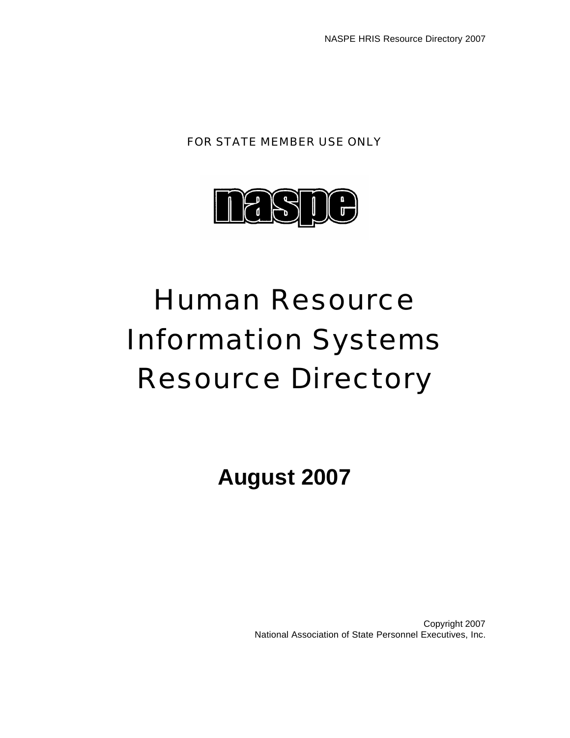FOR STATE MEMBER USE ONLY

naspe

# Human Resource Information Systems Resource Directory

**August 2007**

Copyright 2007
National Association of State Personnel Executives, Inc.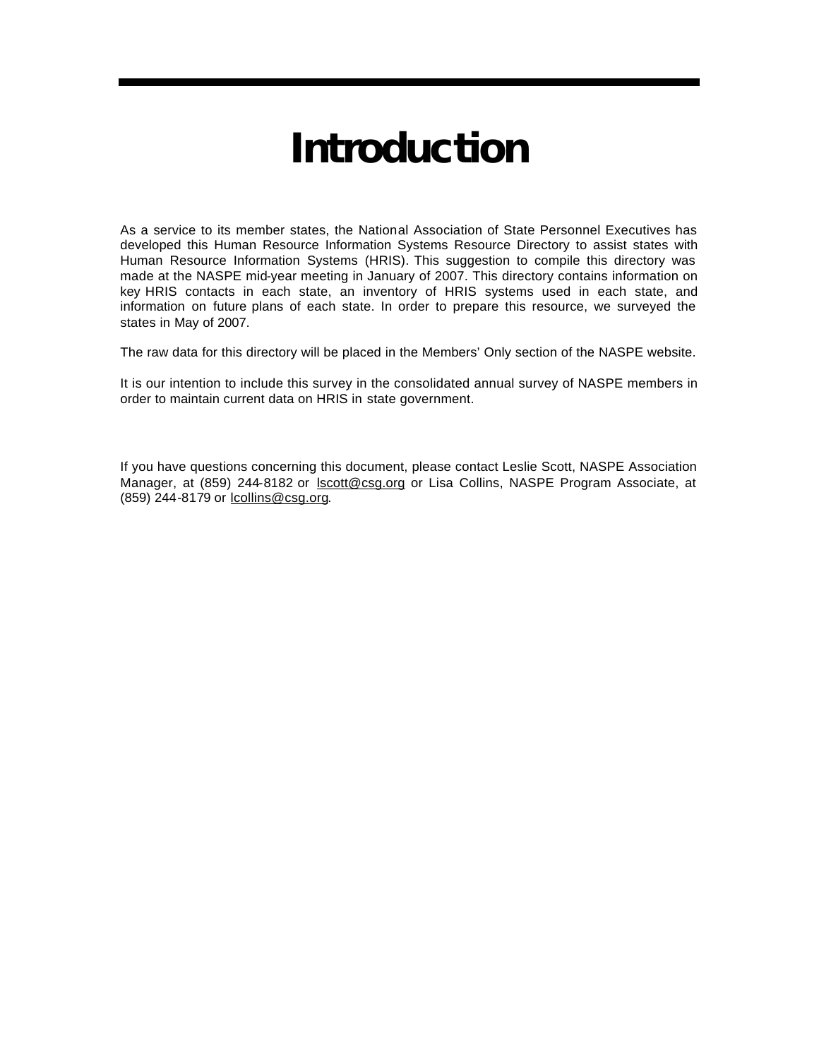# Introduction

As a service to its member states, the National Association of State Personnel Executives has developed this Human Resource Information Systems Resource Directory to assist states with Human Resource Information Systems (HRIS). This suggestion to compile this directory was made at the NASPE mid-year meeting in January of 2007. This directory contains information on key HRIS contacts in each state, an inventory of HRIS systems used in each state, and information on future plans of each state. In order to prepare this resource, we surveyed the states in May of 2007.

The raw data for this directory will be placed in the Members' Only section of the NASPE website.

It is our intention to include this survey in the consolidated annual survey of NASPE members in order to maintain current data on HRIS in state government.

If you have questions concerning this document, please contact Leslie Scott, NASPE Association Manager, at (859) 244-8182 or lscott@csg.org or Lisa Collins, NASPE Program Associate, at (859) 244-8179 or lcollins@csg.org.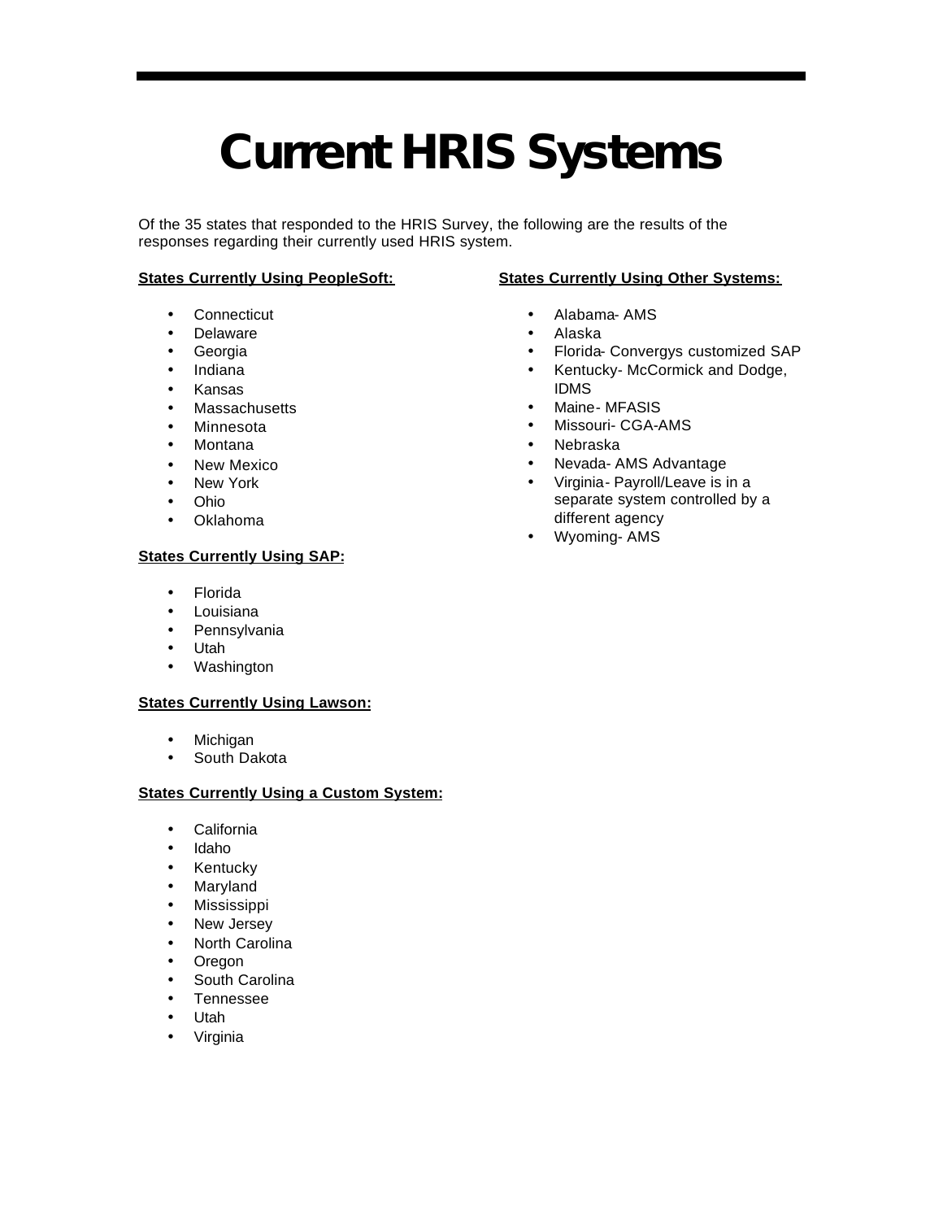# Current HRIS Systems

Of the 35 states that responded to the HRIS Survey, the following are the results of the responses regarding their currently used HRIS system.

**States Currently Using PeopleSoft:**

- Connecticut
- Delaware
- Georgia
- Indiana
- Kansas
- Massachusetts
- Minnesota
- Montana
- New Mexico
- New York
- Ohio
- Oklahoma

**States Currently Using SAP:**

- Florida
- Louisiana
- Pennsylvania
- Utah
- Washington

**States Currently Using Lawson:**

- Michigan
- South Dakota

**States Currently Using a Custom System:**

- California
- Idaho
- Kentucky
- Maryland
- Mississippi
- New Jersey
- North Carolina
- Oregon
- South Carolina
- Tennessee
- Utah
- Virginia

**States Currently Using Other Systems:**

- Alabama- AMS
- Alaska
- Florida- Convergys customized SAP
- Kentucky- McCormick and Dodge, IDMS
- Maine- MFASIS
- Missouri- CGA-AMS
- Nebraska
- Nevada- AMS Advantage
- Virginia- Payroll/Leave is in a separate system controlled by a different agency
- Wyoming- AMS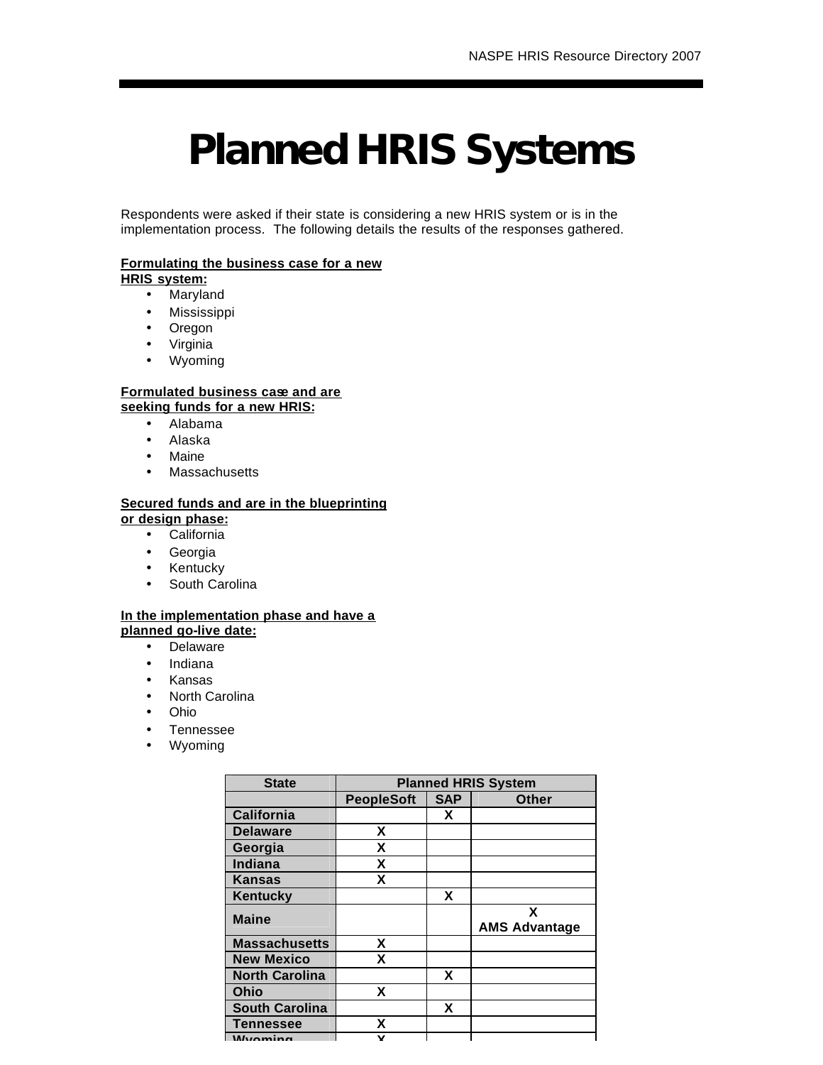# Planned HRIS Systems

Respondents were asked if their state is considering a new HRIS system or is in the implementation process. The following details the results of the responses gathered.

**Formulating the business case for a new HRIS system:**

- Maryland
- Mississippi
- Oregon
- Virginia
- Wyoming

**Formulated business case and are seeking funds for a new HRIS:**

- Alabama
- Alaska
- Maine
- Massachusetts

**Secured funds and are in the blueprinting or design phase:**

- California
- Georgia
- Kentucky
- South Carolina

**In the implementation phase and have a planned go-live date:**

- Delaware
- Indiana
- Kansas
- North Carolina
- Ohio
- Tennessee
- Wyoming

| State | Planned HRIS System | | |
|---|---|---|---|
| | PeopleSoft | SAP | Other |
| California | | X | |
| Delaware | X | | |
| Georgia | X | | |
| Indiana | X | | |
| Kansas | X | | |
| Kentucky | | X | |
| Maine | | | X AMS Advantage |
| Massachusetts | X | | |
| New Mexico | X | | |
| North Carolina | | X | |
| Ohio | X | | |
| South Carolina | | X | |
| Tennessee | X | | |
| Wyoming | X | | |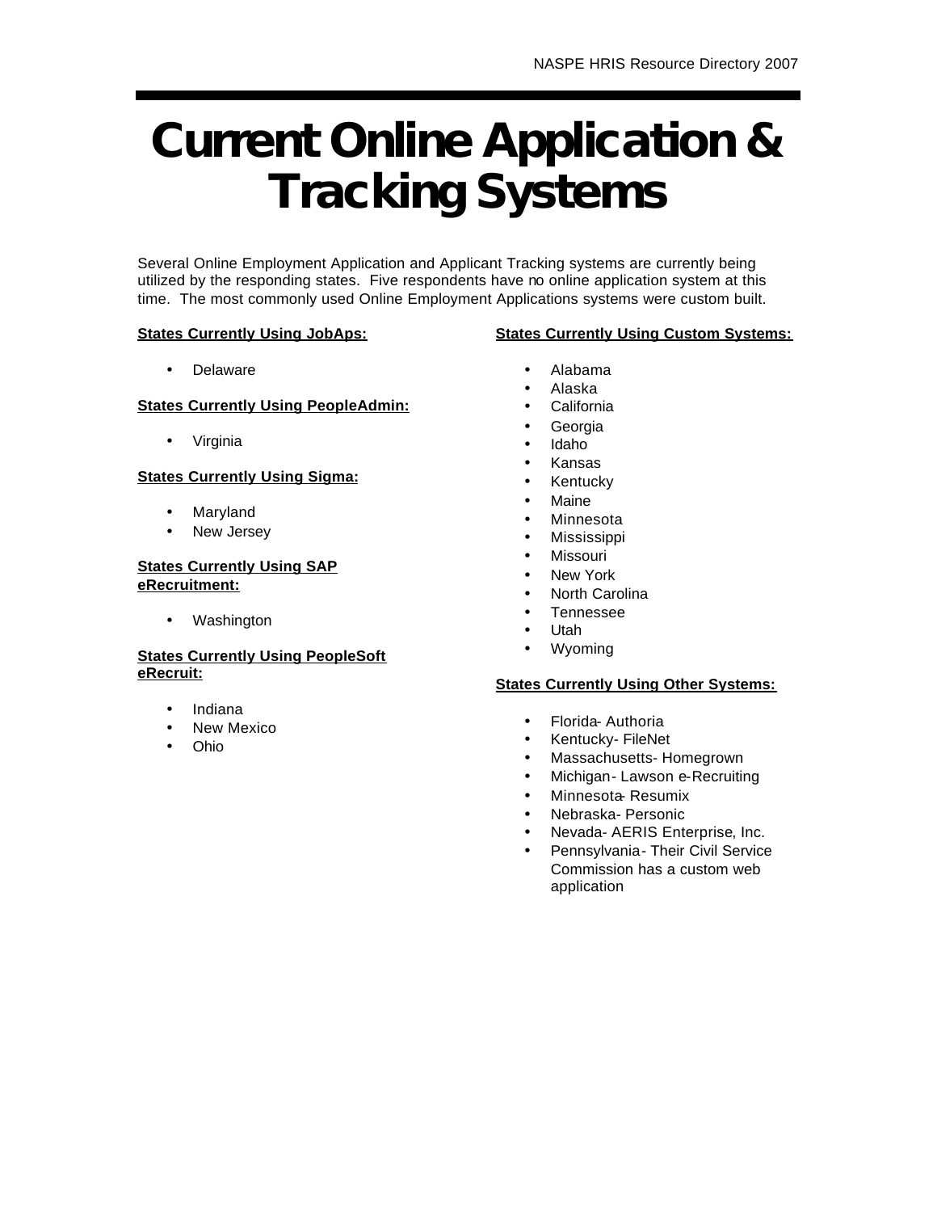# Current Online Application & Tracking Systems

Several Online Employment Application and Applicant Tracking systems are currently being utilized by the responding states. Five respondents have no online application system at this time. The most commonly used Online Employment Applications systems were custom built.

**States Currently Using JobAps:**

- Delaware

**States Currently Using PeopleAdmin:**

- Virginia

**States Currently Using Sigma:**

- Maryland
- New Jersey

**States Currently Using SAP eRecruitment:**

- Washington

**States Currently Using PeopleSoft eRecruit:**

- Indiana
- New Mexico
- Ohio

**States Currently Using Custom Systems:**

- Alabama
- Alaska
- California
- Georgia
- Idaho
- Kansas
- Kentucky
- Maine
- Minnesota
- Mississippi
- Missouri
- New York
- North Carolina
- Tennessee
- Utah
- Wyoming

**States Currently Using Other Systems:**

- Florida- Authoria
- Kentucky- FileNet
- Massachusetts- Homegrown
- Michigan- Lawson e-Recruiting
- Minnesota- Resumix
- Nebraska- Personic
- Nevada- AERIS Enterprise, Inc.
- Pennsylvania- Their Civil Service Commission has a custom web application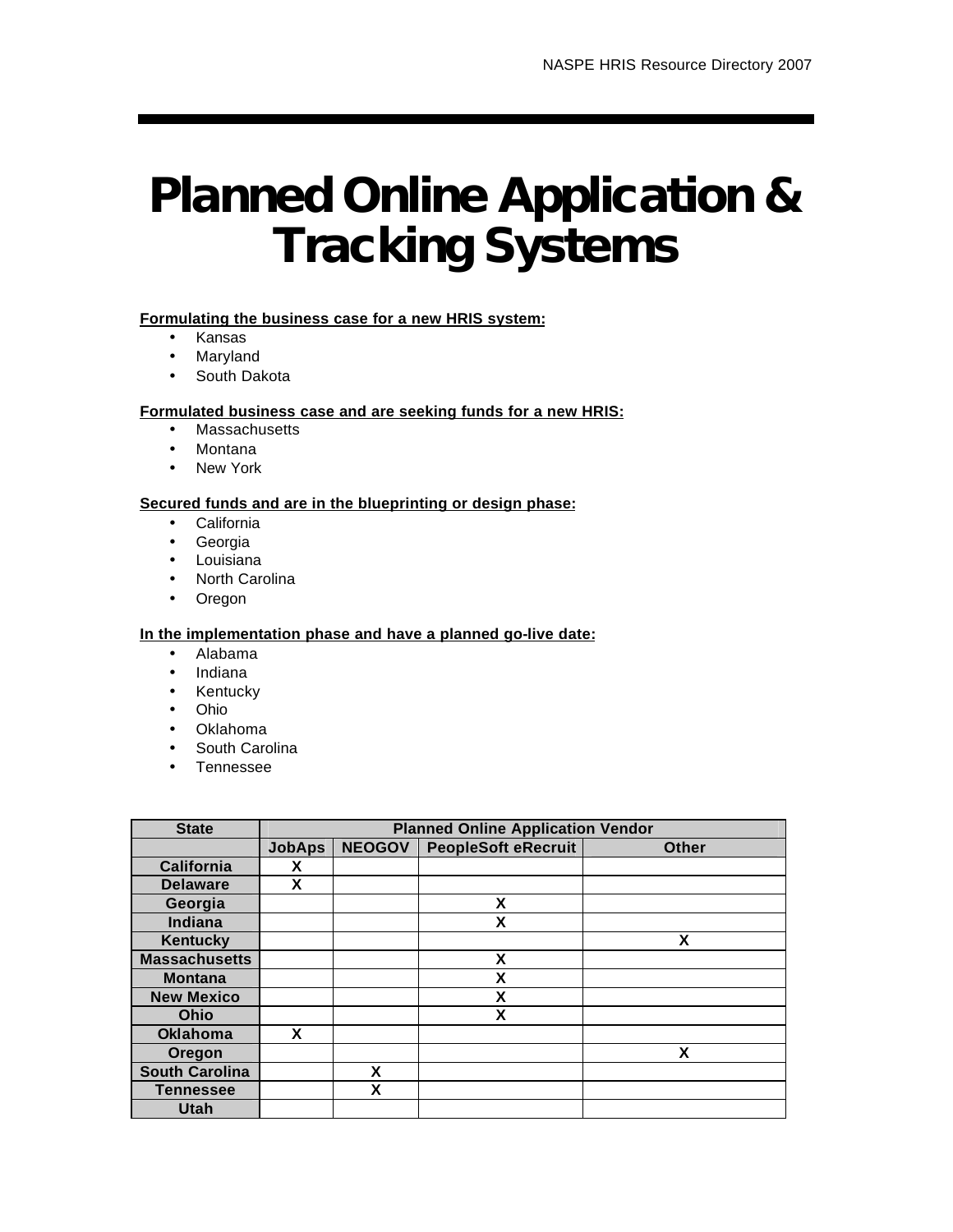# Planned Online Application & Tracking Systems

**Formulating the business case for a new HRIS system:**

- Kansas
- Maryland
- South Dakota

**Formulated business case and are seeking funds for a new HRIS:**

- Massachusetts
- Montana
- New York

**Secured funds and are in the blueprinting or design phase:**

- California
- Georgia
- Louisiana
- North Carolina
- Oregon

**In the implementation phase and have a planned go-live date:**

- Alabama
- Indiana
- Kentucky
- Ohio
- Oklahoma
- South Carolina
- Tennessee

| State | Planned Online Application Vendor | | | |
|---|---|---|---|---|
| | JobAps | NEOGOV | PeopleSoft eRecruit | Other |
| California | X | | | |
| Delaware | X | | | |
| Georgia | | | X | |
| Indiana | | | X | |
| Kentucky | | | | X |
| Massachusetts | | | X | |
| Montana | | | X | |
| New Mexico | | | X | |
| Ohio | | | X | |
| Oklahoma | X | | | |
| Oregon | | | | X |
| South Carolina | | X | | |
| Tennessee | | X | | |
| Utah | | | | |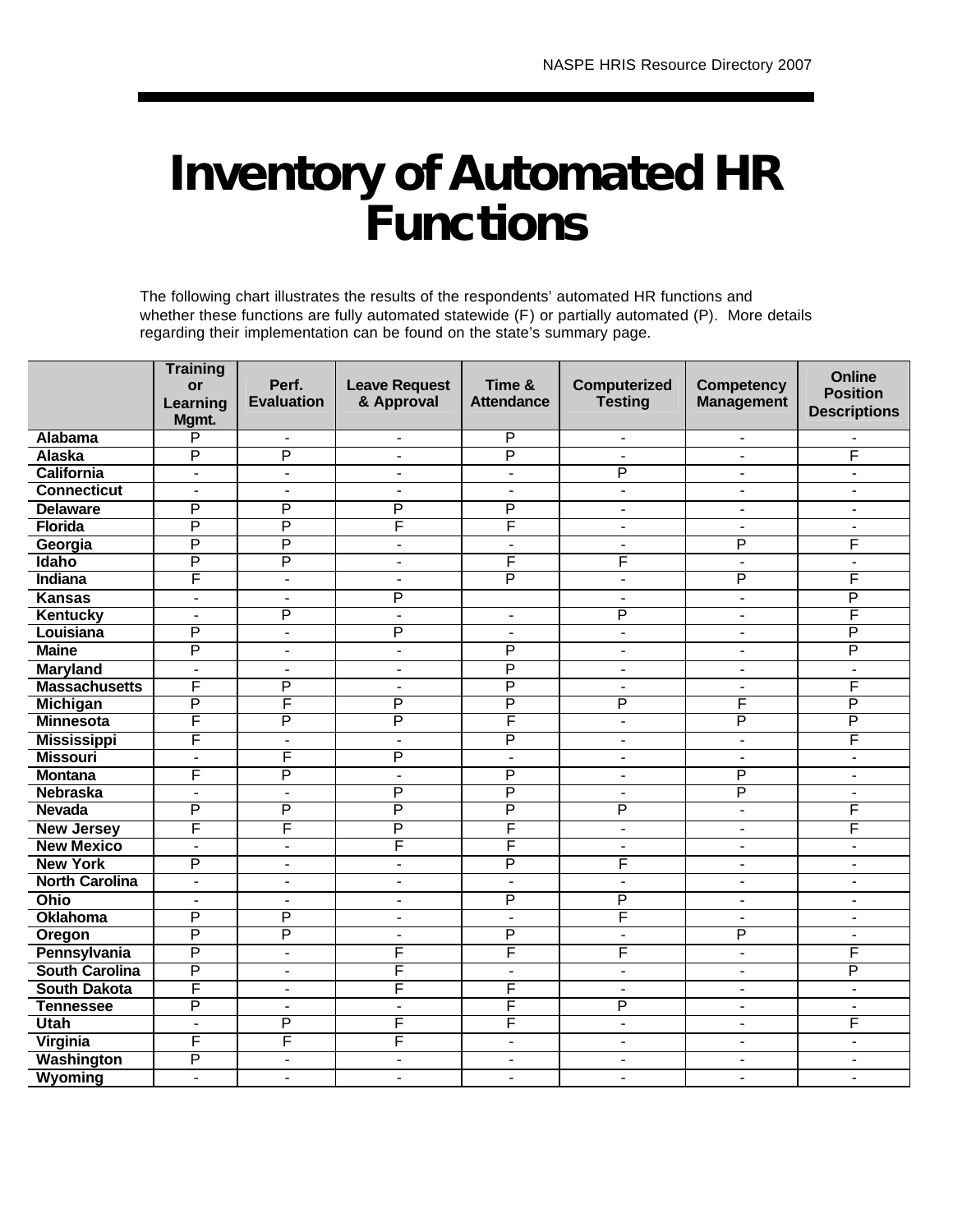# Inventory of Automated HR Functions

The following chart illustrates the results of the respondents' automated HR functions and whether these functions are fully automated statewide (F) or partially automated (P). More details regarding their implementation can be found on the state's summary page.

| | Training or Learning Mgmt. | Perf. Evaluation | Leave Request & Approval | Time & Attendance | Computerized Testing | Competency Management | Online Position Descriptions |
|---|---|---|---|---|---|---|---|
| **Alabama** | P | - | - | P | - | - | - |
| **Alaska** | P | P | - | P | - | - | F |
| **California** | - | - | - | - | P | - | - |
| **Connecticut** | - | - | - | - | - | - | - |
| **Delaware** | P | P | P | P | - | - | - |
| **Florida** | P | P | F | F | - | - | - |
| **Georgia** | P | P | - | - | - | P | F |
| **Idaho** | P | P | - | F | F | - | - |
| **Indiana** | F | - | - | P | - | P | F |
| **Kansas** | - | - | P | | - | - | P |
| **Kentucky** | - | P | - | - | P | - | F |
| **Louisiana** | P | - | P | - | - | - | P |
| **Maine** | P | - | - | P | - | - | P |
| **Maryland** | - | - | - | P | - | - | - |
| **Massachusetts** | F | P | - | P | - | - | F |
| **Michigan** | P | F | P | P | P | F | P |
| **Minnesota** | F | P | P | F | - | P | P |
| **Mississippi** | F | - | - | P | - | - | F |
| **Missouri** | - | F | P | - | - | - | - |
| **Montana** | F | P | - | P | - | P | - |
| **Nebraska** | - | - | P | P | - | P | - |
| **Nevada** | P | P | P | P | P | - | F |
| **New Jersey** | F | F | P | F | - | - | F |
| **New Mexico** | - | - | F | F | - | - | - |
| **New York** | P | - | - | P | F | - | - |
| **North Carolina** | - | - | - | - | - | - | - |
| **Ohio** | - | - | - | P | P | - | - |
| **Oklahoma** | P | P | - | - | F | - | - |
| **Oregon** | P | P | - | P | - | P | - |
| **Pennsylvania** | P | - | F | F | F | - | F |
| **South Carolina** | P | - | F | - | - | - | P |
| **South Dakota** | F | - | F | F | - | - | - |
| **Tennessee** | P | - | - | F | P | - | - |
| **Utah** | - | P | F | F | - | - | F |
| **Virginia** | F | F | F | - | - | - | - |
| **Washington** | P | - | - | - | - | - | - |
| **Wyoming** | - | - | - | - | - | - | - |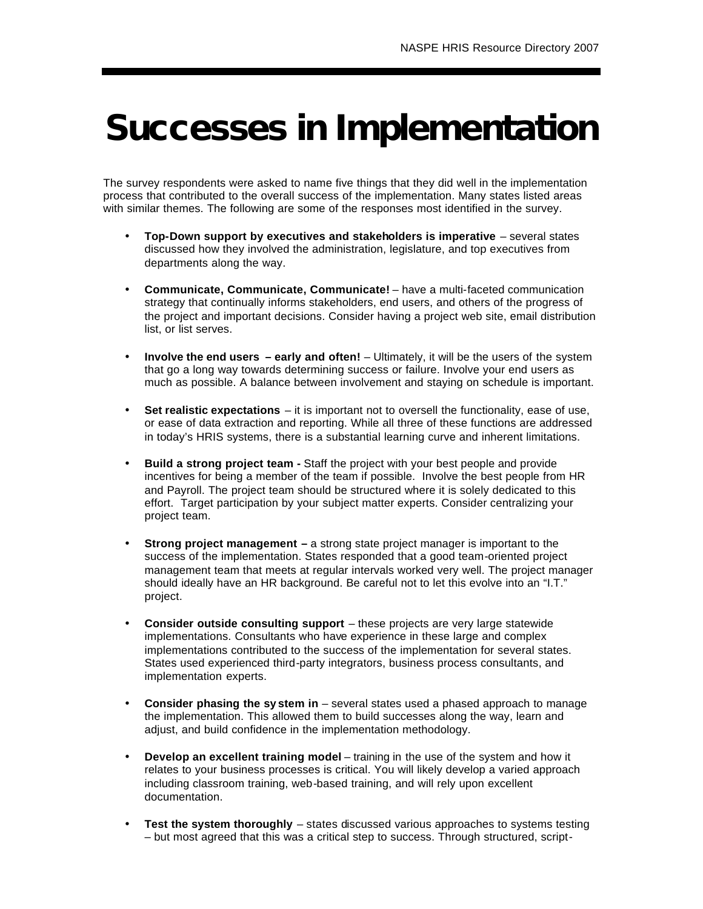# Successes in Implementation

The survey respondents were asked to name five things that they did well in the implementation process that contributed to the overall success of the implementation. Many states listed areas with similar themes. The following are some of the responses most identified in the survey.

- **Top-Down support by executives and stakeholders is imperative** – several states discussed how they involved the administration, legislature, and top executives from departments along the way.
- **Communicate, Communicate, Communicate!** – have a multi-faceted communication strategy that continually informs stakeholders, end users, and others of the progress of the project and important decisions. Consider having a project web site, email distribution list, or list serves.
- **Involve the end users – early and often!** – Ultimately, it will be the users of the system that go a long way towards determining success or failure. Involve your end users as much as possible. A balance between involvement and staying on schedule is important.
- **Set realistic expectations** – it is important not to oversell the functionality, ease of use, or ease of data extraction and reporting. While all three of these functions are addressed in today's HRIS systems, there is a substantial learning curve and inherent limitations.
- **Build a strong project team -** Staff the project with your best people and provide incentives for being a member of the team if possible. Involve the best people from HR and Payroll. The project team should be structured where it is solely dedicated to this effort. Target participation by your subject matter experts. Consider centralizing your project team.
- **Strong project management –** a strong state project manager is important to the success of the implementation. States responded that a good team-oriented project management team that meets at regular intervals worked very well. The project manager should ideally have an HR background. Be careful not to let this evolve into an "I.T." project.
- **Consider outside consulting support** – these projects are very large statewide implementations. Consultants who have experience in these large and complex implementations contributed to the success of the implementation for several states. States used experienced third-party integrators, business process consultants, and implementation experts.
- **Consider phasing the system in** – several states used a phased approach to manage the implementation. This allowed them to build successes along the way, learn and adjust, and build confidence in the implementation methodology.
- **Develop an excellent training model** – training in the use of the system and how it relates to your business processes is critical. You will likely develop a varied approach including classroom training, web-based training, and will rely upon excellent documentation.
- **Test the system thoroughly** – states discussed various approaches to systems testing – but most agreed that this was a critical step to success. Through structured, script-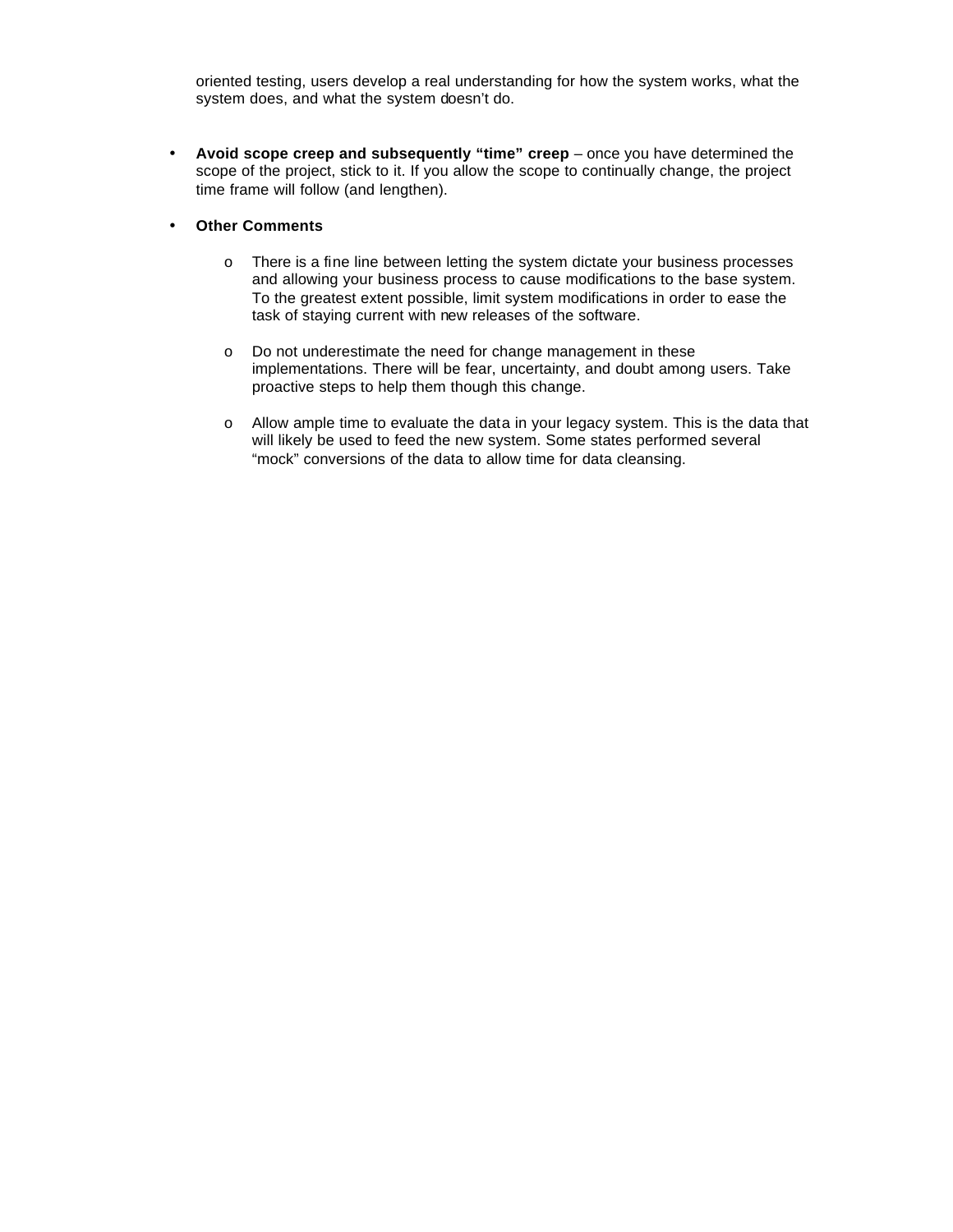oriented testing, users develop a real understanding for how the system works, what the system does, and what the system doesn't do.

- **Avoid scope creep and subsequently "time" creep** – once you have determined the scope of the project, stick to it. If you allow the scope to continually change, the project time frame will follow (and lengthen).

- **Other Comments**

  - There is a fine line between letting the system dictate your business processes and allowing your business process to cause modifications to the base system. To the greatest extent possible, limit system modifications in order to ease the task of staying current with new releases of the software.

  - Do not underestimate the need for change management in these implementations. There will be fear, uncertainty, and doubt among users. Take proactive steps to help them though this change.

  - Allow ample time to evaluate the data in your legacy system. This is the data that will likely be used to feed the new system. Some states performed several "mock" conversions of the data to allow time for data cleansing.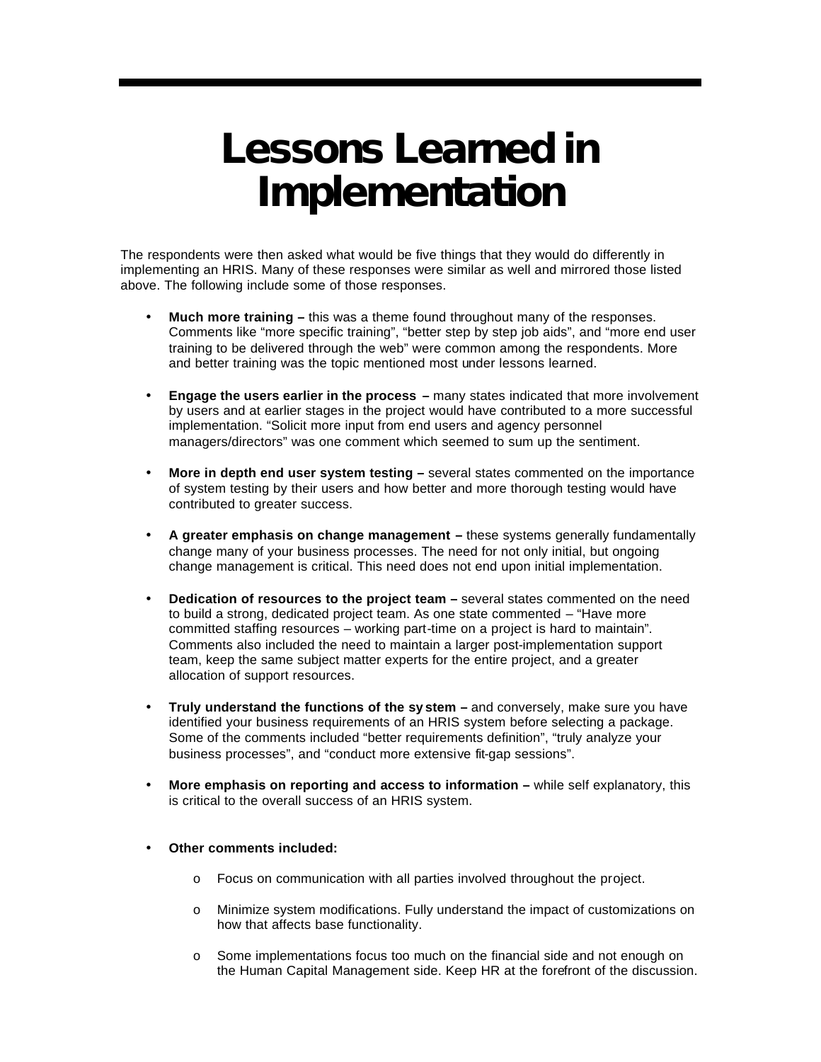# Lessons Learned in Implementation

The respondents were then asked what would be five things that they would do differently in implementing an HRIS. Many of these responses were similar as well and mirrored those listed above. The following include some of those responses.

- **Much more training –** this was a theme found throughout many of the responses. Comments like "more specific training", "better step by step job aids", and "more end user training to be delivered through the web" were common among the respondents. More and better training was the topic mentioned most under lessons learned.

- **Engage the users earlier in the process –** many states indicated that more involvement by users and at earlier stages in the project would have contributed to a more successful implementation. "Solicit more input from end users and agency personnel managers/directors" was one comment which seemed to sum up the sentiment.

- **More in depth end user system testing –** several states commented on the importance of system testing by their users and how better and more thorough testing would have contributed to greater success.

- **A greater emphasis on change management –** these systems generally fundamentally change many of your business processes. The need for not only initial, but ongoing change management is critical. This need does not end upon initial implementation.

- **Dedication of resources to the project team –** several states commented on the need to build a strong, dedicated project team. As one state commented – "Have more committed staffing resources – working part-time on a project is hard to maintain". Comments also included the need to maintain a larger post-implementation support team, keep the same subject matter experts for the entire project, and a greater allocation of support resources.

- **Truly understand the functions of the system –** and conversely, make sure you have identified your business requirements of an HRIS system before selecting a package. Some of the comments included "better requirements definition", "truly analyze your business processes", and "conduct more extensive fit-gap sessions".

- **More emphasis on reporting and access to information –** while self explanatory, this is critical to the overall success of an HRIS system.

- **Other comments included:**
  - Focus on communication with all parties involved throughout the project.
  - Minimize system modifications. Fully understand the impact of customizations on how that affects base functionality.
  - Some implementations focus too much on the financial side and not enough on the Human Capital Management side. Keep HR at the forefront of the discussion.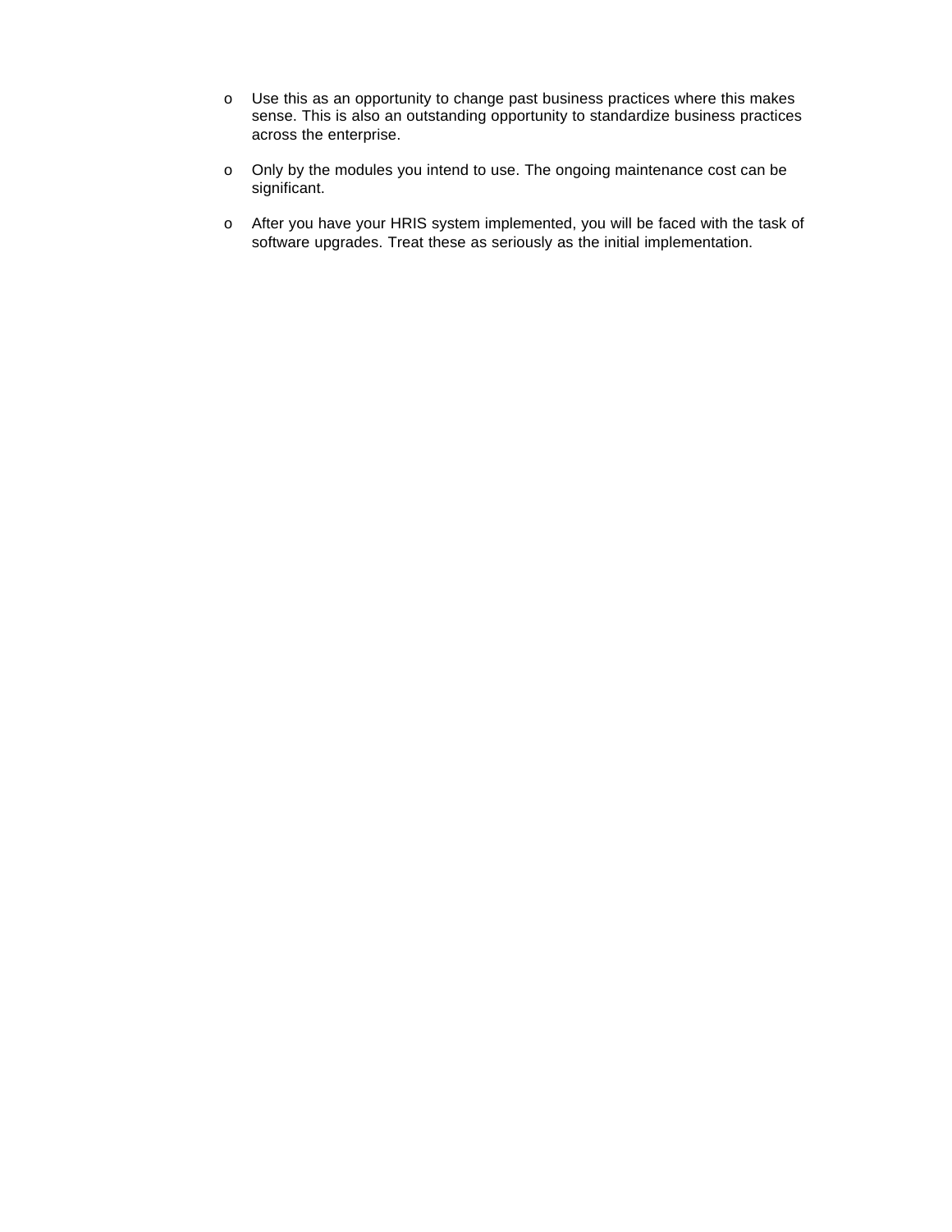- Use this as an opportunity to change past business practices where this makes sense. This is also an outstanding opportunity to standardize business practices across the enterprise.

- Only by the modules you intend to use. The ongoing maintenance cost can be significant.

- After you have your HRIS system implemented, you will be faced with the task of software upgrades. Treat these as seriously as the initial implementation.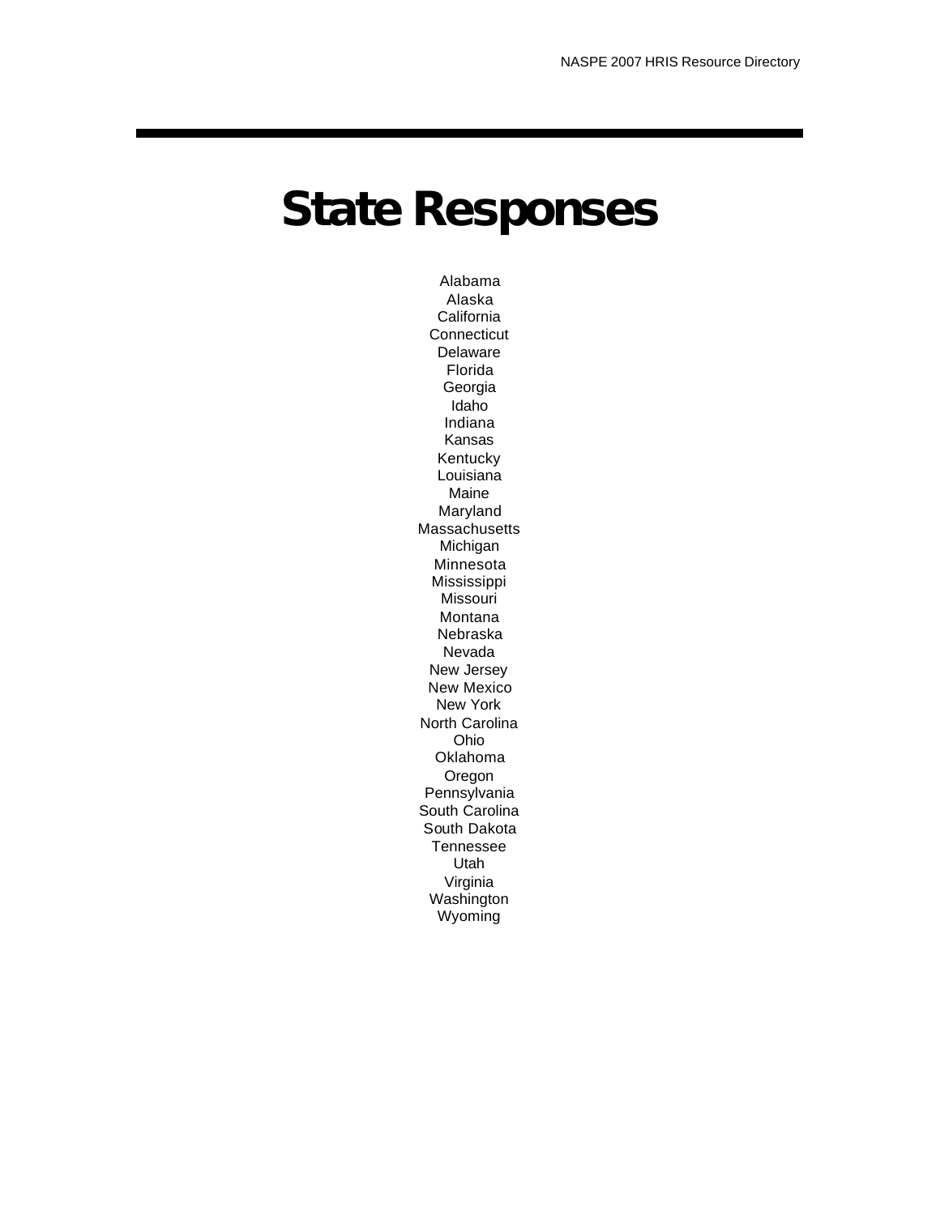# State Responses

Alabama
Alaska
California
Connecticut
Delaware
Florida
Georgia
Idaho
Indiana
Kansas
Kentucky
Louisiana
Maine
Maryland
Massachusetts
Michigan
Minnesota
Mississippi
Missouri
Montana
Nebraska
Nevada
New Jersey
New Mexico
New York
North Carolina
Ohio
Oklahoma
Oregon
Pennsylvania
South Carolina
South Dakota
Tennessee
Utah
Virginia
Washington
Wyoming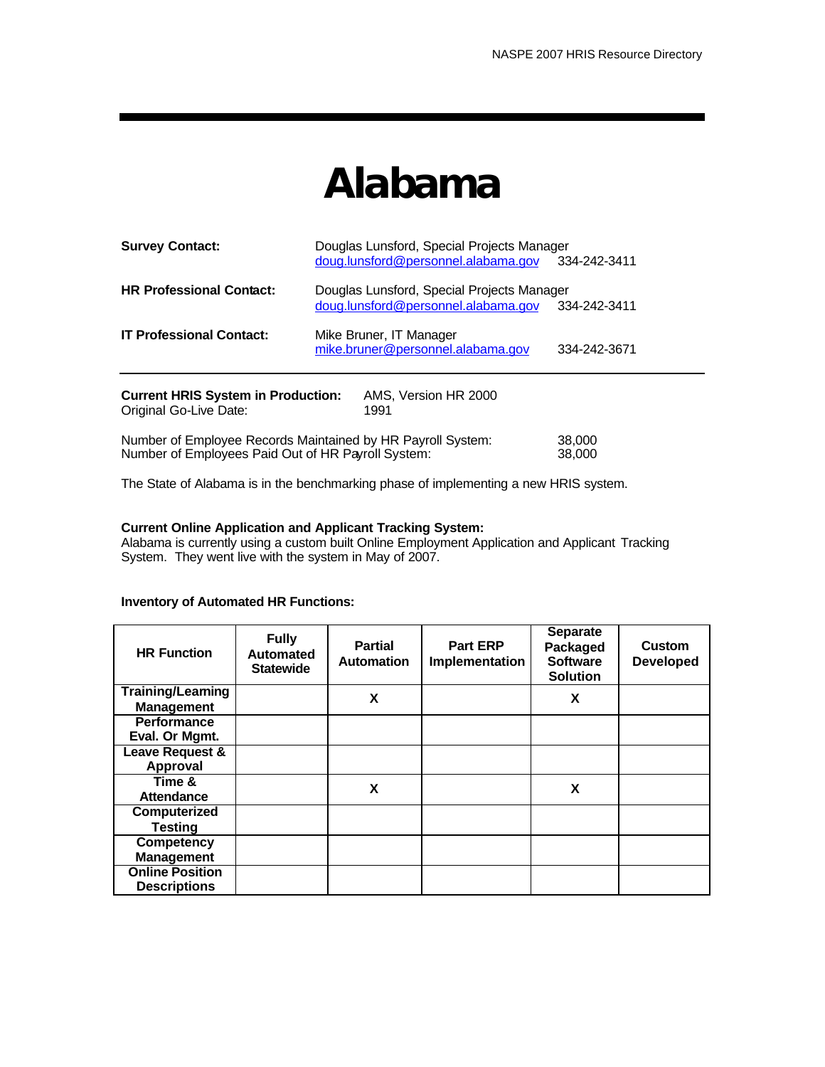# Alabama

| | |
|---|---|
| **Survey Contact:** | Douglas Lunsford, Special Projects Manager<br>doug.lunsford@personnel.alabama.gov 334-242-3411 |
| **HR Professional Contact:** | Douglas Lunsford, Special Projects Manager<br>doug.lunsford@personnel.alabama.gov 334-242-3411 |
| **IT Professional Contact:** | Mike Bruner, IT Manager<br>mike.bruner@personnel.alabama.gov 334-242-3671 |

---

**Current HRIS System in Production:** AMS, Version HR 2000
Original Go-Live Date: 1991

Number of Employee Records Maintained by HR Payroll System: 38,000
Number of Employees Paid Out of HR Payroll System: 38,000

The State of Alabama is in the benchmarking phase of implementing a new HRIS system.

**Current Online Application and Applicant Tracking System:**
Alabama is currently using a custom built Online Employment Application and Applicant Tracking System. They went live with the system in May of 2007.

**Inventory of Automated HR Functions:**

| HR Function | Fully Automated Statewide | Partial Automation | Part ERP Implementation | Separate Packaged Software Solution | Custom Developed |
|---|---|---|---|---|---|
| Training/Learning Management | | X | | X | |
| Performance Eval. Or Mgmt. | | | | | |
| Leave Request & Approval | | | | | |
| Time & Attendance | | X | | X | |
| Computerized Testing | | | | | |
| Competency Management | | | | | |
| Online Position Descriptions | | | | | |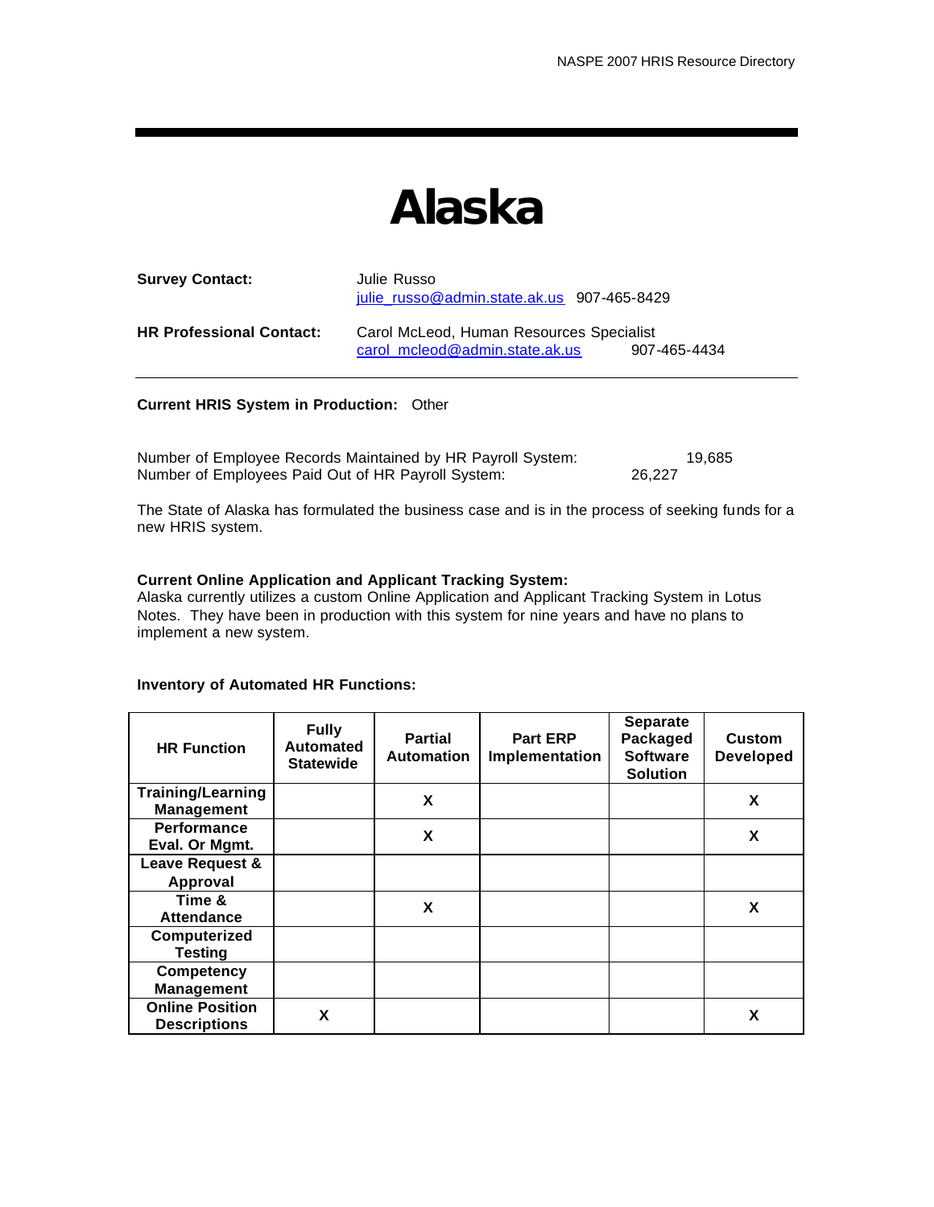# Alaska

**Survey Contact:** Julie Russo
julie_russo@admin.state.ak.us 907-465-8429

**HR Professional Contact:** Carol McLeod, Human Resources Specialist
carol_mcleod@admin.state.ak.us 907-465-4434

**Current HRIS System in Production:** Other

Number of Employee Records Maintained by HR Payroll System: 19,685
Number of Employees Paid Out of HR Payroll System: 26,227

The State of Alaska has formulated the business case and is in the process of seeking funds for a new HRIS system.

**Current Online Application and Applicant Tracking System:**
Alaska currently utilizes a custom Online Application and Applicant Tracking System in Lotus Notes. They have been in production with this system for nine years and have no plans to implement a new system.

**Inventory of Automated HR Functions:**

| HR Function | Fully Automated Statewide | Partial Automation | Part ERP Implementation | Separate Packaged Software Solution | Custom Developed |
|---|---|---|---|---|---|
| Training/Learning Management | | X | | | X |
| Performance Eval. Or Mgmt. | | X | | | X |
| Leave Request & Approval | | | | | |
| Time & Attendance | | X | | | X |
| Computerized Testing | | | | | |
| Competency Management | | | | | |
| Online Position Descriptions | X | | | | X |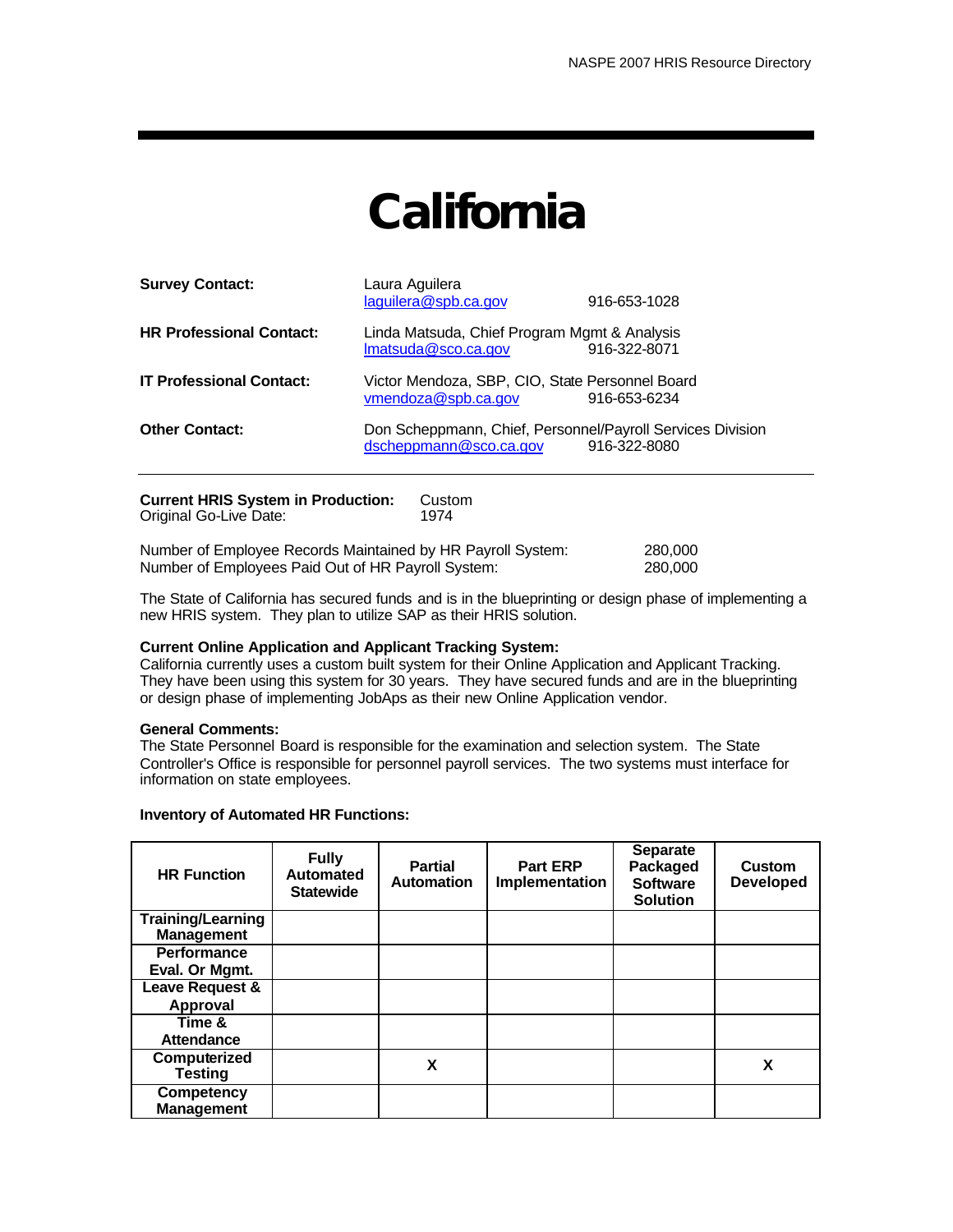# California

**Survey Contact:** Laura Aguilera
laguilera@spb.ca.gov 916-653-1028

**HR Professional Contact:** Linda Matsuda, Chief Program Mgmt & Analysis
lmatsuda@sco.ca.gov 916-322-8071

**IT Professional Contact:** Victor Mendoza, SBP, CIO, State Personnel Board
vmendoza@spb.ca.gov 916-653-6234

**Other Contact:** Don Scheppmann, Chief, Personnel/Payroll Services Division
dscheppmann@sco.ca.gov 916-322-8080

---

**Current HRIS System in Production:** Custom
Original Go-Live Date: 1974

Number of Employee Records Maintained by HR Payroll System: 280,000
Number of Employees Paid Out of HR Payroll System: 280,000

The State of California has secured funds and is in the blueprinting or design phase of implementing a new HRIS system. They plan to utilize SAP as their HRIS solution.

**Current Online Application and Applicant Tracking System:**
California currently uses a custom built system for their Online Application and Applicant Tracking. They have been using this system for 30 years. They have secured funds and are in the blueprinting or design phase of implementing JobAps as their new Online Application vendor.

**General Comments:**
The State Personnel Board is responsible for the examination and selection system. The State Controller's Office is responsible for personnel payroll services. The two systems must interface for information on state employees.

**Inventory of Automated HR Functions:**

| HR Function | Fully Automated Statewide | Partial Automation | Part ERP Implementation | Separate Packaged Software Solution | Custom Developed |
|---|---|---|---|---|---|
| Training/Learning Management | | | | | |
| Performance Eval. Or Mgmt. | | | | | |
| Leave Request & Approval | | | | | |
| Time & Attendance | | | | | |
| Computerized Testing | | X | | | X |
| Competency Management | | | | | |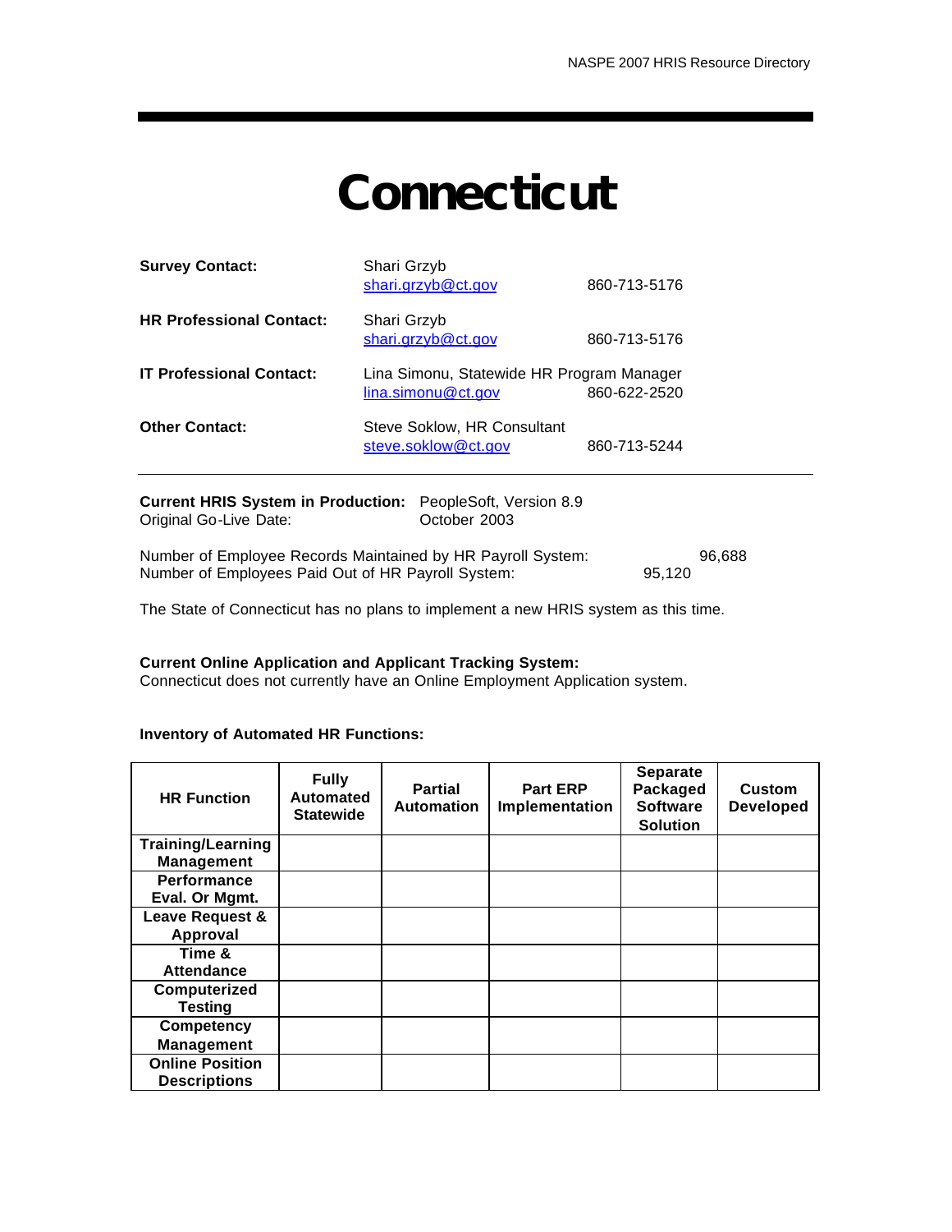# Connecticut

**Survey Contact:** Shari Grzyb
shari.grzyb@ct.gov 860-713-5176

**HR Professional Contact:** Shari Grzyb
shari.grzyb@ct.gov 860-713-5176

**IT Professional Contact:** Lina Simonu, Statewide HR Program Manager
lina.simonu@ct.gov 860-622-2520

**Other Contact:** Steve Soklow, HR Consultant
steve.soklow@ct.gov 860-713-5244

---

**Current HRIS System in Production:** PeopleSoft, Version 8.9
Original Go-Live Date: October 2003

Number of Employee Records Maintained by HR Payroll System: 96,688
Number of Employees Paid Out of HR Payroll System: 95,120

The State of Connecticut has no plans to implement a new HRIS system as this time.

**Current Online Application and Applicant Tracking System:**
Connecticut does not currently have an Online Employment Application system.

**Inventory of Automated HR Functions:**

| HR Function | Fully Automated Statewide | Partial Automation | Part ERP Implementation | Separate Packaged Software Solution | Custom Developed |
|---|---|---|---|---|---|
| Training/Learning Management | | | | | |
| Performance Eval. Or Mgmt. | | | | | |
| Leave Request & Approval | | | | | |
| Time & Attendance | | | | | |
| Computerized Testing | | | | | |
| Competency Management | | | | | |
| Online Position Descriptions | | | | | |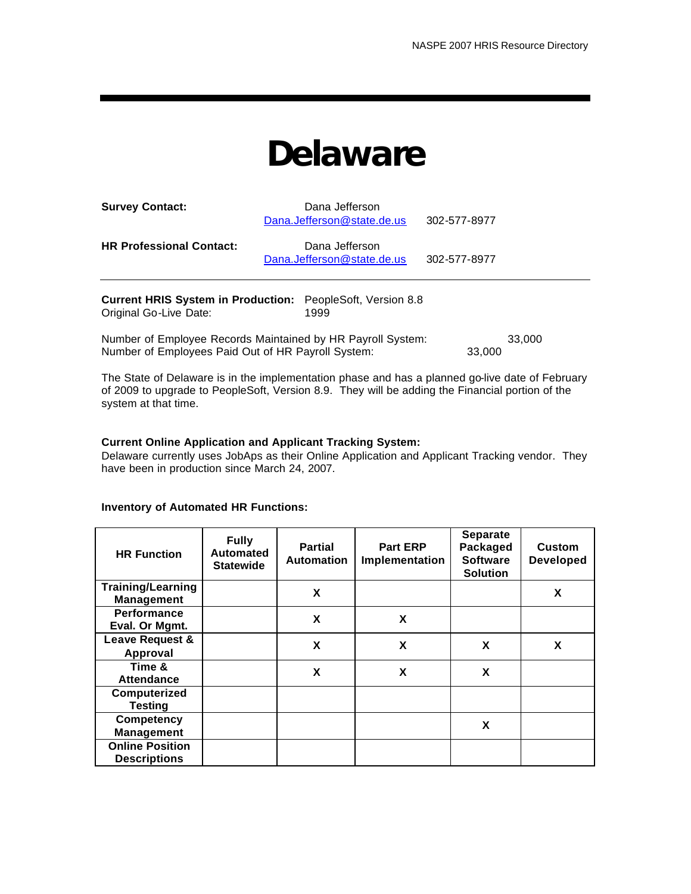# Delaware

**Survey Contact:** Dana Jefferson
Dana.Jefferson@state.de.us 302-577-8977

**HR Professional Contact:** Dana Jefferson
Dana.Jefferson@state.de.us 302-577-8977

---

**Current HRIS System in Production:** PeopleSoft, Version 8.8
Original Go-Live Date: 1999

Number of Employee Records Maintained by HR Payroll System: 33,000
Number of Employees Paid Out of HR Payroll System: 33,000

The State of Delaware is in the implementation phase and has a planned go-live date of February of 2009 to upgrade to PeopleSoft, Version 8.9. They will be adding the Financial portion of the system at that time.

**Current Online Application and Applicant Tracking System:**
Delaware currently uses JobAps as their Online Application and Applicant Tracking vendor. They have been in production since March 24, 2007.

**Inventory of Automated HR Functions:**

| HR Function | Fully Automated Statewide | Partial Automation | Part ERP Implementation | Separate Packaged Software Solution | Custom Developed |
|---|---|---|---|---|---|
| Training/Learning Management | | X | | | X |
| Performance Eval. Or Mgmt. | | X | X | | |
| Leave Request & Approval | | X | X | X | X |
| Time & Attendance | | X | X | X | |
| Computerized Testing | | | | | |
| Competency Management | | | | X | |
| Online Position Descriptions | | | | | |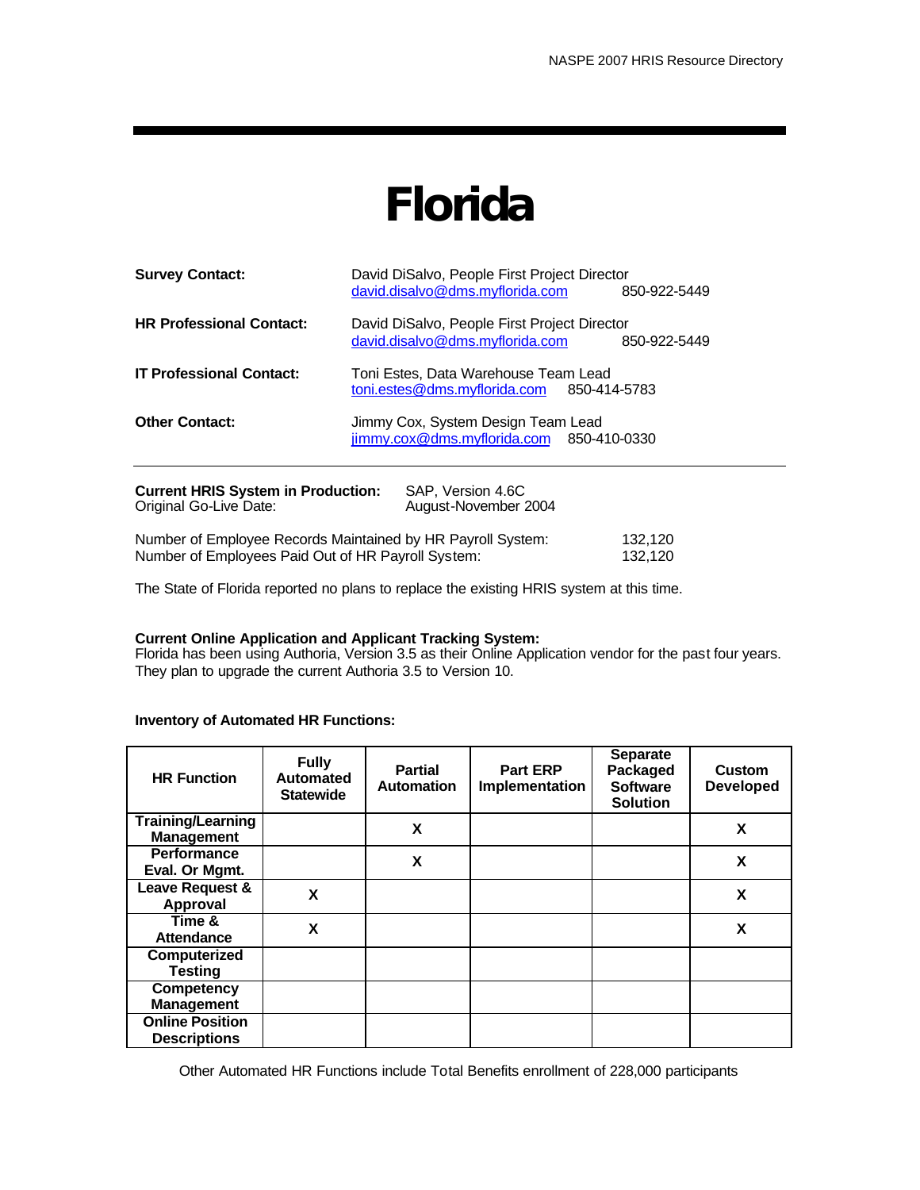# Florida

**Survey Contact:** David DiSalvo, People First Project Director
david.disalvo@dms.myflorida.com 850-922-5449

**HR Professional Contact:** David DiSalvo, People First Project Director
david.disalvo@dms.myflorida.com 850-922-5449

**IT Professional Contact:** Toni Estes, Data Warehouse Team Lead
toni.estes@dms.myflorida.com 850-414-5783

**Other Contact:** Jimmy Cox, System Design Team Lead
jimmy.cox@dms.myflorida.com 850-410-0330

---

**Current HRIS System in Production:** SAP, Version 4.6C
Original Go-Live Date: August-November 2004

Number of Employee Records Maintained by HR Payroll System: 132,120
Number of Employees Paid Out of HR Payroll System: 132,120

The State of Florida reported no plans to replace the existing HRIS system at this time.

**Current Online Application and Applicant Tracking System:**
Florida has been using Authoria, Version 3.5 as their Online Application vendor for the past four years. They plan to upgrade the current Authoria 3.5 to Version 10.

**Inventory of Automated HR Functions:**

| HR Function | Fully Automated Statewide | Partial Automation | Part ERP Implementation | Separate Packaged Software Solution | Custom Developed |
|---|---|---|---|---|---|
| Training/Learning Management | | X | | | X |
| Performance Eval. Or Mgmt. | | X | | | X |
| Leave Request & Approval | X | | | | X |
| Time & Attendance | X | | | | X |
| Computerized Testing | | | | | |
| Competency Management | | | | | |
| Online Position Descriptions | | | | | |

Other Automated HR Functions include Total Benefits enrollment of 228,000 participants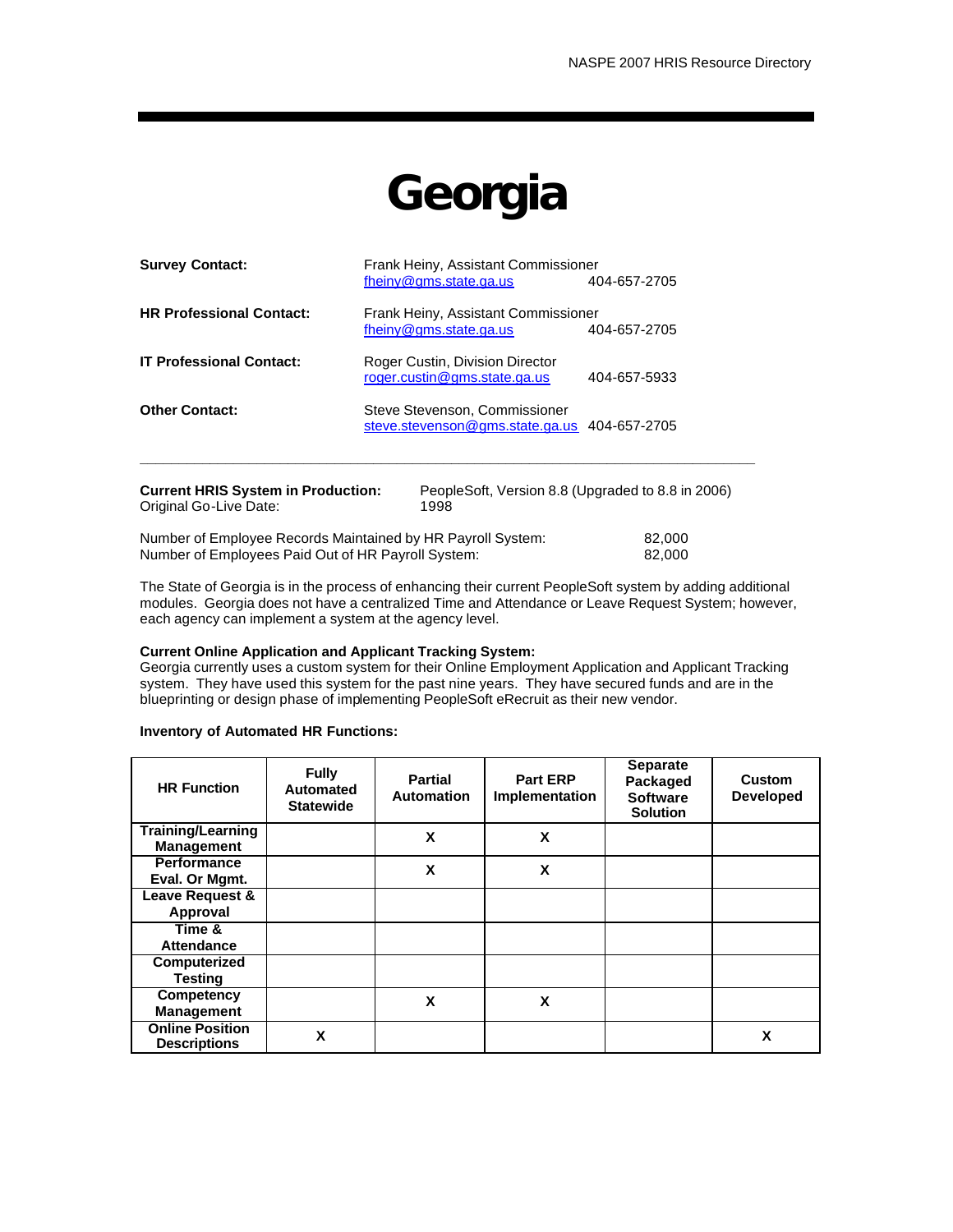# Georgia

**Survey Contact:** Frank Heiny, Assistant Commissioner
fheiny@gms.state.ga.us 404-657-2705

**HR Professional Contact:** Frank Heiny, Assistant Commissioner
fheiny@gms.state.ga.us 404-657-2705

**IT Professional Contact:** Roger Custin, Division Director
roger.custin@gms.state.ga.us 404-657-5933

**Other Contact:** Steve Stevenson, Commissioner
steve.stevenson@gms.state.ga.us 404-657-2705

---

**Current HRIS System in Production:** PeopleSoft, Version 8.8 (Upgraded to 8.8 in 2006)
Original Go-Live Date: 1998

Number of Employee Records Maintained by HR Payroll System: 82,000
Number of Employees Paid Out of HR Payroll System: 82,000

The State of Georgia is in the process of enhancing their current PeopleSoft system by adding additional modules. Georgia does not have a centralized Time and Attendance or Leave Request System; however, each agency can implement a system at the agency level.

**Current Online Application and Applicant Tracking System:**
Georgia currently uses a custom system for their Online Employment Application and Applicant Tracking system. They have used this system for the past nine years. They have secured funds and are in the blueprinting or design phase of implementing PeopleSoft eRecruit as their new vendor.

**Inventory of Automated HR Functions:**

| HR Function | Fully Automated Statewide | Partial Automation | Part ERP Implementation | Separate Packaged Software Solution | Custom Developed |
|---|---|---|---|---|---|
| Training/Learning Management | | X | X | | |
| Performance Eval. Or Mgmt. | | X | X | | |
| Leave Request & Approval | | | | | |
| Time & Attendance | | | | | |
| Computerized Testing | | | | | |
| Competency Management | | X | X | | |
| Online Position Descriptions | X | | | | X |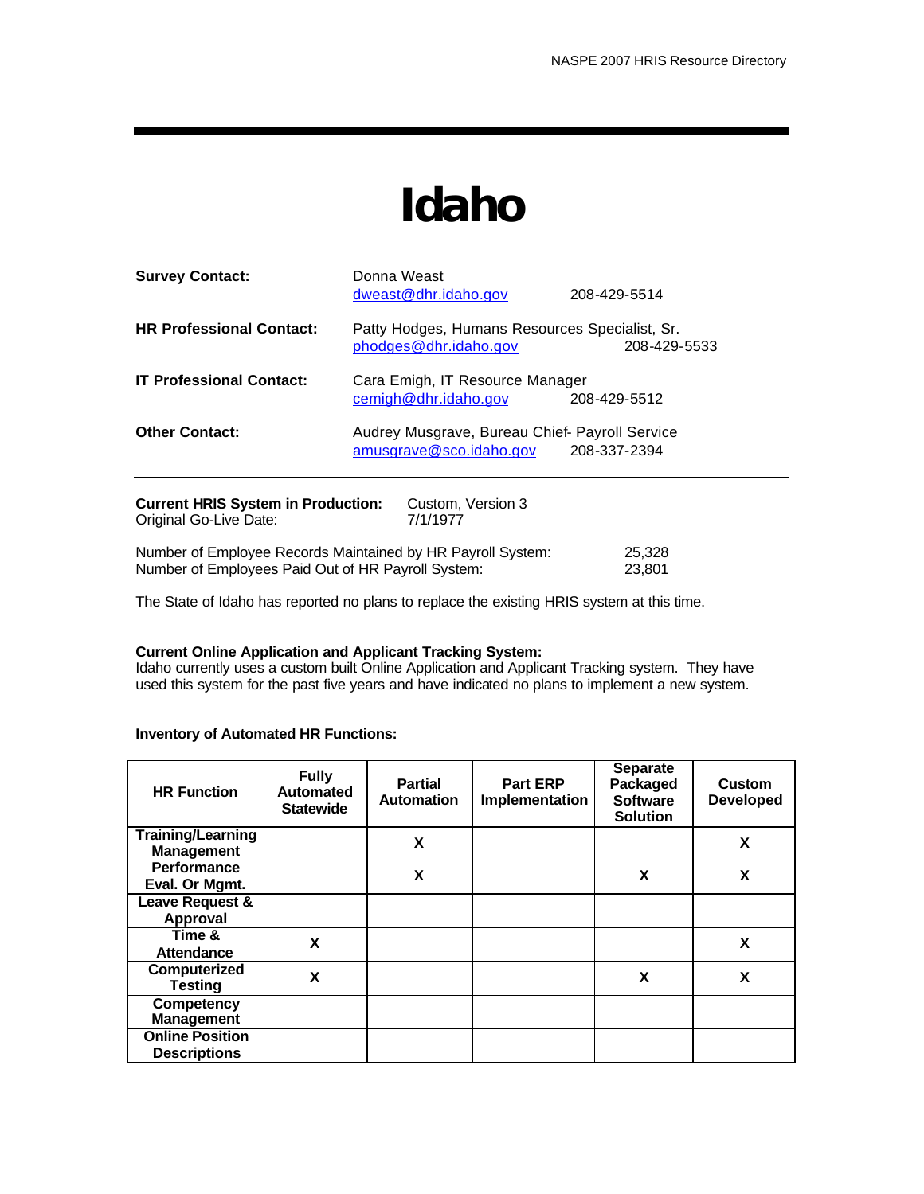# Idaho

**Survey Contact:** Donna Weast
dweast@dhr.idaho.gov 208-429-5514

**HR Professional Contact:** Patty Hodges, Humans Resources Specialist, Sr.
phodges@dhr.idaho.gov 208-429-5533

**IT Professional Contact:** Cara Emigh, IT Resource Manager
cemigh@dhr.idaho.gov 208-429-5512

**Other Contact:** Audrey Musgrave, Bureau Chief- Payroll Service
amusgrave@sco.idaho.gov 208-337-2394

---

**Current HRIS System in Production:** Custom, Version 3
Original Go-Live Date: 7/1/1977

Number of Employee Records Maintained by HR Payroll System: 25,328
Number of Employees Paid Out of HR Payroll System: 23,801

The State of Idaho has reported no plans to replace the existing HRIS system at this time.

**Current Online Application and Applicant Tracking System:**
Idaho currently uses a custom built Online Application and Applicant Tracking system. They have used this system for the past five years and have indicated no plans to implement a new system.

**Inventory of Automated HR Functions:**

| HR Function | Fully Automated Statewide | Partial Automation | Part ERP Implementation | Separate Packaged Software Solution | Custom Developed |
|---|---|---|---|---|---|
| Training/Learning Management | | X | | | X |
| Performance Eval. Or Mgmt. | | X | | X | X |
| Leave Request & Approval | | | | | |
| Time & Attendance | X | | | | X |
| Computerized Testing | X | | | X | X |
| Competency Management | | | | | |
| Online Position Descriptions | | | | | |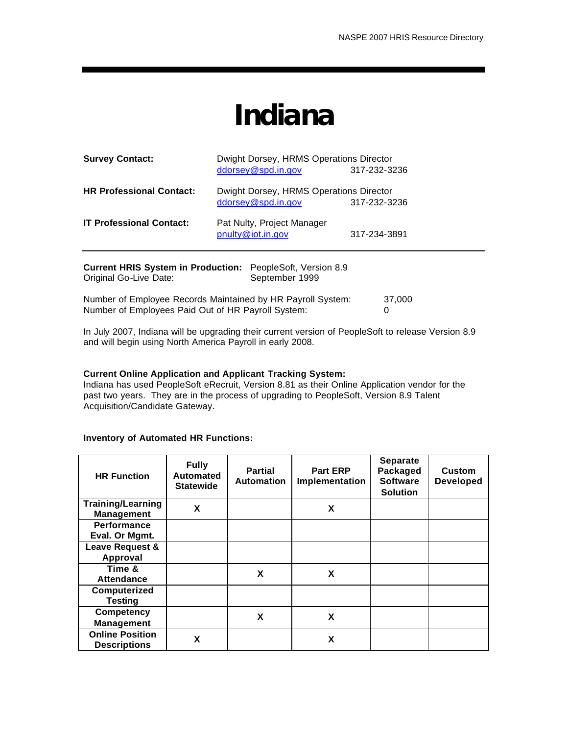# Indiana

| | | |
|---|---|---|
| **Survey Contact:** | Dwight Dorsey, HRMS Operations Director<br>ddorsey@spd.in.gov | 317-232-3236 |
| **HR Professional Contact:** | Dwight Dorsey, HRMS Operations Director<br>ddorsey@spd.in.gov | 317-232-3236 |
| **IT Professional Contact:** | Pat Nulty, Project Manager<br>pnulty@iot.in.gov | 317-234-3891 |

**Current HRIS System in Production:** PeopleSoft, Version 8.9
Original Go-Live Date: September 1999

Number of Employee Records Maintained by HR Payroll System: 37,000
Number of Employees Paid Out of HR Payroll System: 0

In July 2007, Indiana will be upgrading their current version of PeopleSoft to release Version 8.9 and will begin using North America Payroll in early 2008.

**Current Online Application and Applicant Tracking System:**
Indiana has used PeopleSoft eRecruit, Version 8.81 as their Online Application vendor for the past two years. They are in the process of upgrading to PeopleSoft, Version 8.9 Talent Acquisition/Candidate Gateway.

**Inventory of Automated HR Functions:**

| HR Function | Fully Automated Statewide | Partial Automation | Part ERP Implementation | Separate Packaged Software Solution | Custom Developed |
|---|---|---|---|---|---|
| Training/Learning Management | X | | X | | |
| Performance Eval. Or Mgmt. | | | | | |
| Leave Request & Approval | | | | | |
| Time & Attendance | | X | X | | |
| Computerized Testing | | | | | |
| Competency Management | | X | X | | |
| Online Position Descriptions | X | | X | | |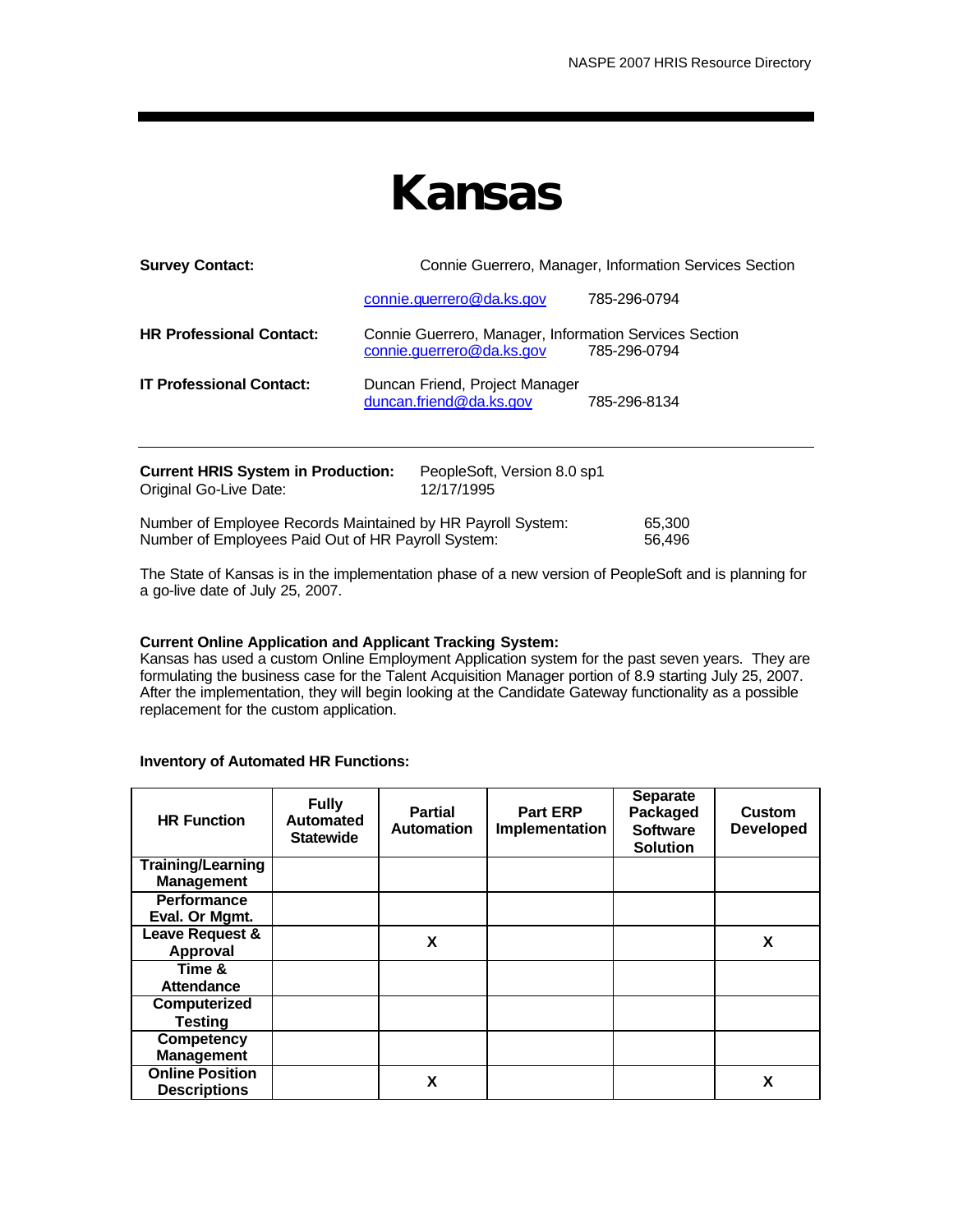# Kansas

**Survey Contact:** Connie Guerrero, Manager, Information Services Section
connie.guerrero@da.ks.gov 785-296-0794

**HR Professional Contact:** Connie Guerrero, Manager, Information Services Section
connie.guerrero@da.ks.gov 785-296-0794

**IT Professional Contact:** Duncan Friend, Project Manager
duncan.friend@da.ks.gov 785-296-8134

---

**Current HRIS System in Production:** PeopleSoft, Version 8.0 sp1
Original Go-Live Date: 12/17/1995

Number of Employee Records Maintained by HR Payroll System: 65,300
Number of Employees Paid Out of HR Payroll System: 56,496

The State of Kansas is in the implementation phase of a new version of PeopleSoft and is planning for a go-live date of July 25, 2007.

**Current Online Application and Applicant Tracking System:**
Kansas has used a custom Online Employment Application system for the past seven years. They are formulating the business case for the Talent Acquisition Manager portion of 8.9 starting July 25, 2007. After the implementation, they will begin looking at the Candidate Gateway functionality as a possible replacement for the custom application.

**Inventory of Automated HR Functions:**

| HR Function | Fully Automated Statewide | Partial Automation | Part ERP Implementation | Separate Packaged Software Solution | Custom Developed |
|---|---|---|---|---|---|
| Training/Learning Management | | | | | |
| Performance Eval. Or Mgmt. | | | | | |
| Leave Request & Approval | | X | | | X |
| Time & Attendance | | | | | |
| Computerized Testing | | | | | |
| Competency Management | | | | | |
| Online Position Descriptions | | X | | | X |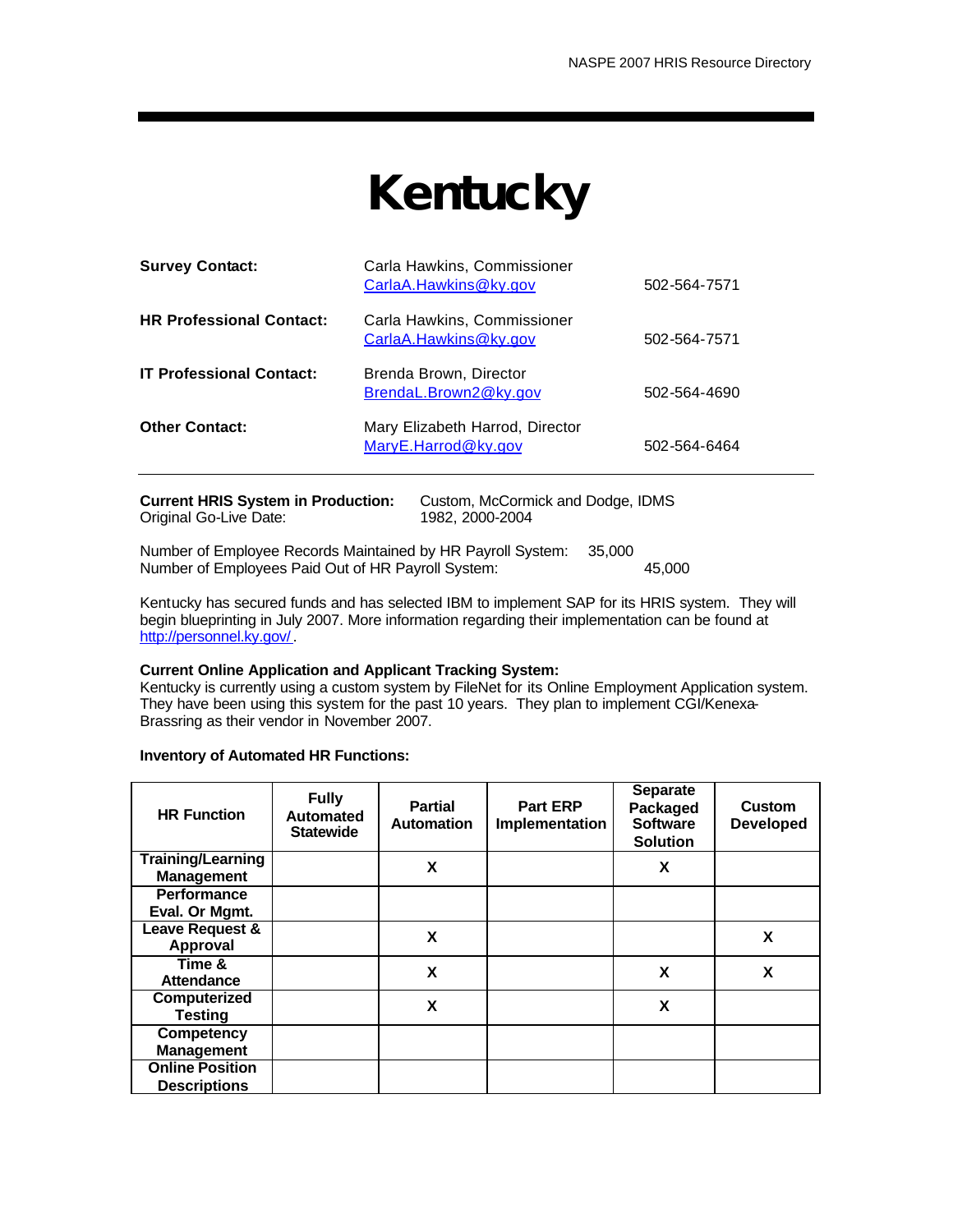# Kentucky

| | | |
|---|---|---|
| **Survey Contact:** | Carla Hawkins, Commissioner<br>CarlaA.Hawkins@ky.gov | 502-564-7571 |
| **HR Professional Contact:** | Carla Hawkins, Commissioner<br>CarlaA.Hawkins@ky.gov | 502-564-7571 |
| **IT Professional Contact:** | Brenda Brown, Director<br>BrendaL.Brown2@ky.gov | 502-564-4690 |
| **Other Contact:** | Mary Elizabeth Harrod, Director<br>MaryE.Harrod@ky.gov | 502-564-6464 |

---

**Current HRIS System in Production:** Custom, McCormick and Dodge, IDMS
Original Go-Live Date: 1982, 2000-2004

Number of Employee Records Maintained by HR Payroll System: 35,000
Number of Employees Paid Out of HR Payroll System: 45,000

Kentucky has secured funds and has selected IBM to implement SAP for its HRIS system. They will begin blueprinting in July 2007. More information regarding their implementation can be found at http://personnel.ky.gov/.

**Current Online Application and Applicant Tracking System:**
Kentucky is currently using a custom system by FileNet for its Online Employment Application system. They have been using this system for the past 10 years. They plan to implement CGI/Kenexa-Brassring as their vendor in November 2007.

**Inventory of Automated HR Functions:**

| HR Function | Fully Automated Statewide | Partial Automation | Part ERP Implementation | Separate Packaged Software Solution | Custom Developed |
|---|---|---|---|---|---|
| Training/Learning Management | | X | | X | |
| Performance Eval. Or Mgmt. | | | | | |
| Leave Request & Approval | | X | | | X |
| Time & Attendance | | X | | X | X |
| Computerized Testing | | X | | X | |
| Competency Management | | | | | |
| Online Position Descriptions | | | | | |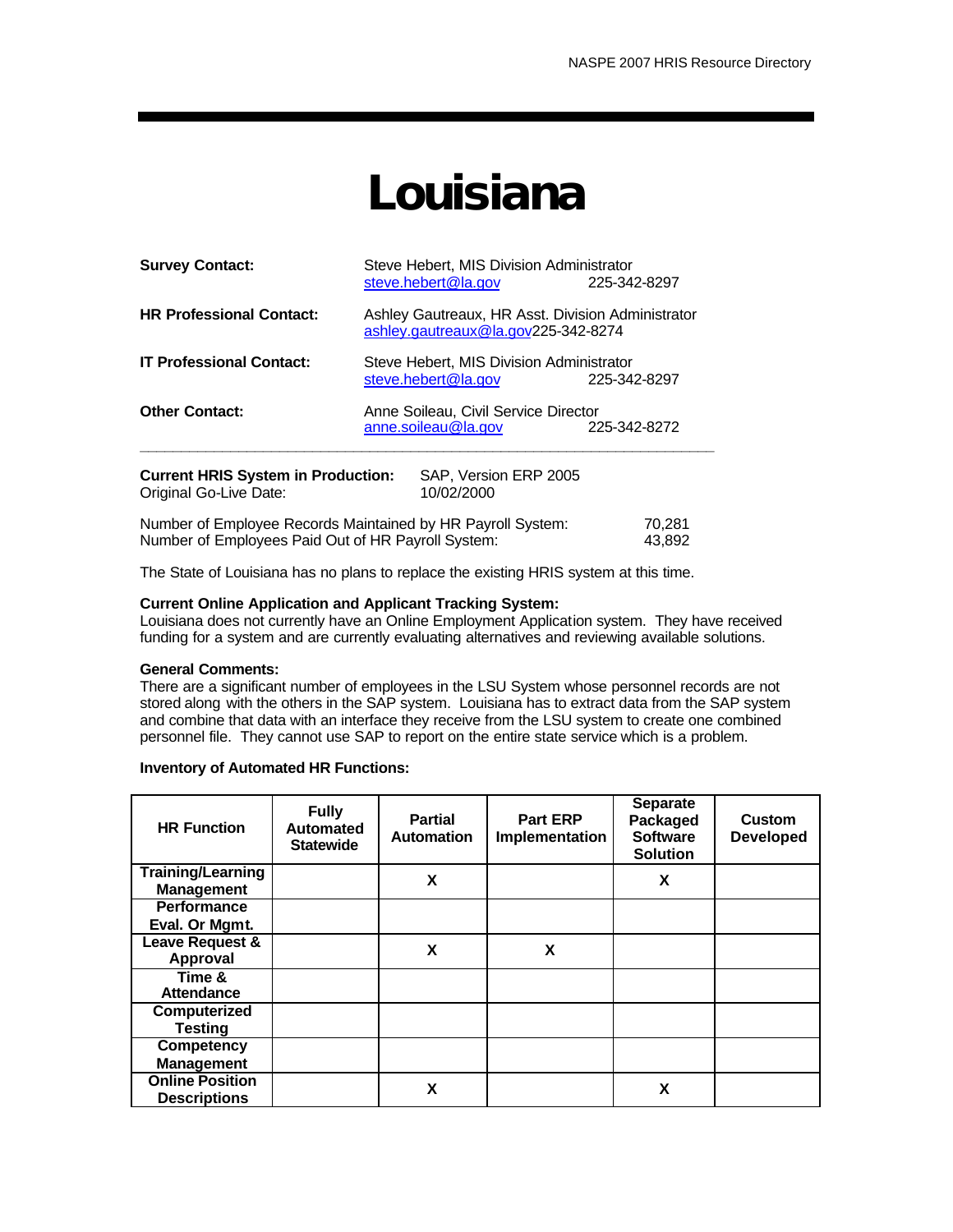# Louisiana

**Survey Contact:** Steve Hebert, MIS Division Administrator
steve.hebert@la.gov 225-342-8297

**HR Professional Contact:** Ashley Gautreaux, HR Asst. Division Administrator
ashley.gautreaux@la.gov225-342-8274

**IT Professional Contact:** Steve Hebert, MIS Division Administrator
steve.hebert@la.gov 225-342-8297

**Other Contact:** Anne Soileau, Civil Service Director
anne.soileau@la.gov 225-342-8272

---

**Current HRIS System in Production:** SAP, Version ERP 2005
Original Go-Live Date: 10/02/2000

Number of Employee Records Maintained by HR Payroll System: 70,281
Number of Employees Paid Out of HR Payroll System: 43,892

The State of Louisiana has no plans to replace the existing HRIS system at this time.

**Current Online Application and Applicant Tracking System:**
Louisiana does not currently have an Online Employment Application system. They have received funding for a system and are currently evaluating alternatives and reviewing available solutions.

**General Comments:**
There are a significant number of employees in the LSU System whose personnel records are not stored along with the others in the SAP system. Louisiana has to extract data from the SAP system and combine that data with an interface they receive from the LSU system to create one combined personnel file. They cannot use SAP to report on the entire state service which is a problem.

**Inventory of Automated HR Functions:**

| HR Function | Fully Automated Statewide | Partial Automation | Part ERP Implementation | Separate Packaged Software Solution | Custom Developed |
|---|---|---|---|---|---|
| Training/Learning Management | | X | | X | |
| Performance Eval. Or Mgmt. | | | | | |
| Leave Request & Approval | | X | X | | |
| Time & Attendance | | | | | |
| Computerized Testing | | | | | |
| Competency Management | | | | | |
| Online Position Descriptions | | X | | X | |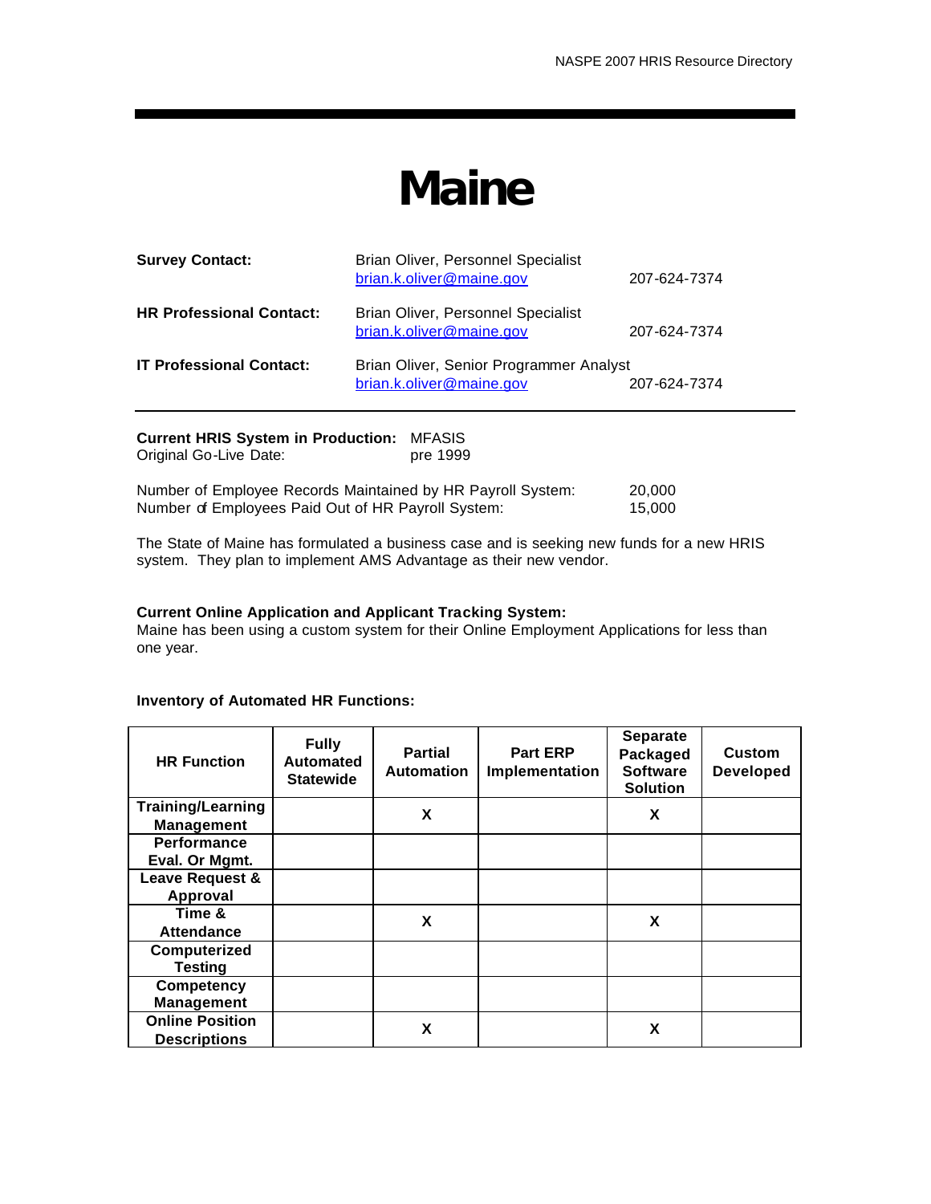# Maine

| | | |
|---|---|---|
| **Survey Contact:** | Brian Oliver, Personnel Specialist<br>brian.k.oliver@maine.gov | 207-624-7374 |
| **HR Professional Contact:** | Brian Oliver, Personnel Specialist<br>brian.k.oliver@maine.gov | 207-624-7374 |
| **IT Professional Contact:** | Brian Oliver, Senior Programmer Analyst<br>brian.k.oliver@maine.gov | 207-624-7374 |

**Current HRIS System in Production:** MFASIS
Original Go-Live Date: pre 1999

Number of Employee Records Maintained by HR Payroll System: 20,000
Number of Employees Paid Out of HR Payroll System: 15,000

The State of Maine has formulated a business case and is seeking new funds for a new HRIS system. They plan to implement AMS Advantage as their new vendor.

**Current Online Application and Applicant Tracking System:**
Maine has been using a custom system for their Online Employment Applications for less than one year.

**Inventory of Automated HR Functions:**

| HR Function | Fully Automated Statewide | Partial Automation | Part ERP Implementation | Separate Packaged Software Solution | Custom Developed |
|---|---|---|---|---|---|
| Training/Learning Management | | X | | X | |
| Performance Eval. Or Mgmt. | | | | | |
| Leave Request & Approval | | | | | |
| Time & Attendance | | X | | X | |
| Computerized Testing | | | | | |
| Competency Management | | | | | |
| Online Position Descriptions | | X | | X | |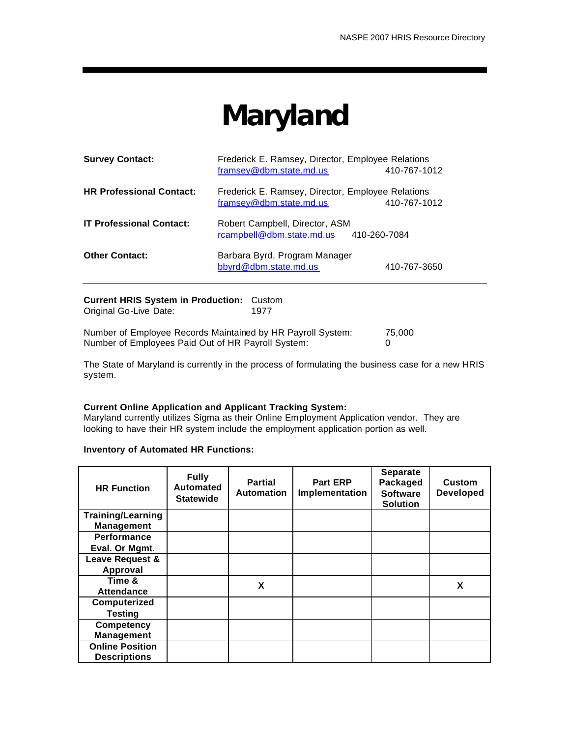# Maryland

**Survey Contact:** Frederick E. Ramsey, Director, Employee Relations
framsey@dbm.state.md.us 410-767-1012

**HR Professional Contact:** Frederick E. Ramsey, Director, Employee Relations
framsey@dbm.state.md.us 410-767-1012

**IT Professional Contact:** Robert Campbell, Director, ASM
rcampbell@dbm.state.md.us 410-260-7084

**Other Contact:** Barbara Byrd, Program Manager
bbyrd@dbm.state.md.us 410-767-3650

---

**Current HRIS System in Production:** Custom
Original Go-Live Date: 1977

Number of Employee Records Maintained by HR Payroll System: 75,000
Number of Employees Paid Out of HR Payroll System: 0

The State of Maryland is currently in the process of formulating the business case for a new HRIS system.

**Current Online Application and Applicant Tracking System:**
Maryland currently utilizes Sigma as their Online Employment Application vendor. They are looking to have their HR system include the employment application portion as well.

**Inventory of Automated HR Functions:**

| HR Function | Fully Automated Statewide | Partial Automation | Part ERP Implementation | Separate Packaged Software Solution | Custom Developed |
|---|---|---|---|---|---|
| Training/Learning Management | | | | | |
| Performance Eval. Or Mgmt. | | | | | |
| Leave Request & Approval | | | | | |
| Time & Attendance | | X | | | X |
| Computerized Testing | | | | | |
| Competency Management | | | | | |
| Online Position Descriptions | | | | | |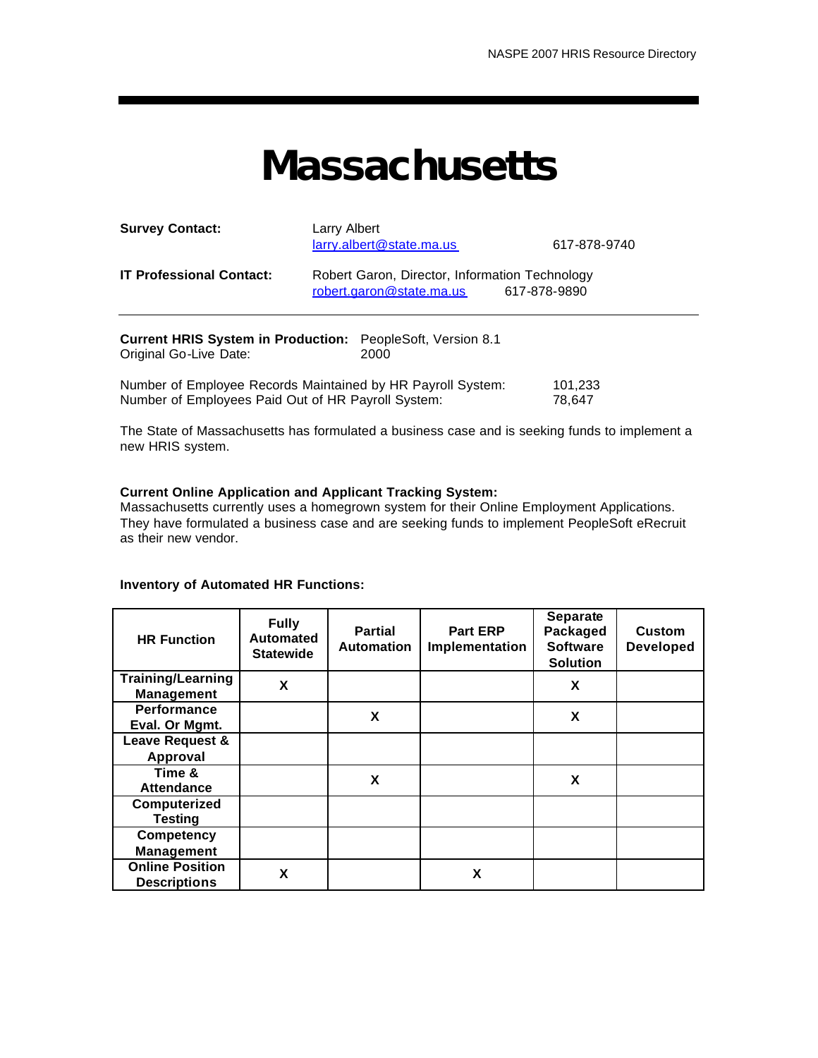# Massachusetts

**Survey Contact:** Larry Albert
larry.albert@state.ma.us 617-878-9740

**IT Professional Contact:** Robert Garon, Director, Information Technology
robert.garon@state.ma.us 617-878-9890

---

**Current HRIS System in Production:** PeopleSoft, Version 8.1
Original Go-Live Date: 2000

Number of Employee Records Maintained by HR Payroll System: 101,233
Number of Employees Paid Out of HR Payroll System: 78,647

The State of Massachusetts has formulated a business case and is seeking funds to implement a new HRIS system.

**Current Online Application and Applicant Tracking System:**
Massachusetts currently uses a homegrown system for their Online Employment Applications. They have formulated a business case and are seeking funds to implement PeopleSoft eRecruit as their new vendor.

**Inventory of Automated HR Functions:**

| HR Function | Fully Automated Statewide | Partial Automation | Part ERP Implementation | Separate Packaged Software Solution | Custom Developed |
|---|---|---|---|---|---|
| Training/Learning Management | X | | | X | |
| Performance Eval. Or Mgmt. | | X | | X | |
| Leave Request & Approval | | | | | |
| Time & Attendance | | X | | X | |
| Computerized Testing | | | | | |
| Competency Management | | | | | |
| Online Position Descriptions | X | | X | | |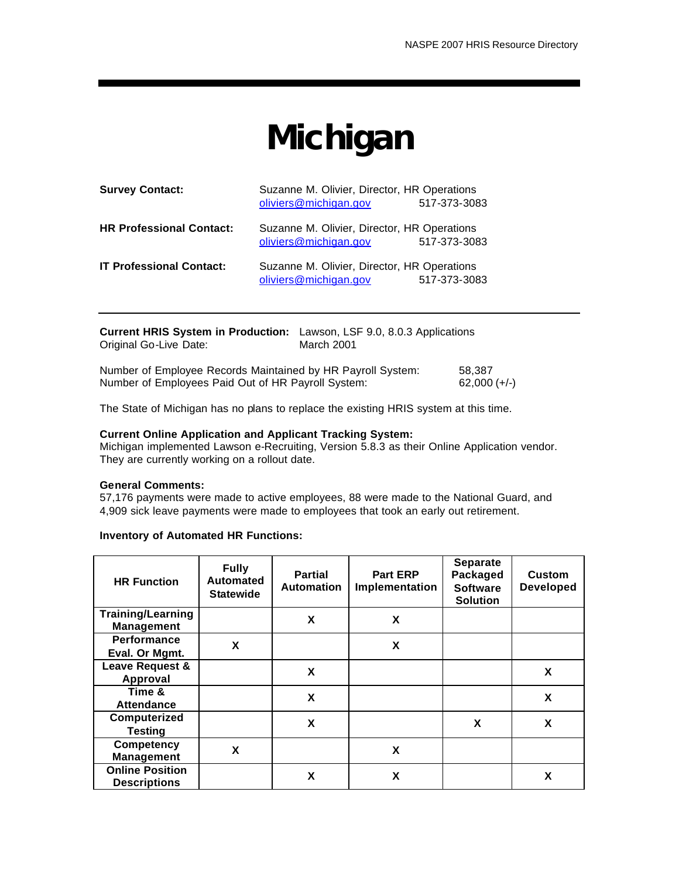# Michigan

**Survey Contact:** Suzanne M. Olivier, Director, HR Operations
oliviers@michigan.gov 517-373-3083

**HR Professional Contact:** Suzanne M. Olivier, Director, HR Operations
oliviers@michigan.gov 517-373-3083

**IT Professional Contact:** Suzanne M. Olivier, Director, HR Operations
oliviers@michigan.gov 517-373-3083

---

**Current HRIS System in Production:** Lawson, LSF 9.0, 8.0.3 Applications
Original Go-Live Date: March 2001

Number of Employee Records Maintained by HR Payroll System: 58,387
Number of Employees Paid Out of HR Payroll System: 62,000 (+/-)

The State of Michigan has no plans to replace the existing HRIS system at this time.

**Current Online Application and Applicant Tracking System:**
Michigan implemented Lawson e-Recruiting, Version 5.8.3 as their Online Application vendor. They are currently working on a rollout date.

**General Comments:**
57,176 payments were made to active employees, 88 were made to the National Guard, and 4,909 sick leave payments were made to employees that took an early out retirement.

**Inventory of Automated HR Functions:**

| HR Function | Fully Automated Statewide | Partial Automation | Part ERP Implementation | Separate Packaged Software Solution | Custom Developed |
|---|---|---|---|---|---|
| Training/Learning Management | | X | X | | |
| Performance Eval. Or Mgmt. | X | | X | | |
| Leave Request & Approval | | X | | | X |
| Time & Attendance | | X | | | X |
| Computerized Testing | | X | | X | X |
| Competency Management | X | | X | | |
| Online Position Descriptions | | X | X | | X |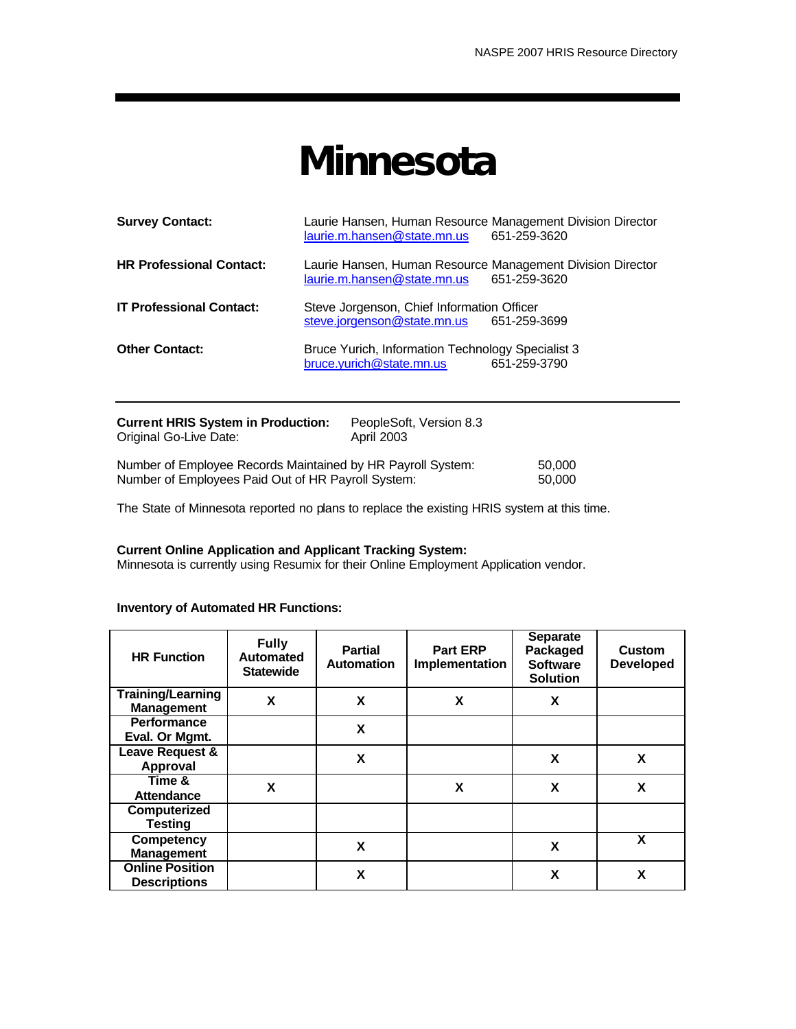# Minnesota

**Survey Contact:** Laurie Hansen, Human Resource Management Division Director
laurie.m.hansen@state.mn.us 651-259-3620

**HR Professional Contact:** Laurie Hansen, Human Resource Management Division Director
laurie.m.hansen@state.mn.us 651-259-3620

**IT Professional Contact:** Steve Jorgenson, Chief Information Officer
steve.jorgenson@state.mn.us 651-259-3699

**Other Contact:** Bruce Yurich, Information Technology Specialist 3
bruce.yurich@state.mn.us 651-259-3790

---

**Current HRIS System in Production:** PeopleSoft, Version 8.3
Original Go-Live Date: April 2003

Number of Employee Records Maintained by HR Payroll System: 50,000
Number of Employees Paid Out of HR Payroll System: 50,000

The State of Minnesota reported no plans to replace the existing HRIS system at this time.

**Current Online Application and Applicant Tracking System:**
Minnesota is currently using Resumix for their Online Employment Application vendor.

**Inventory of Automated HR Functions:**

| HR Function | Fully Automated Statewide | Partial Automation | Part ERP Implementation | Separate Packaged Software Solution | Custom Developed |
|---|---|---|---|---|---|
| Training/Learning Management | X | X | X | X | |
| Performance Eval. Or Mgmt. | | X | | | |
| Leave Request & Approval | | X | | X | X |
| Time & Attendance | X | | X | X | X |
| Computerized Testing | | | | | |
| Competency Management | | X | | X | X |
| Online Position Descriptions | | X | | X | X |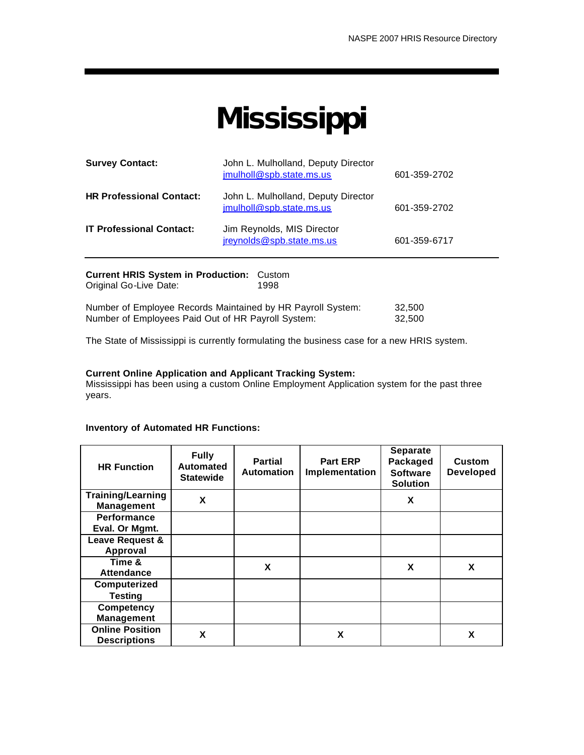# Mississippi

| | | |
|---|---|---|
| **Survey Contact:** | John L. Mulholland, Deputy Director<br>jmulholl@spb.state.ms.us | 601-359-2702 |
| **HR Professional Contact:** | John L. Mulholland, Deputy Director<br>jmulholl@spb.state.ms.us | 601-359-2702 |
| **IT Professional Contact:** | Jim Reynolds, MIS Director<br>jreynolds@spb.state.ms.us | 601-359-6717 |

**Current HRIS System in Production:** Custom
Original Go-Live Date: 1998

Number of Employee Records Maintained by HR Payroll System: 32,500
Number of Employees Paid Out of HR Payroll System: 32,500

The State of Mississippi is currently formulating the business case for a new HRIS system.

**Current Online Application and Applicant Tracking System:**
Mississippi has been using a custom Online Employment Application system for the past three years.

**Inventory of Automated HR Functions:**

| HR Function | Fully Automated Statewide | Partial Automation | Part ERP Implementation | Separate Packaged Software Solution | Custom Developed |
|---|---|---|---|---|---|
| Training/Learning Management | X | | | X | |
| Performance Eval. Or Mgmt. | | | | | |
| Leave Request & Approval | | | | | |
| Time & Attendance | | X | | X | X |
| Computerized Testing | | | | | |
| Competency Management | | | | | |
| Online Position Descriptions | X | | X | | X |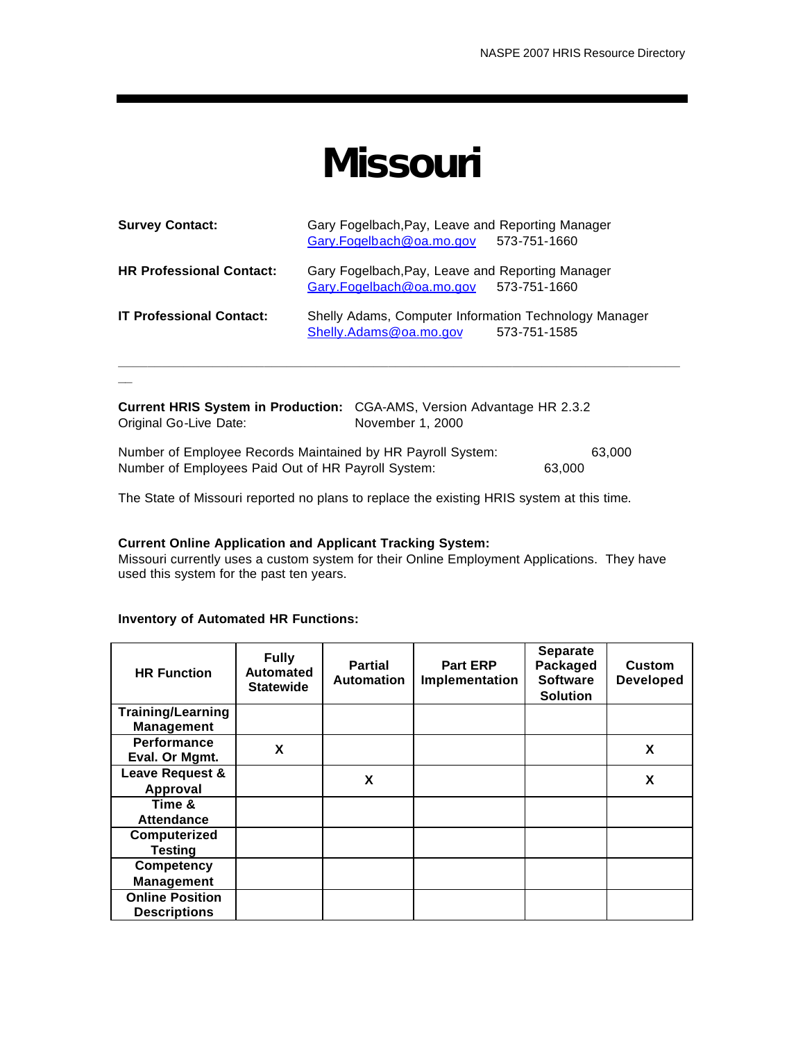# Missouri

**Survey Contact:** Gary Fogelbach,Pay, Leave and Reporting Manager
Gary.Fogelbach@oa.mo.gov 573-751-1660

**HR Professional Contact:** Gary Fogelbach,Pay, Leave and Reporting Manager
Gary.Fogelbach@oa.mo.gov 573-751-1660

**IT Professional Contact:** Shelly Adams, Computer Information Technology Manager
Shelly.Adams@oa.mo.gov 573-751-1585

---

**Current HRIS System in Production:** CGA-AMS, Version Advantage HR 2.3.2
Original Go-Live Date: November 1, 2000

Number of Employee Records Maintained by HR Payroll System: 63,000
Number of Employees Paid Out of HR Payroll System: 63,000

The State of Missouri reported no plans to replace the existing HRIS system at this time.

**Current Online Application and Applicant Tracking System:**
Missouri currently uses a custom system for their Online Employment Applications. They have used this system for the past ten years.

**Inventory of Automated HR Functions:**

| HR Function | Fully Automated Statewide | Partial Automation | Part ERP Implementation | Separate Packaged Software Solution | Custom Developed |
|---|---|---|---|---|---|
| Training/Learning Management | | | | | |
| Performance Eval. Or Mgmt. | X | | | | X |
| Leave Request & Approval | | X | | | X |
| Time & Attendance | | | | | |
| Computerized Testing | | | | | |
| Competency Management | | | | | |
| Online Position Descriptions | | | | | |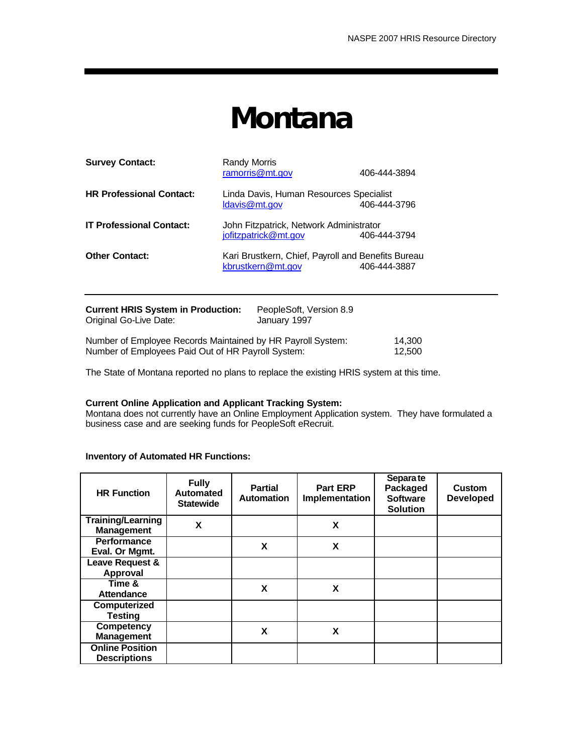# Montana

**Survey Contact:** Randy Morris
ramorris@mt.gov 406-444-3894

**HR Professional Contact:** Linda Davis, Human Resources Specialist
ldavis@mt.gov 406-444-3796

**IT Professional Contact:** John Fitzpatrick, Network Administrator
jofitzpatrick@mt.gov 406-444-3794

**Other Contact:** Kari Brustkern, Chief, Payroll and Benefits Bureau
kbrustkern@mt.gov 406-444-3887

---

**Current HRIS System in Production:** PeopleSoft, Version 8.9
Original Go-Live Date: January 1997

Number of Employee Records Maintained by HR Payroll System: 14,300
Number of Employees Paid Out of HR Payroll System: 12,500

The State of Montana reported no plans to replace the existing HRIS system at this time.

**Current Online Application and Applicant Tracking System:**
Montana does not currently have an Online Employment Application system. They have formulated a business case and are seeking funds for PeopleSoft eRecruit.

**Inventory of Automated HR Functions:**

| HR Function | Fully Automated Statewide | Partial Automation | Part ERP Implementation | Separate Packaged Software Solution | Custom Developed |
|---|---|---|---|---|---|
| Training/Learning Management | X | | X | | |
| Performance Eval. Or Mgmt. | | X | X | | |
| Leave Request & Approval | | | | | |
| Time & Attendance | | X | X | | |
| Computerized Testing | | | | | |
| Competency Management | | X | X | | |
| Online Position Descriptions | | | | | |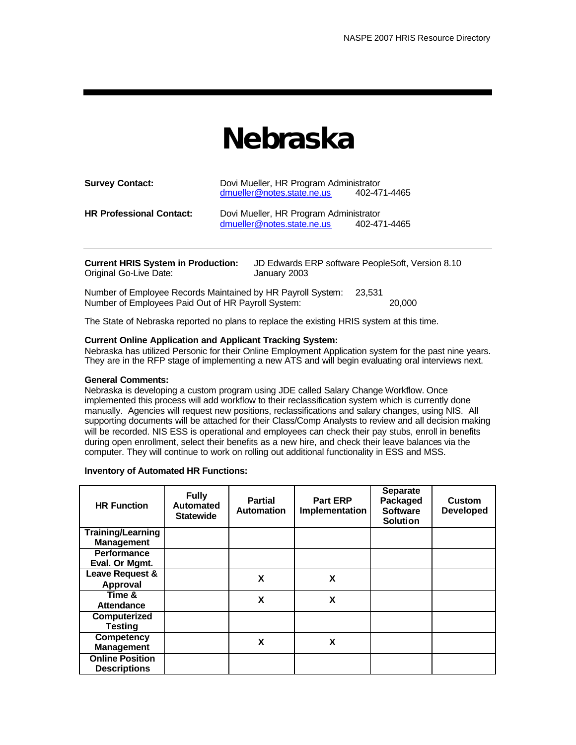# Nebraska

**Survey Contact:** Dovi Mueller, HR Program Administrator
dmueller@notes.state.ne.us 402-471-4465

**HR Professional Contact:** Dovi Mueller, HR Program Administrator
dmueller@notes.state.ne.us 402-471-4465

---

**Current HRIS System in Production:** JD Edwards ERP software PeopleSoft, Version 8.10
Original Go-Live Date: January 2003

Number of Employee Records Maintained by HR Payroll System: 23,531
Number of Employees Paid Out of HR Payroll System: 20,000

The State of Nebraska reported no plans to replace the existing HRIS system at this time.

**Current Online Application and Applicant Tracking System:**
Nebraska has utilized Personic for their Online Employment Application system for the past nine years. They are in the RFP stage of implementing a new ATS and will begin evaluating oral interviews next.

**General Comments:**
Nebraska is developing a custom program using JDE called Salary Change Workflow. Once implemented this process will add workflow to their reclassification system which is currently done manually. Agencies will request new positions, reclassifications and salary changes, using NIS. All supporting documents will be attached for their Class/Comp Analysts to review and all decision making will be recorded. NIS ESS is operational and employees can check their pay stubs, enroll in benefits during open enrollment, select their benefits as a new hire, and check their leave balances via the computer. They will continue to work on rolling out additional functionality in ESS and MSS.

**Inventory of Automated HR Functions:**

| HR Function | Fully Automated Statewide | Partial Automation | Part ERP Implementation | Separate Packaged Software Solution | Custom Developed |
|---|---|---|---|---|---|
| Training/Learning Management | | | | | |
| Performance Eval. Or Mgmt. | | | | | |
| Leave Request & Approval | | X | X | | |
| Time & Attendance | | X | X | | |
| Computerized Testing | | | | | |
| Competency Management | | X | X | | |
| Online Position Descriptions | | | | | |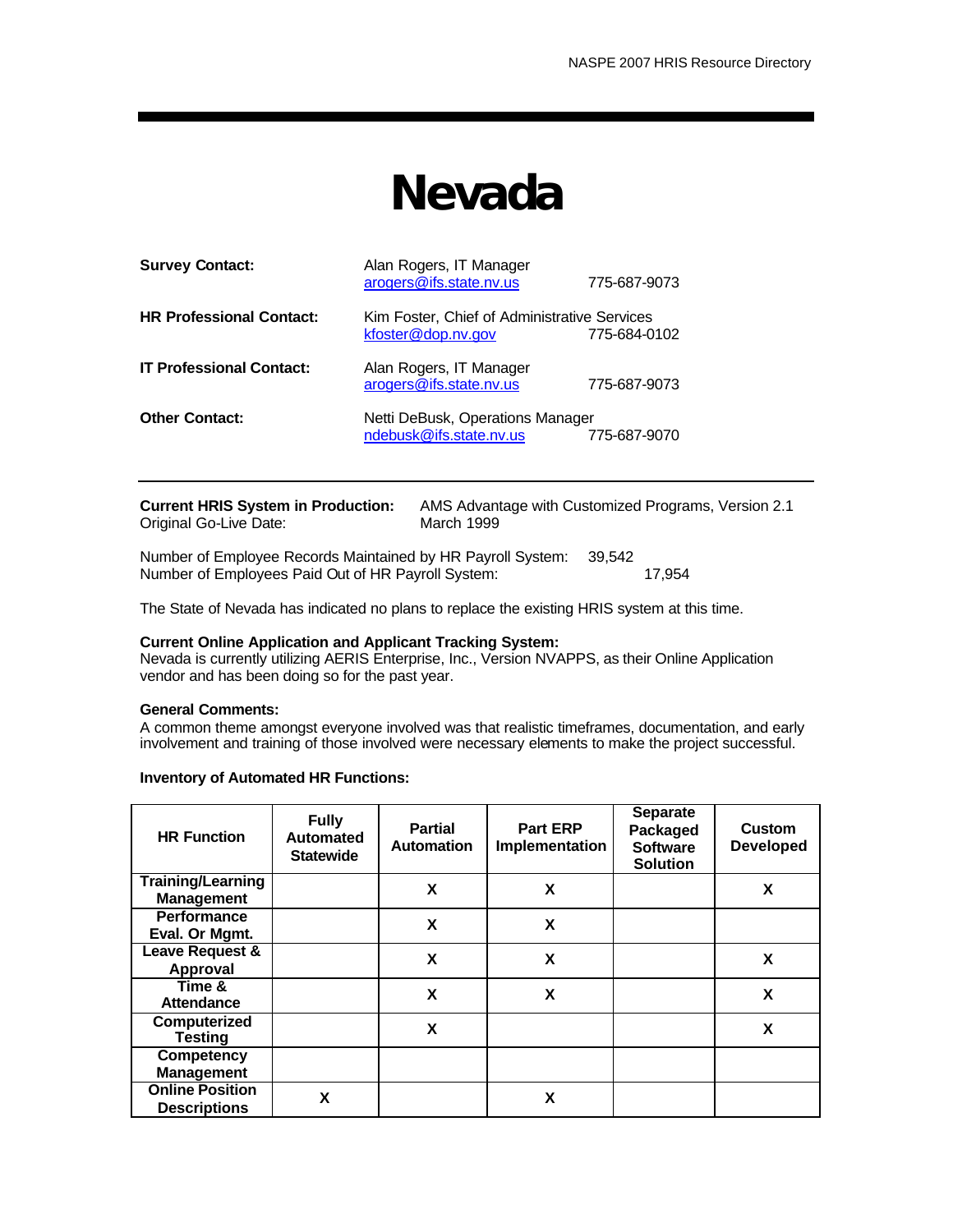# Nevada

**Survey Contact:** Alan Rogers, IT Manager
arogers@ifs.state.nv.us 775-687-9073

**HR Professional Contact:** Kim Foster, Chief of Administrative Services
kfoster@dop.nv.gov 775-684-0102

**IT Professional Contact:** Alan Rogers, IT Manager
arogers@ifs.state.nv.us 775-687-9073

**Other Contact:** Netti DeBusk, Operations Manager
ndebusk@ifs.state.nv.us 775-687-9070

---

**Current HRIS System in Production:** AMS Advantage with Customized Programs, Version 2.1
Original Go-Live Date: March 1999

Number of Employee Records Maintained by HR Payroll System: 39,542
Number of Employees Paid Out of HR Payroll System: 17,954

The State of Nevada has indicated no plans to replace the existing HRIS system at this time.

**Current Online Application and Applicant Tracking System:**
Nevada is currently utilizing AERIS Enterprise, Inc., Version NVAPPS, as their Online Application vendor and has been doing so for the past year.

**General Comments:**
A common theme amongst everyone involved was that realistic timeframes, documentation, and early involvement and training of those involved were necessary elements to make the project successful.

**Inventory of Automated HR Functions:**

| HR Function | Fully Automated Statewide | Partial Automation | Part ERP Implementation | Separate Packaged Software Solution | Custom Developed |
|---|---|---|---|---|---|
| Training/Learning Management | | X | X | | X |
| Performance Eval. Or Mgmt. | | X | X | | |
| Leave Request & Approval | | X | X | | X |
| Time & Attendance | | X | X | | X |
| Computerized Testing | | X | | | X |
| Competency Management | | | | | |
| Online Position Descriptions | X | | X | | |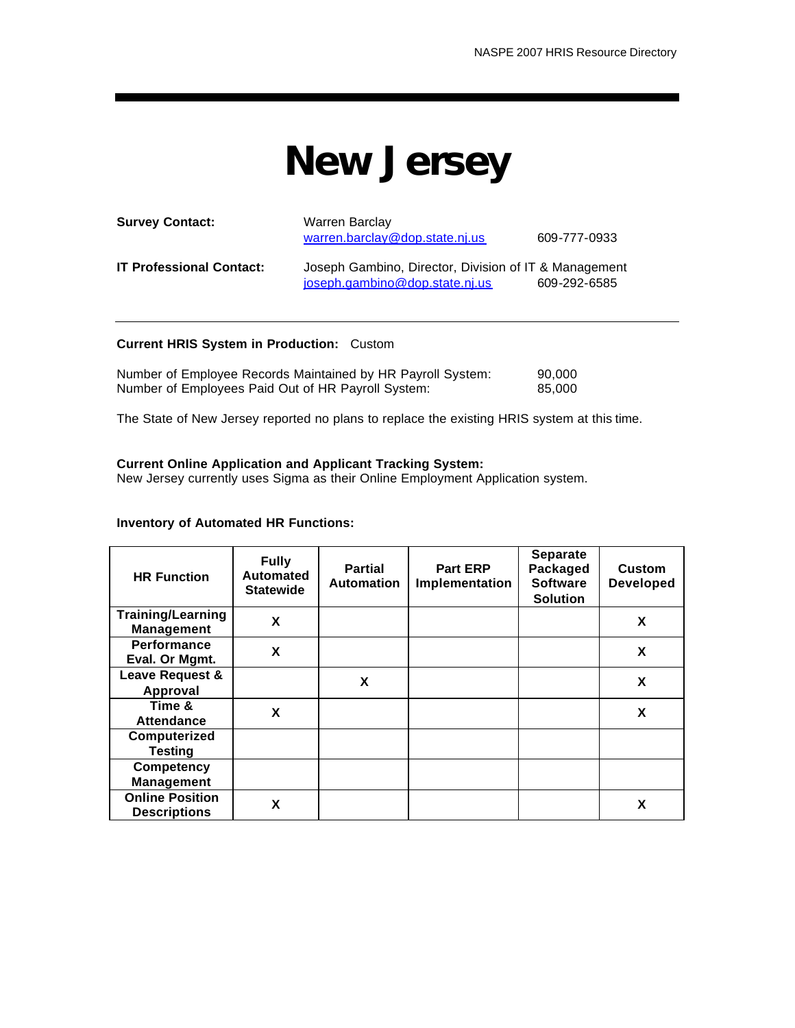# New Jersey

**Survey Contact:** Warren Barclay
warren.barclay@dop.state.nj.us 609-777-0933

**IT Professional Contact:** Joseph Gambino, Director, Division of IT & Management
joseph.gambino@dop.state.nj.us 609-292-6585

---

**Current HRIS System in Production:** Custom

Number of Employee Records Maintained by HR Payroll System: 90,000
Number of Employees Paid Out of HR Payroll System: 85,000

The State of New Jersey reported no plans to replace the existing HRIS system at this time.

**Current Online Application and Applicant Tracking System:**
New Jersey currently uses Sigma as their Online Employment Application system.

**Inventory of Automated HR Functions:**

| HR Function | Fully Automated Statewide | Partial Automation | Part ERP Implementation | Separate Packaged Software Solution | Custom Developed |
|---|---|---|---|---|---|
| Training/Learning Management | X | | | | X |
| Performance Eval. Or Mgmt. | X | | | | X |
| Leave Request & Approval | | X | | | X |
| Time & Attendance | X | | | | X |
| Computerized Testing | | | | | |
| Competency Management | | | | | |
| Online Position Descriptions | X | | | | X |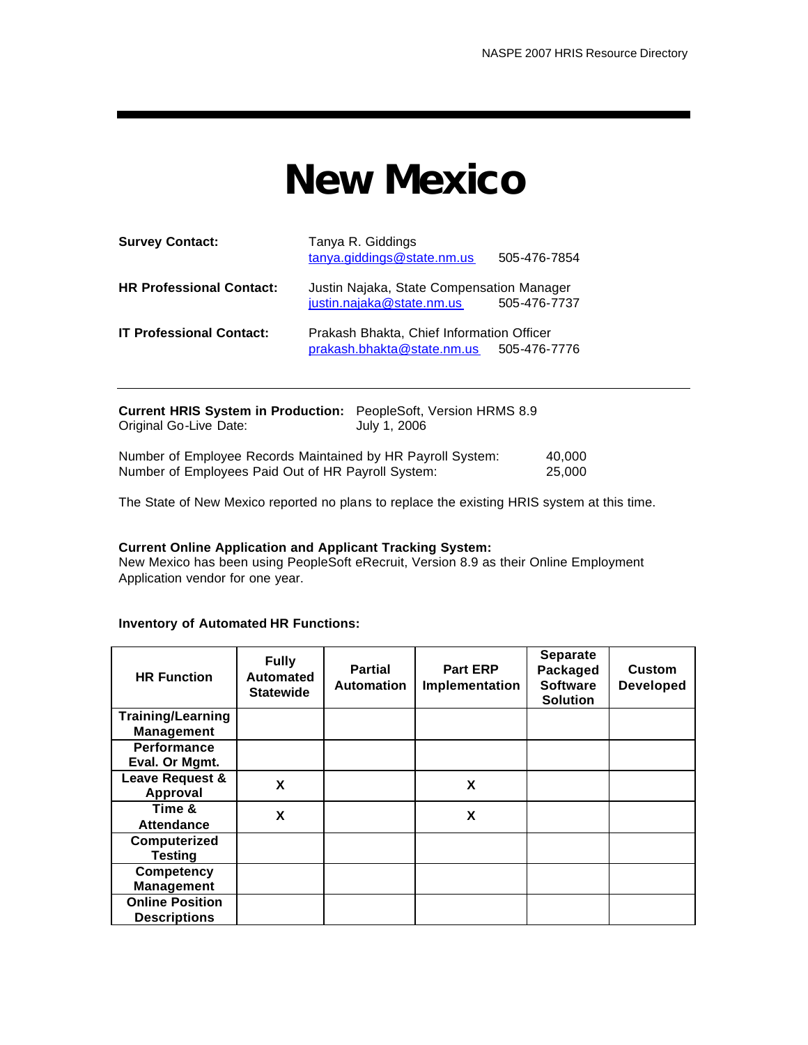# New Mexico

**Survey Contact:** Tanya R. Giddings
tanya.giddings@state.nm.us 505-476-7854

**HR Professional Contact:** Justin Najaka, State Compensation Manager
justin.najaka@state.nm.us 505-476-7737

**IT Professional Contact:** Prakash Bhakta, Chief Information Officer
prakash.bhakta@state.nm.us 505-476-7776

---

**Current HRIS System in Production:** PeopleSoft, Version HRMS 8.9
Original Go-Live Date: July 1, 2006

Number of Employee Records Maintained by HR Payroll System: 40,000
Number of Employees Paid Out of HR Payroll System: 25,000

The State of New Mexico reported no plans to replace the existing HRIS system at this time.

**Current Online Application and Applicant Tracking System:**
New Mexico has been using PeopleSoft eRecruit, Version 8.9 as their Online Employment Application vendor for one year.

**Inventory of Automated HR Functions:**

| HR Function | Fully Automated Statewide | Partial Automation | Part ERP Implementation | Separate Packaged Software Solution | Custom Developed |
|---|---|---|---|---|---|
| Training/Learning Management | | | | | |
| Performance Eval. Or Mgmt. | | | | | |
| Leave Request & Approval | X | | X | | |
| Time & Attendance | X | | X | | |
| Computerized Testing | | | | | |
| Competency Management | | | | | |
| Online Position Descriptions | | | | | |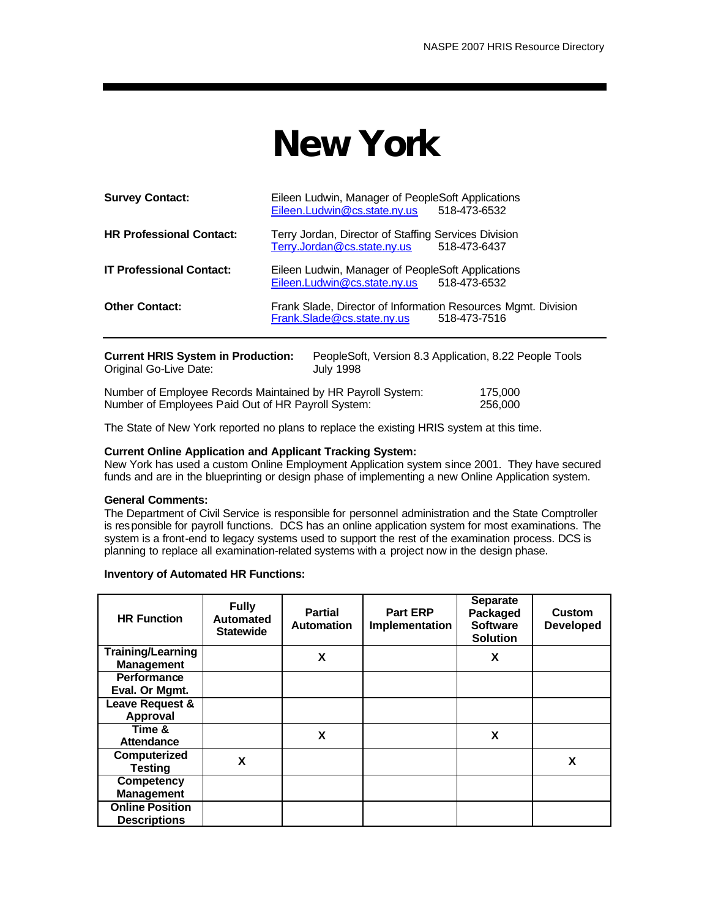# New York

**Survey Contact:** Eileen Ludwin, Manager of PeopleSoft Applications
Eileen.Ludwin@cs.state.ny.us 518-473-6532

**HR Professional Contact:** Terry Jordan, Director of Staffing Services Division
Terry.Jordan@cs.state.ny.us 518-473-6437

**IT Professional Contact:** Eileen Ludwin, Manager of PeopleSoft Applications
Eileen.Ludwin@cs.state.ny.us 518-473-6532

**Other Contact:** Frank Slade, Director of Information Resources Mgmt. Division
Frank.Slade@cs.state.ny.us 518-473-7516

---

**Current HRIS System in Production:** PeopleSoft, Version 8.3 Application, 8.22 People Tools
Original Go-Live Date: July 1998

Number of Employee Records Maintained by HR Payroll System: 175,000
Number of Employees Paid Out of HR Payroll System: 256,000

The State of New York reported no plans to replace the existing HRIS system at this time.

**Current Online Application and Applicant Tracking System:**
New York has used a custom Online Employment Application system since 2001. They have secured funds and are in the blueprinting or design phase of implementing a new Online Application system.

**General Comments:**
The Department of Civil Service is responsible for personnel administration and the State Comptroller is responsible for payroll functions. DCS has an online application system for most examinations. The system is a front-end to legacy systems used to support the rest of the examination process. DCS is planning to replace all examination-related systems with a project now in the design phase.

**Inventory of Automated HR Functions:**

| HR Function | Fully Automated Statewide | Partial Automation | Part ERP Implementation | Separate Packaged Software Solution | Custom Developed |
|---|---|---|---|---|---|
| Training/Learning Management | | X | | X | |
| Performance Eval. Or Mgmt. | | | | | |
| Leave Request & Approval | | | | | |
| Time & Attendance | | X | | X | |
| Computerized Testing | X | | | | X |
| Competency Management | | | | | |
| Online Position Descriptions | | | | | |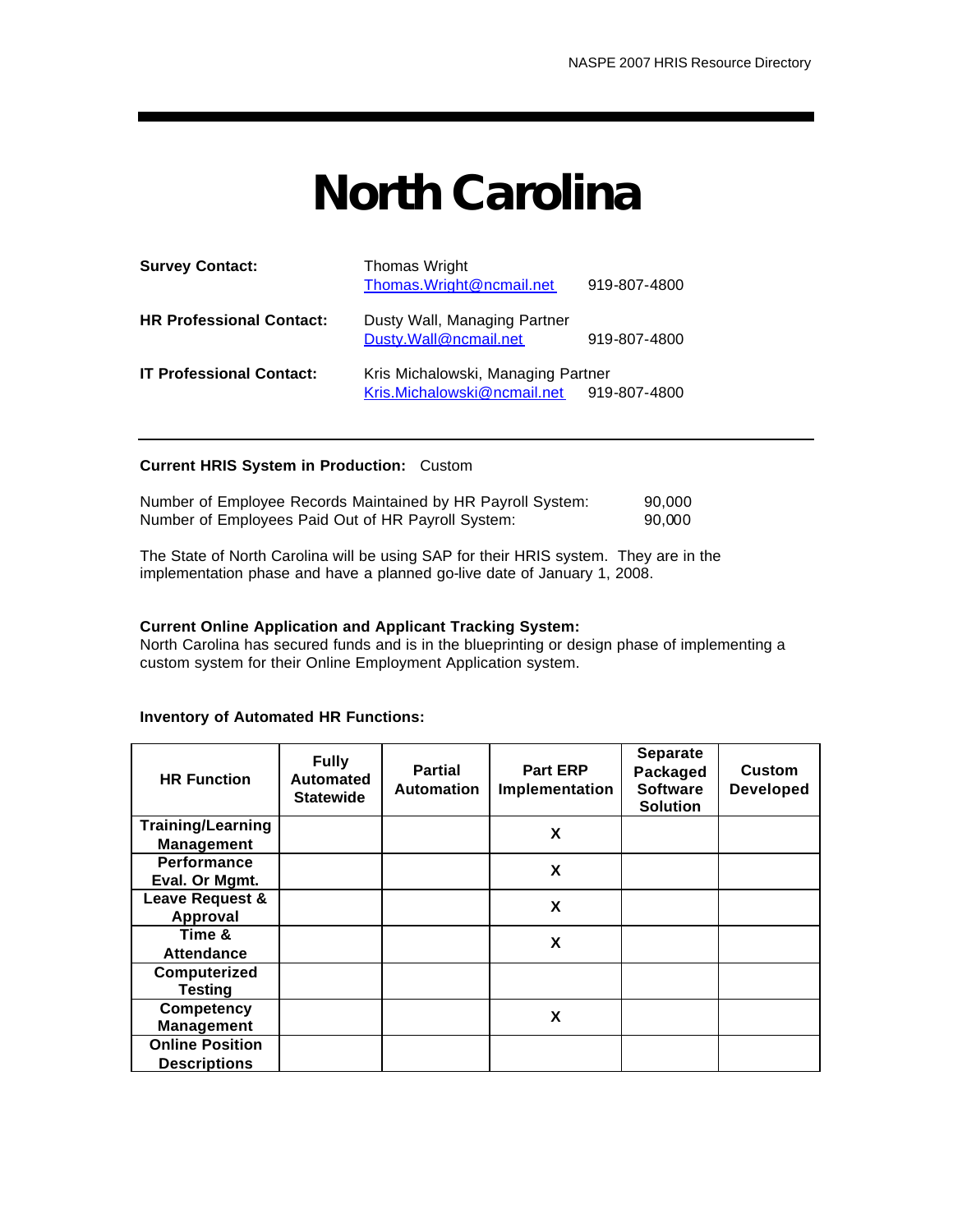# North Carolina

**Survey Contact:** Thomas Wright
Thomas.Wright@ncmail.net 919-807-4800

**HR Professional Contact:** Dusty Wall, Managing Partner
Dusty.Wall@ncmail.net 919-807-4800

**IT Professional Contact:** Kris Michalowski, Managing Partner
Kris.Michalowski@ncmail.net 919-807-4800

---

**Current HRIS System in Production:** Custom

Number of Employee Records Maintained by HR Payroll System: 90,000
Number of Employees Paid Out of HR Payroll System: 90,000

The State of North Carolina will be using SAP for their HRIS system. They are in the implementation phase and have a planned go-live date of January 1, 2008.

**Current Online Application and Applicant Tracking System:**
North Carolina has secured funds and is in the blueprinting or design phase of implementing a custom system for their Online Employment Application system.

**Inventory of Automated HR Functions:**

| HR Function | Fully Automated Statewide | Partial Automation | Part ERP Implementation | Separate Packaged Software Solution | Custom Developed |
|---|---|---|---|---|---|
| Training/Learning Management | | | X | | |
| Performance Eval. Or Mgmt. | | | X | | |
| Leave Request & Approval | | | X | | |
| Time & Attendance | | | X | | |
| Computerized Testing | | | | | |
| Competency Management | | | X | | |
| Online Position Descriptions | | | | | |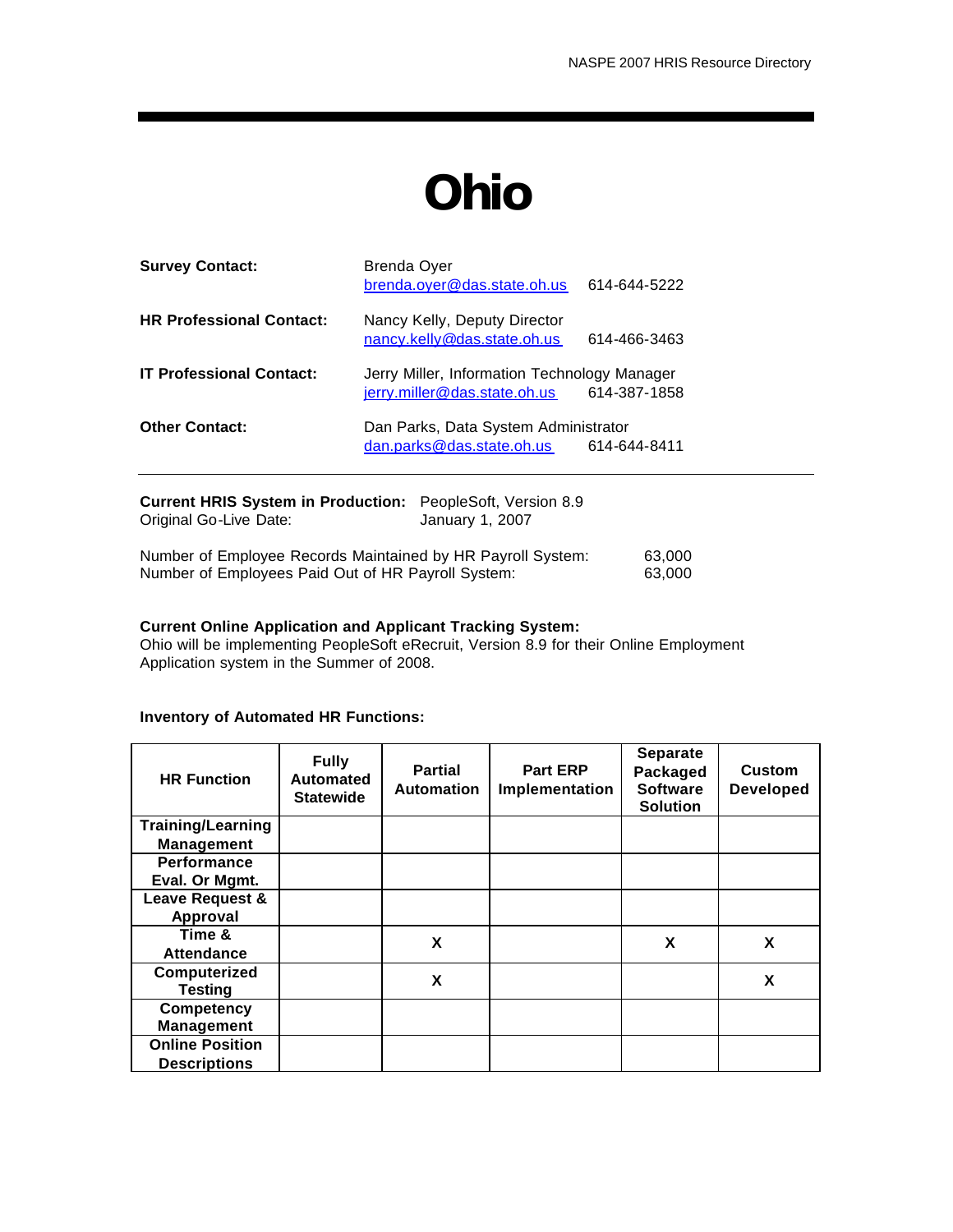# Ohio

**Survey Contact:** Brenda Oyer
brenda.oyer@das.state.oh.us 614-644-5222

**HR Professional Contact:** Nancy Kelly, Deputy Director
nancy.kelly@das.state.oh.us 614-466-3463

**IT Professional Contact:** Jerry Miller, Information Technology Manager
jerry.miller@das.state.oh.us 614-387-1858

**Other Contact:** Dan Parks, Data System Administrator
dan.parks@das.state.oh.us 614-644-8411

---

**Current HRIS System in Production:** PeopleSoft, Version 8.9
Original Go-Live Date: January 1, 2007

Number of Employee Records Maintained by HR Payroll System: 63,000
Number of Employees Paid Out of HR Payroll System: 63,000

**Current Online Application and Applicant Tracking System:**
Ohio will be implementing PeopleSoft eRecruit, Version 8.9 for their Online Employment Application system in the Summer of 2008.

**Inventory of Automated HR Functions:**

| HR Function | Fully Automated Statewide | Partial Automation | Part ERP Implementation | Separate Packaged Software Solution | Custom Developed |
|---|---|---|---|---|---|
| Training/Learning Management | | | | | |
| Performance Eval. Or Mgmt. | | | | | |
| Leave Request & Approval | | | | | |
| Time & Attendance | | X | | X | X |
| Computerized Testing | | X | | | X |
| Competency Management | | | | | |
| Online Position Descriptions | | | | | |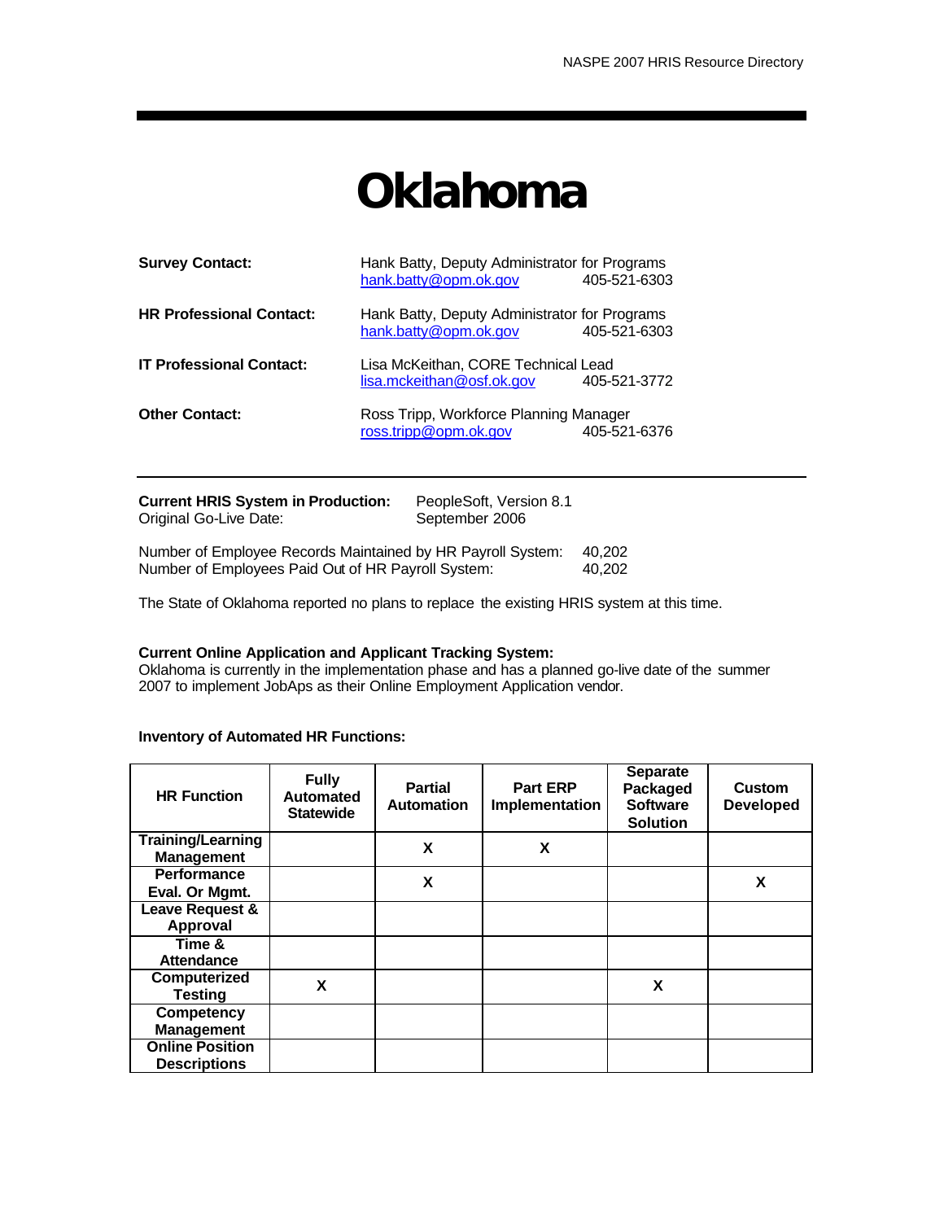# Oklahoma

**Survey Contact:** Hank Batty, Deputy Administrator for Programs
hank.batty@opm.ok.gov 405-521-6303

**HR Professional Contact:** Hank Batty, Deputy Administrator for Programs
hank.batty@opm.ok.gov 405-521-6303

**IT Professional Contact:** Lisa McKeithan, CORE Technical Lead
lisa.mckeithan@osf.ok.gov 405-521-3772

**Other Contact:** Ross Tripp, Workforce Planning Manager
ross.tripp@opm.ok.gov 405-521-6376

---

**Current HRIS System in Production:** PeopleSoft, Version 8.1
Original Go-Live Date: September 2006

Number of Employee Records Maintained by HR Payroll System: 40,202
Number of Employees Paid Out of HR Payroll System: 40,202

The State of Oklahoma reported no plans to replace the existing HRIS system at this time.

**Current Online Application and Applicant Tracking System:**
Oklahoma is currently in the implementation phase and has a planned go-live date of the summer 2007 to implement JobAps as their Online Employment Application vendor.

**Inventory of Automated HR Functions:**

| HR Function | Fully Automated Statewide | Partial Automation | Part ERP Implementation | Separate Packaged Software Solution | Custom Developed |
|---|---|---|---|---|---|
| Training/Learning Management | | X | X | | |
| Performance Eval. Or Mgmt. | | X | | | X |
| Leave Request & Approval | | | | | |
| Time & Attendance | | | | | |
| Computerized Testing | X | | | X | |
| Competency Management | | | | | |
| Online Position Descriptions | | | | | |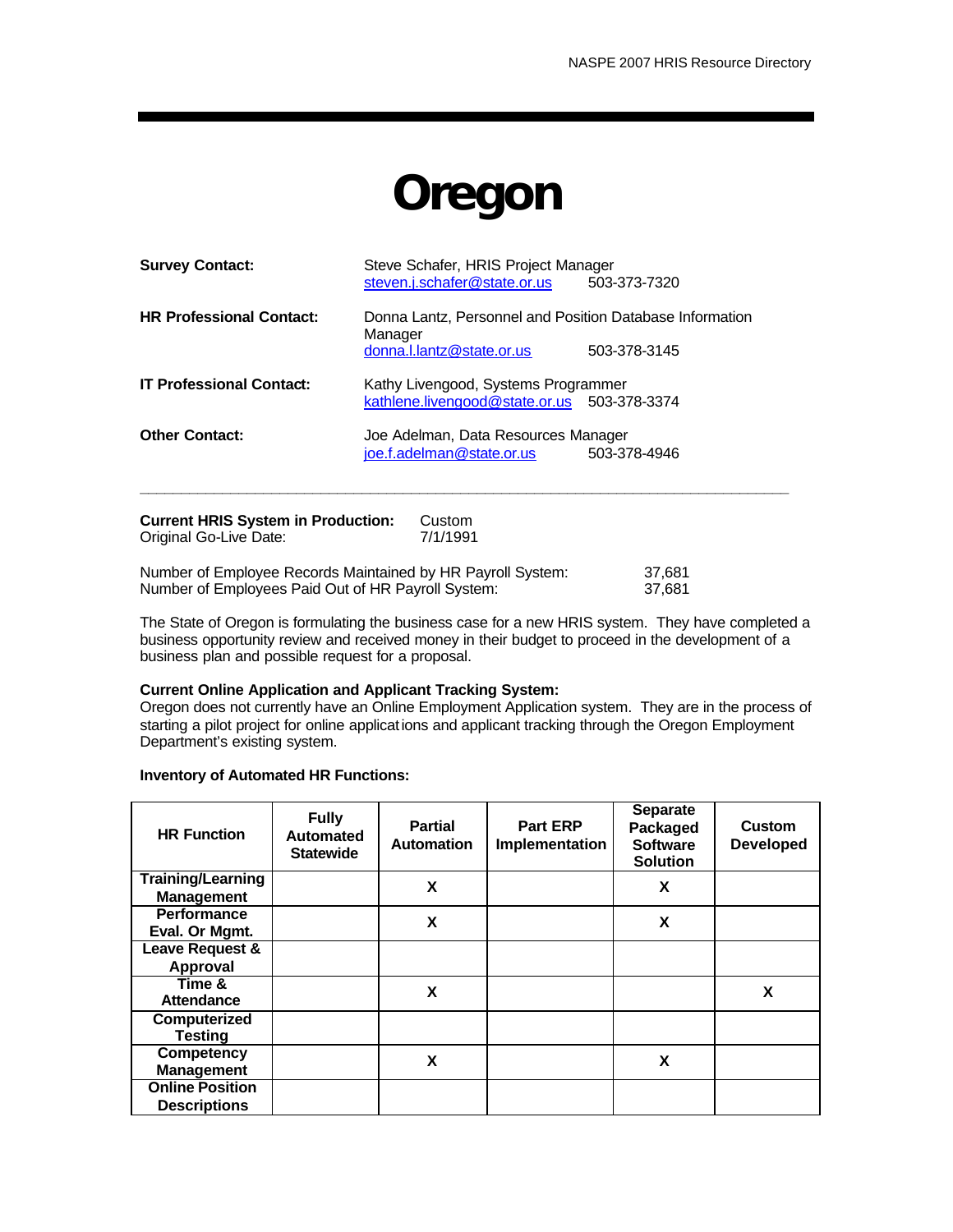# Oregon

**Survey Contact:** Steve Schafer, HRIS Project Manager
steven.j.schafer@state.or.us 503-373-7320

**HR Professional Contact:** Donna Lantz, Personnel and Position Database Information Manager
donna.l.lantz@state.or.us 503-378-3145

**IT Professional Contact:** Kathy Livengood, Systems Programmer
kathlene.livengood@state.or.us 503-378-3374

**Other Contact:** Joe Adelman, Data Resources Manager
joe.f.adelman@state.or.us 503-378-4946

---

**Current HRIS System in Production:** Custom
Original Go-Live Date: 7/1/1991

Number of Employee Records Maintained by HR Payroll System: 37,681
Number of Employees Paid Out of HR Payroll System: 37,681

The State of Oregon is formulating the business case for a new HRIS system. They have completed a business opportunity review and received money in their budget to proceed in the development of a business plan and possible request for a proposal.

**Current Online Application and Applicant Tracking System:**
Oregon does not currently have an Online Employment Application system. They are in the process of starting a pilot project for online applications and applicant tracking through the Oregon Employment Department's existing system.

**Inventory of Automated HR Functions:**

| HR Function | Fully Automated Statewide | Partial Automation | Part ERP Implementation | Separate Packaged Software Solution | Custom Developed |
|---|---|---|---|---|---|
| Training/Learning Management | | X | | X | |
| Performance Eval. Or Mgmt. | | X | | X | |
| Leave Request & Approval | | | | | |
| Time & Attendance | | X | | | X |
| Computerized Testing | | | | | |
| Competency Management | | X | | X | |
| Online Position Descriptions | | | | | |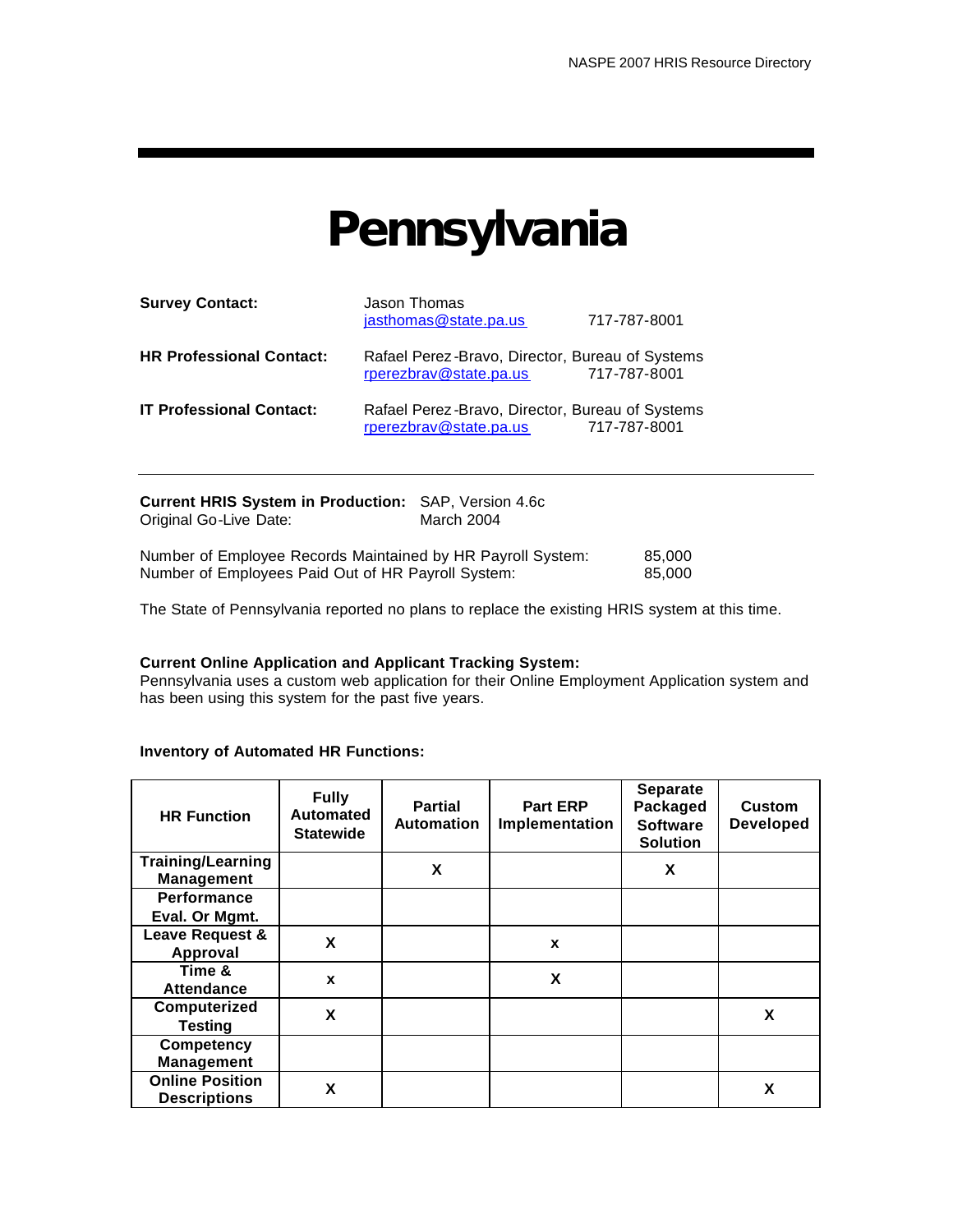# Pennsylvania

**Survey Contact:** Jason Thomas
jasthomas@state.pa.us 717-787-8001

**HR Professional Contact:** Rafael Perez-Bravo, Director, Bureau of Systems
rperezbrav@state.pa.us 717-787-8001

**IT Professional Contact:** Rafael Perez-Bravo, Director, Bureau of Systems
rperezbrav@state.pa.us 717-787-8001

---

**Current HRIS System in Production:** SAP, Version 4.6c
Original Go-Live Date: March 2004

Number of Employee Records Maintained by HR Payroll System: 85,000
Number of Employees Paid Out of HR Payroll System: 85,000

The State of Pennsylvania reported no plans to replace the existing HRIS system at this time.

**Current Online Application and Applicant Tracking System:**
Pennsylvania uses a custom web application for their Online Employment Application system and has been using this system for the past five years.

**Inventory of Automated HR Functions:**

| HR Function | Fully Automated Statewide | Partial Automation | Part ERP Implementation | Separate Packaged Software Solution | Custom Developed |
|---|---|---|---|---|---|
| Training/Learning Management | | X | | X | |
| Performance Eval. Or Mgmt. | | | | | |
| Leave Request & Approval | X | | x | | |
| Time & Attendance | x | | X | | |
| Computerized Testing | X | | | | X |
| Competency Management | | | | | |
| Online Position Descriptions | X | | | | X |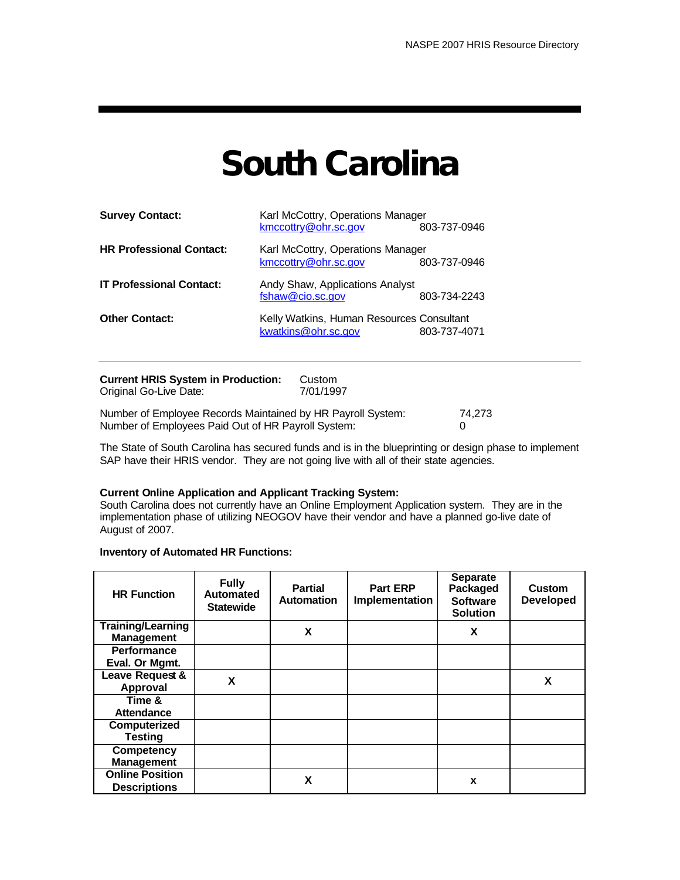# South Carolina

**Survey Contact:** Karl McCottry, Operations Manager
kmccottry@ohr.sc.gov 803-737-0946

**HR Professional Contact:** Karl McCottry, Operations Manager
kmccottry@ohr.sc.gov 803-737-0946

**IT Professional Contact:** Andy Shaw, Applications Analyst
fshaw@cio.sc.gov 803-734-2243

**Other Contact:** Kelly Watkins, Human Resources Consultant
kwatkins@ohr.sc.gov 803-737-4071

---

**Current HRIS System in Production:** Custom
Original Go-Live Date: 7/01/1997

Number of Employee Records Maintained by HR Payroll System: 74,273
Number of Employees Paid Out of HR Payroll System: 0

The State of South Carolina has secured funds and is in the blueprinting or design phase to implement SAP have their HRIS vendor. They are not going live with all of their state agencies.

**Current Online Application and Applicant Tracking System:**
South Carolina does not currently have an Online Employment Application system. They are in the implementation phase of utilizing NEOGOV have their vendor and have a planned go-live date of August of 2007.

**Inventory of Automated HR Functions:**

| HR Function | Fully Automated Statewide | Partial Automation | Part ERP Implementation | Separate Packaged Software Solution | Custom Developed |
|---|---|---|---|---|---|
| Training/Learning Management | | X | | X | |
| Performance Eval. Or Mgmt. | | | | | |
| Leave Request & Approval | X | | | | X |
| Time & Attendance | | | | | |
| Computerized Testing | | | | | |
| Competency Management | | | | | |
| Online Position Descriptions | | X | | x | |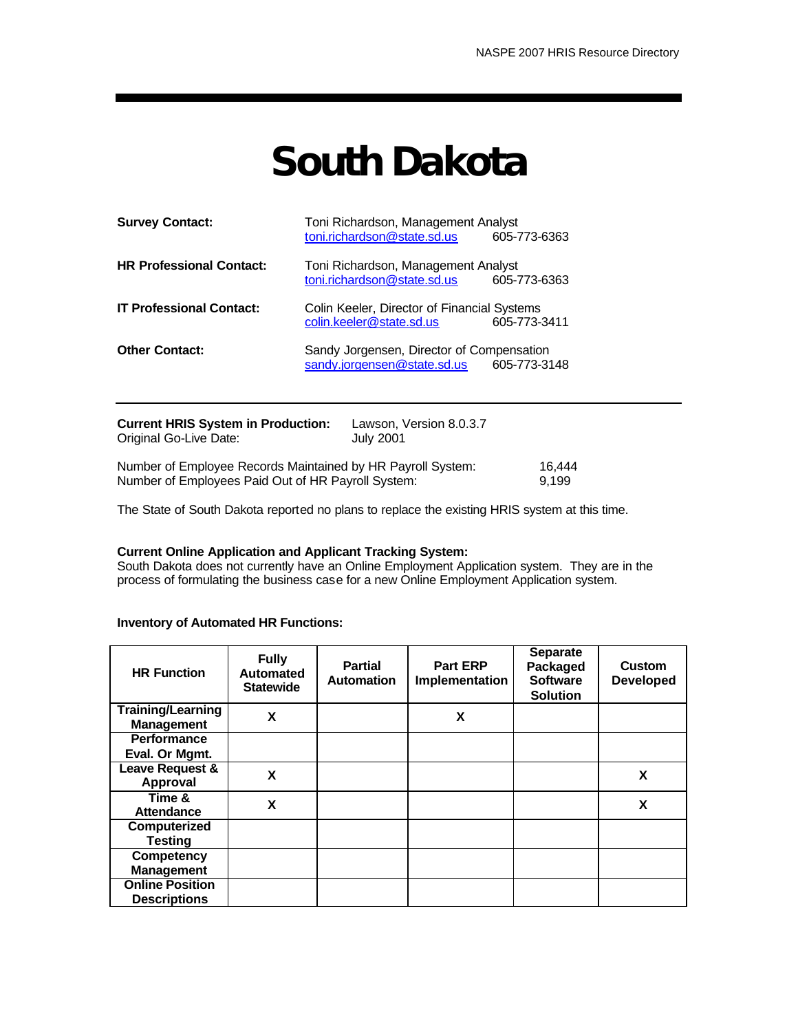# South Dakota

**Survey Contact:** Toni Richardson, Management Analyst
toni.richardson@state.sd.us 605-773-6363

**HR Professional Contact:** Toni Richardson, Management Analyst
toni.richardson@state.sd.us 605-773-6363

**IT Professional Contact:** Colin Keeler, Director of Financial Systems
colin.keeler@state.sd.us 605-773-3411

**Other Contact:** Sandy Jorgensen, Director of Compensation
sandy.jorgensen@state.sd.us 605-773-3148

---

**Current HRIS System in Production:** Lawson, Version 8.0.3.7
Original Go-Live Date: July 2001

Number of Employee Records Maintained by HR Payroll System: 16,444
Number of Employees Paid Out of HR Payroll System: 9,199

The State of South Dakota reported no plans to replace the existing HRIS system at this time.

**Current Online Application and Applicant Tracking System:**
South Dakota does not currently have an Online Employment Application system. They are in the process of formulating the business case for a new Online Employment Application system.

**Inventory of Automated HR Functions:**

| HR Function | Fully Automated Statewide | Partial Automation | Part ERP Implementation | Separate Packaged Software Solution | Custom Developed |
|---|---|---|---|---|---|
| Training/Learning Management | X | | X | | |
| Performance Eval. Or Mgmt. | | | | | |
| Leave Request & Approval | X | | | | X |
| Time & Attendance | X | | | | X |
| Computerized Testing | | | | | |
| Competency Management | | | | | |
| Online Position Descriptions | | | | | |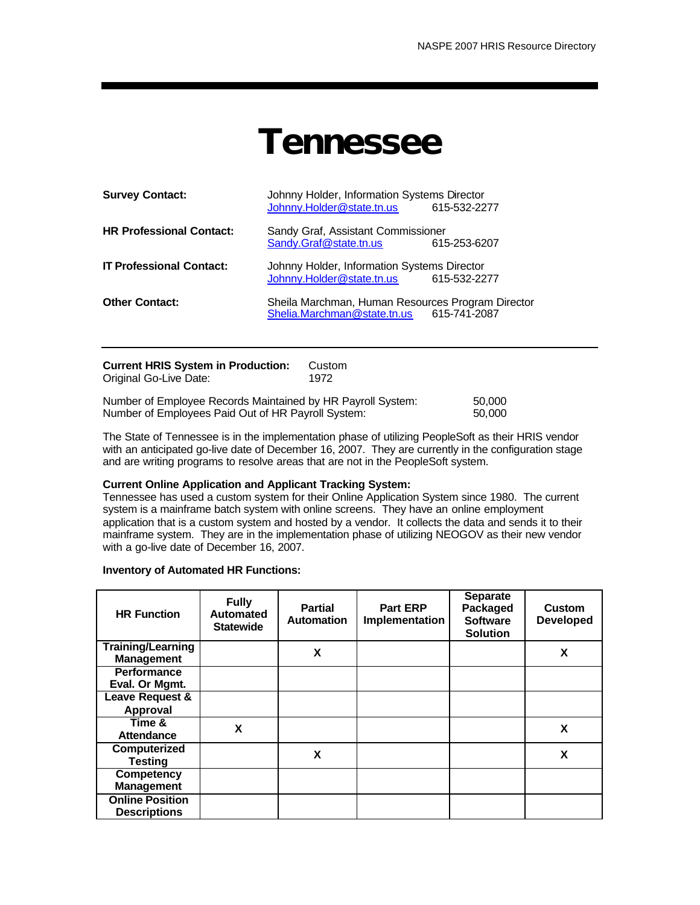# Tennessee

**Survey Contact:** Johnny Holder, Information Systems Director
Johnny.Holder@state.tn.us 615-532-2277

**HR Professional Contact:** Sandy Graf, Assistant Commissioner
Sandy.Graf@state.tn.us 615-253-6207

**IT Professional Contact:** Johnny Holder, Information Systems Director
Johnny.Holder@state.tn.us 615-532-2277

**Other Contact:** Sheila Marchman, Human Resources Program Director
Shelia.Marchman@state.tn.us 615-741-2087

---

**Current HRIS System in Production:** Custom
Original Go-Live Date: 1972

Number of Employee Records Maintained by HR Payroll System: 50,000
Number of Employees Paid Out of HR Payroll System: 50,000

The State of Tennessee is in the implementation phase of utilizing PeopleSoft as their HRIS vendor with an anticipated go-live date of December 16, 2007. They are currently in the configuration stage and are writing programs to resolve areas that are not in the PeopleSoft system.

**Current Online Application and Applicant Tracking System:**
Tennessee has used a custom system for their Online Application System since 1980. The current system is a mainframe batch system with online screens. They have an online employment application that is a custom system and hosted by a vendor. It collects the data and sends it to their mainframe system. They are in the implementation phase of utilizing NEOGOV as their new vendor with a go-live date of December 16, 2007.

**Inventory of Automated HR Functions:**

| HR Function | Fully Automated Statewide | Partial Automation | Part ERP Implementation | Separate Packaged Software Solution | Custom Developed |
|---|---|---|---|---|---|
| Training/Learning Management | | X | | | X |
| Performance Eval. Or Mgmt. | | | | | |
| Leave Request & Approval | | | | | |
| Time & Attendance | X | | | | X |
| Computerized Testing | | X | | | X |
| Competency Management | | | | | |
| Online Position Descriptions | | | | | |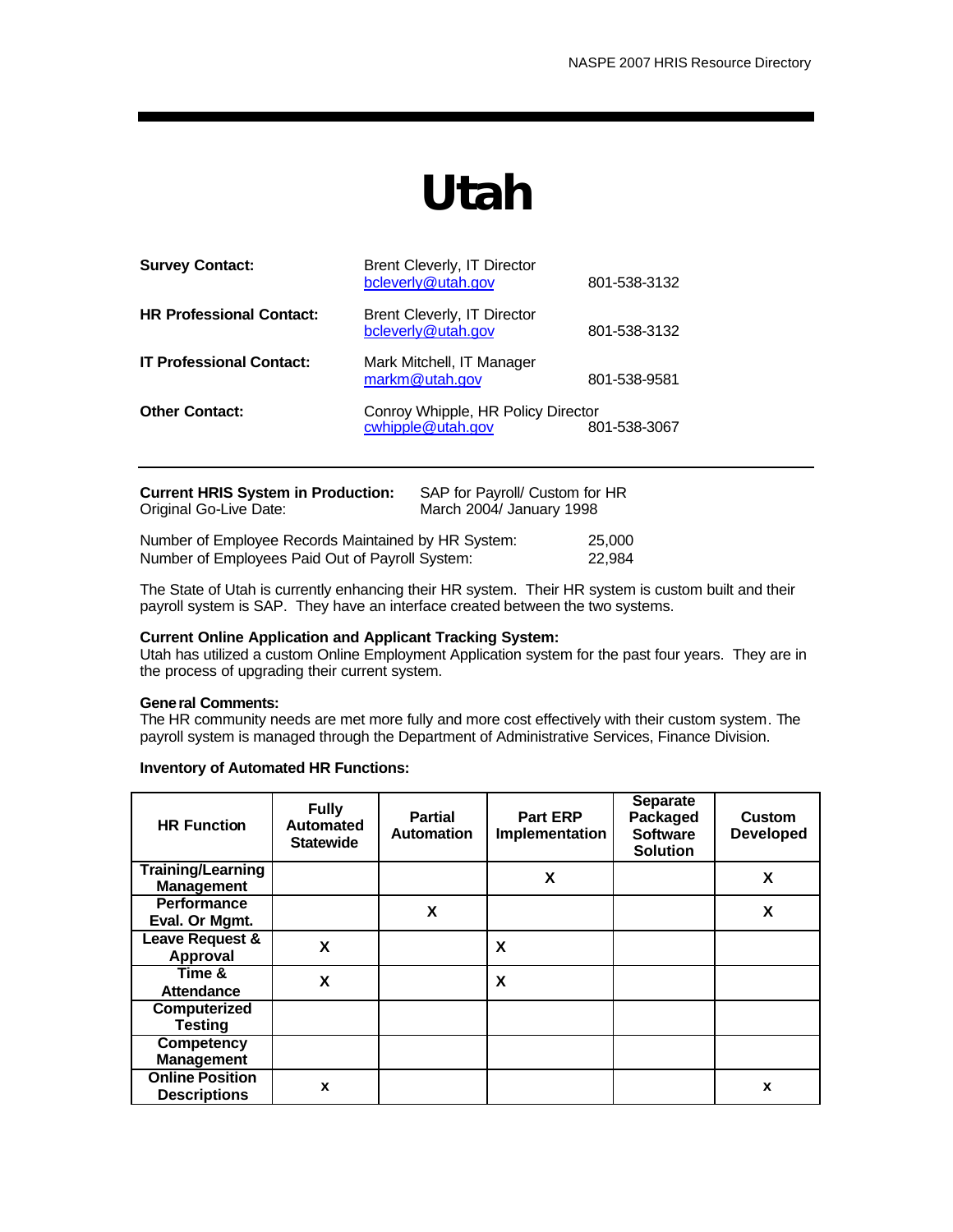# Utah

| | | |
|---|---|---|
| **Survey Contact:** | Brent Cleverly, IT Director<br>bcleverly@utah.gov | 801-538-3132 |
| **HR Professional Contact:** | Brent Cleverly, IT Director<br>bcleverly@utah.gov | 801-538-3132 |
| **IT Professional Contact:** | Mark Mitchell, IT Manager<br>markm@utah.gov | 801-538-9581 |
| **Other Contact:** | Conroy Whipple, HR Policy Director<br>cwhipple@utah.gov | 801-538-3067 |

**Current HRIS System in Production:** SAP for Payroll/ Custom for HR
Original Go-Live Date: March 2004/ January 1998

Number of Employee Records Maintained by HR System: 25,000
Number of Employees Paid Out of Payroll System: 22,984

The State of Utah is currently enhancing their HR system. Their HR system is custom built and their payroll system is SAP. They have an interface created between the two systems.

**Current Online Application and Applicant Tracking System:**
Utah has utilized a custom Online Employment Application system for the past four years. They are in the process of upgrading their current system.

**General Comments:**
The HR community needs are met more fully and more cost effectively with their custom system. The payroll system is managed through the Department of Administrative Services, Finance Division.

**Inventory of Automated HR Functions:**

| HR Function | Fully Automated Statewide | Partial Automation | Part ERP Implementation | Separate Packaged Software Solution | Custom Developed |
|---|---|---|---|---|---|
| Training/Learning Management | | | X | | X |
| Performance Eval. Or Mgmt. | | X | | | X |
| Leave Request & Approval | X | | X | | |
| Time & Attendance | X | | X | | |
| Computerized Testing | | | | | |
| Competency Management | | | | | |
| Online Position Descriptions | x | | | | x |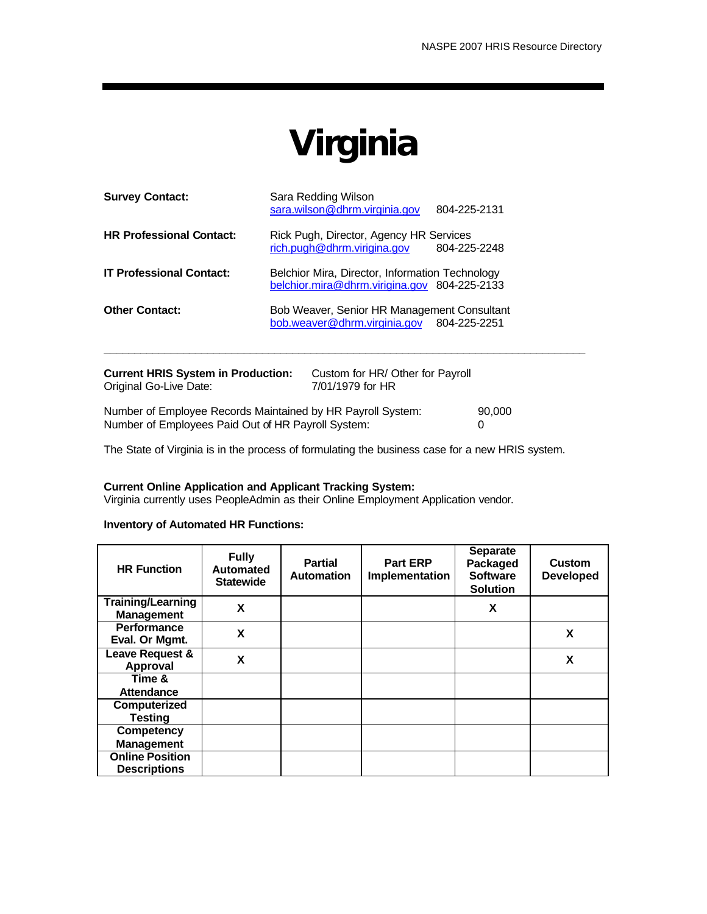# Virginia

**Survey Contact:** Sara Redding Wilson
sara.wilson@dhrm.virginia.gov 804-225-2131

**HR Professional Contact:** Rick Pugh, Director, Agency HR Services
rich.pugh@dhrm.viriginia.gov 804-225-2248

**IT Professional Contact:** Belchior Mira, Director, Information Technology
belchior.mira@dhrm.viriginia.gov 804-225-2133

**Other Contact:** Bob Weaver, Senior HR Management Consultant
bob.weaver@dhrm.virginia.gov 804-225-2251

---

**Current HRIS System in Production:** Custom for HR/ Other for Payroll
Original Go-Live Date: 7/01/1979 for HR

Number of Employee Records Maintained by HR Payroll System: 90,000
Number of Employees Paid Out of HR Payroll System: 0

The State of Virginia is in the process of formulating the business case for a new HRIS system.

**Current Online Application and Applicant Tracking System:**
Virginia currently uses PeopleAdmin as their Online Employment Application vendor.

**Inventory of Automated HR Functions:**

| HR Function | Fully Automated Statewide | Partial Automation | Part ERP Implementation | Separate Packaged Software Solution | Custom Developed |
|---|---|---|---|---|---|
| Training/Learning Management | X | | | X | |
| Performance Eval. Or Mgmt. | X | | | | X |
| Leave Request & Approval | X | | | | X |
| Time & Attendance | | | | | |
| Computerized Testing | | | | | |
| Competency Management | | | | | |
| Online Position Descriptions | | | | | |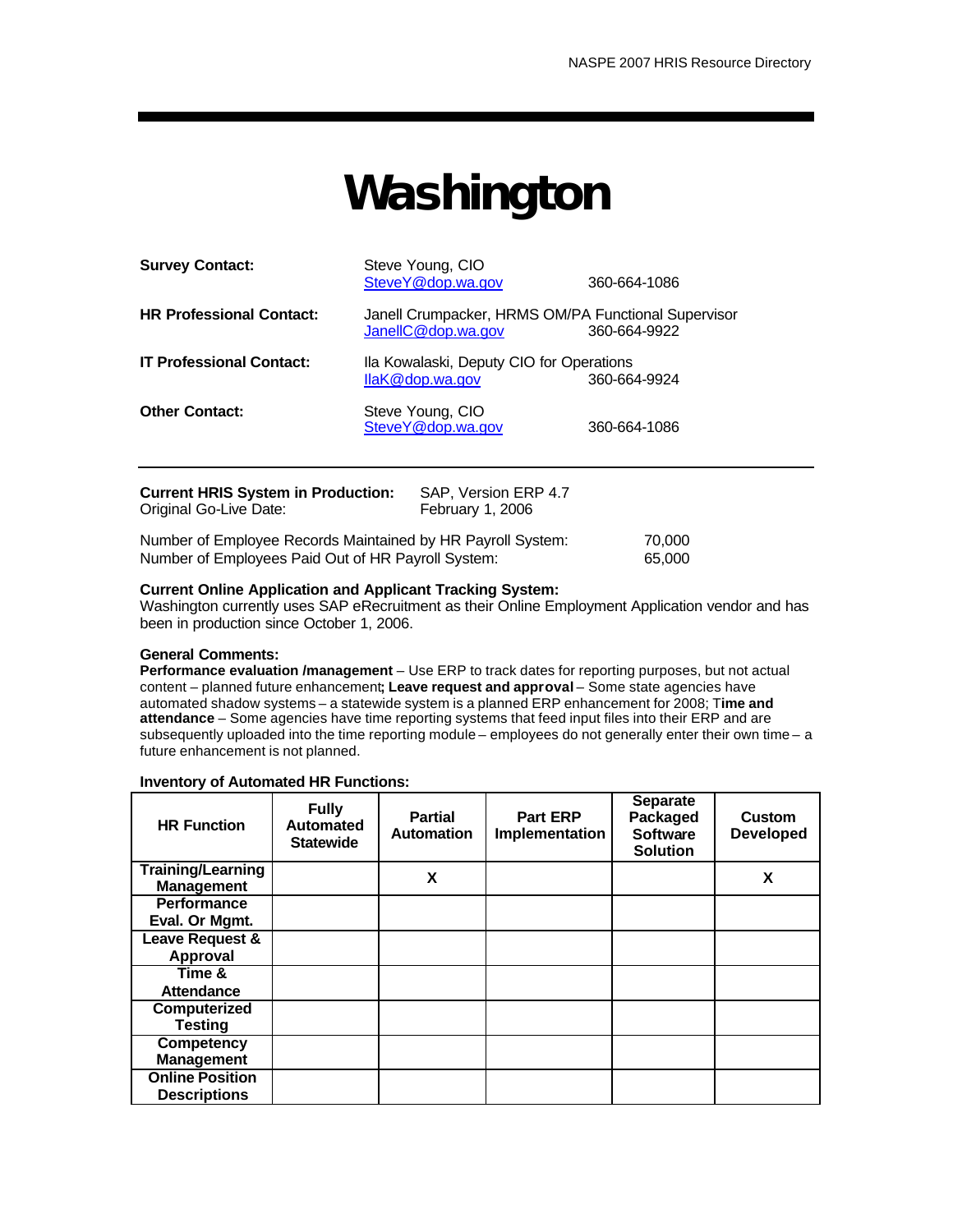# Washington

**Survey Contact:** Steve Young, CIO
SteveY@dop.wa.gov 360-664-1086

**HR Professional Contact:** Janell Crumpacker, HRMS OM/PA Functional Supervisor
JanellC@dop.wa.gov 360-664-9922

**IT Professional Contact:** Ila Kowalaski, Deputy CIO for Operations
IlaK@dop.wa.gov 360-664-9924

**Other Contact:** Steve Young, CIO
SteveY@dop.wa.gov 360-664-1086

---

**Current HRIS System in Production:** SAP, Version ERP 4.7
Original Go-Live Date: February 1, 2006

Number of Employee Records Maintained by HR Payroll System: 70,000
Number of Employees Paid Out of HR Payroll System: 65,000

**Current Online Application and Applicant Tracking System:**
Washington currently uses SAP eRecruitment as their Online Employment Application vendor and has been in production since October 1, 2006.

**General Comments:**
**Performance evaluation /management** – Use ERP to track dates for reporting purposes, but not actual content – planned future enhancement**; Leave request and approval** – Some state agencies have automated shadow systems – a statewide system is a planned ERP enhancement for 2008; T**ime and attendance** – Some agencies have time reporting systems that feed input files into their ERP and are subsequently uploaded into the time reporting module – employees do not generally enter their own time – a future enhancement is not planned.

**Inventory of Automated HR Functions:**

| HR Function | Fully Automated Statewide | Partial Automation | Part ERP Implementation | Separate Packaged Software Solution | Custom Developed |
|---|---|---|---|---|---|
| Training/Learning Management | | X | | | X |
| Performance Eval. Or Mgmt. | | | | | |
| Leave Request & Approval | | | | | |
| Time & Attendance | | | | | |
| Computerized Testing | | | | | |
| Competency Management | | | | | |
| Online Position Descriptions | | | | | |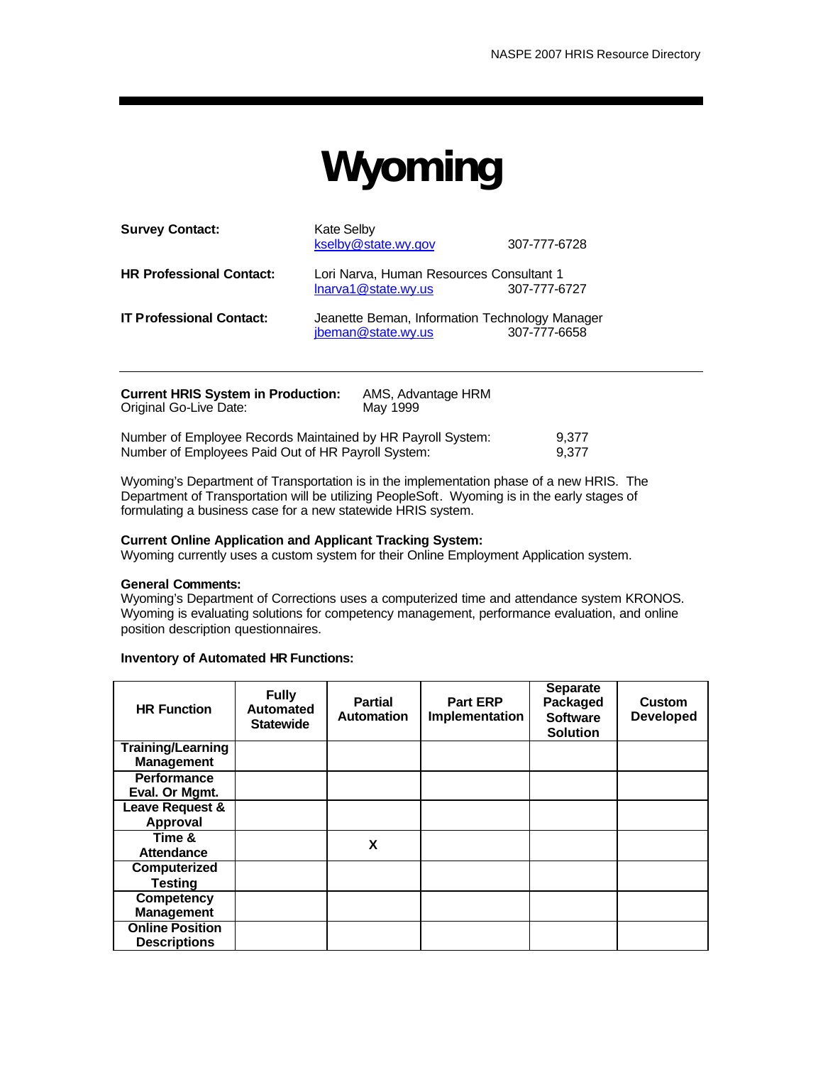# Wyoming

**Survey Contact:** Kate Selby
kselby@state.wy.gov 307-777-6728

**HR Professional Contact:** Lori Narva, Human Resources Consultant 1
lnarva1@state.wy.us 307-777-6727

**IT Professional Contact:** Jeanette Beman, Information Technology Manager
jbeman@state.wy.us 307-777-6658

---

**Current HRIS System in Production:** AMS, Advantage HRM
Original Go-Live Date: May 1999

Number of Employee Records Maintained by HR Payroll System: 9,377
Number of Employees Paid Out of HR Payroll System: 9,377

Wyoming's Department of Transportation is in the implementation phase of a new HRIS. The Department of Transportation will be utilizing PeopleSoft. Wyoming is in the early stages of formulating a business case for a new statewide HRIS system.

**Current Online Application and Applicant Tracking System:**
Wyoming currently uses a custom system for their Online Employment Application system.

**General Comments:**
Wyoming's Department of Corrections uses a computerized time and attendance system KRONOS. Wyoming is evaluating solutions for competency management, performance evaluation, and online position description questionnaires.

**Inventory of Automated HR Functions:**

| HR Function | Fully Automated Statewide | Partial Automation | Part ERP Implementation | Separate Packaged Software Solution | Custom Developed |
|---|---|---|---|---|---|
| Training/Learning Management | | | | | |
| Performance Eval. Or Mgmt. | | | | | |
| Leave Request & Approval | | | | | |
| Time & Attendance | | X | | | |
| Computerized Testing | | | | | |
| Competency Management | | | | | |
| Online Position Descriptions | | | | | |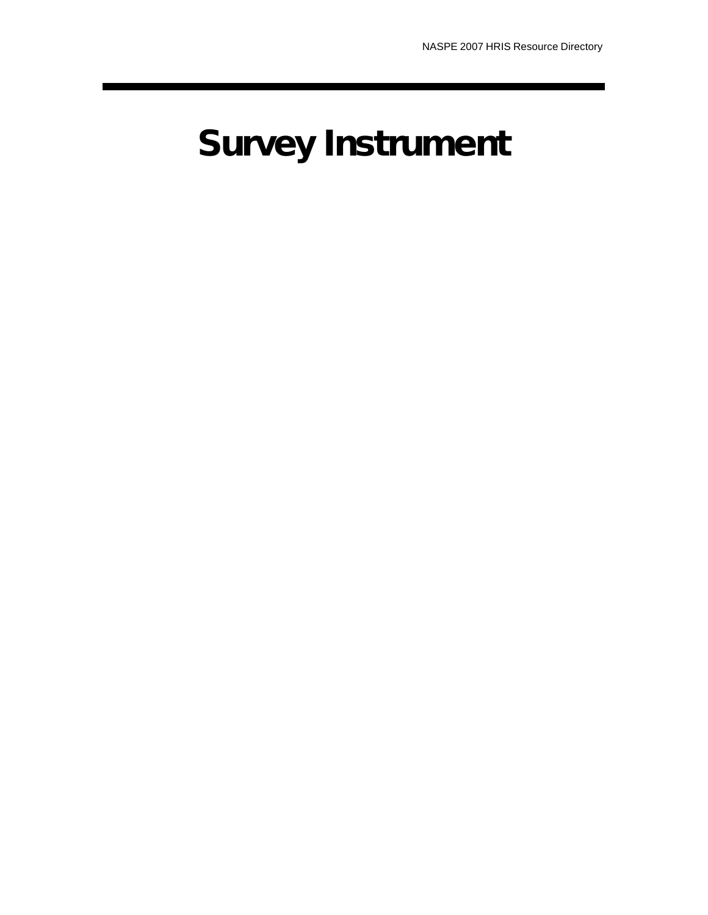# Survey Instrument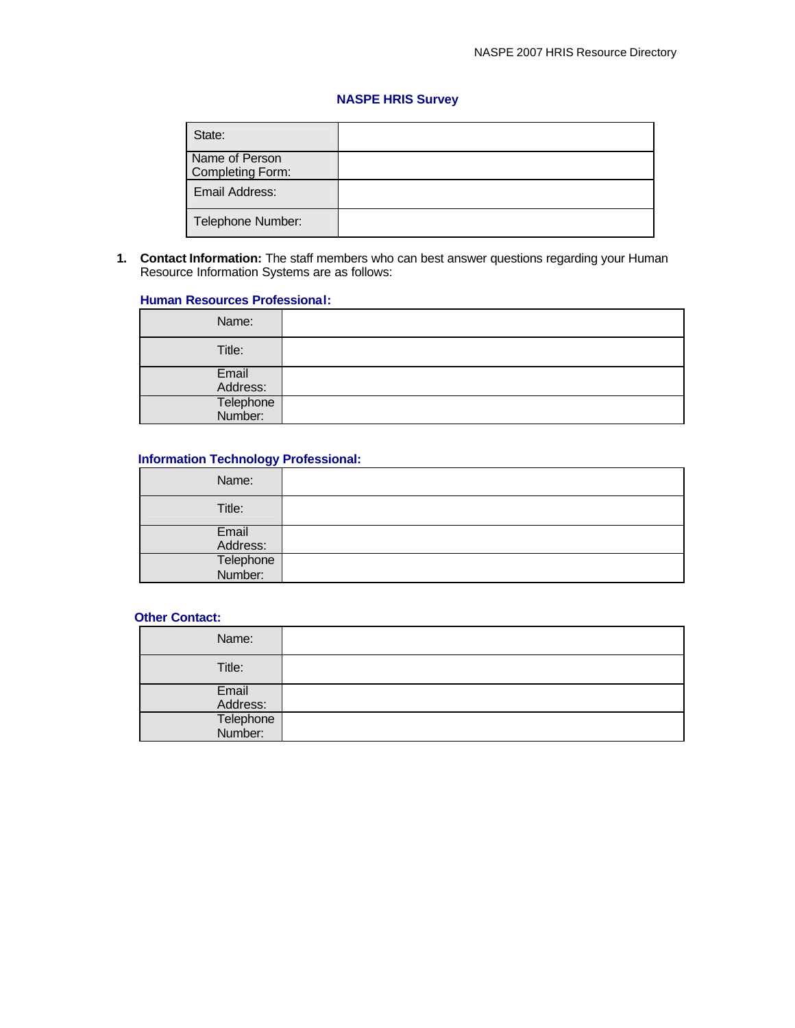## NASPE HRIS Survey

| State: | |
|---|---|
| Name of Person Completing Form: | |
| Email Address: | |
| Telephone Number: | |

1. **Contact Information:** The staff members who can best answer questions regarding your Human Resource Information Systems are as follows:

### Human Resources Professional:

| Name: | |
|---|---|
| Title: | |
| Email Address: | |
| Telephone Number: | |

### Information Technology Professional:

| Name: | |
|---|---|
| Title: | |
| Email Address: | |
| Telephone Number: | |

### Other Contact:

| Name: | |
|---|---|
| Title: | |
| Email Address: | |
| Telephone Number: | |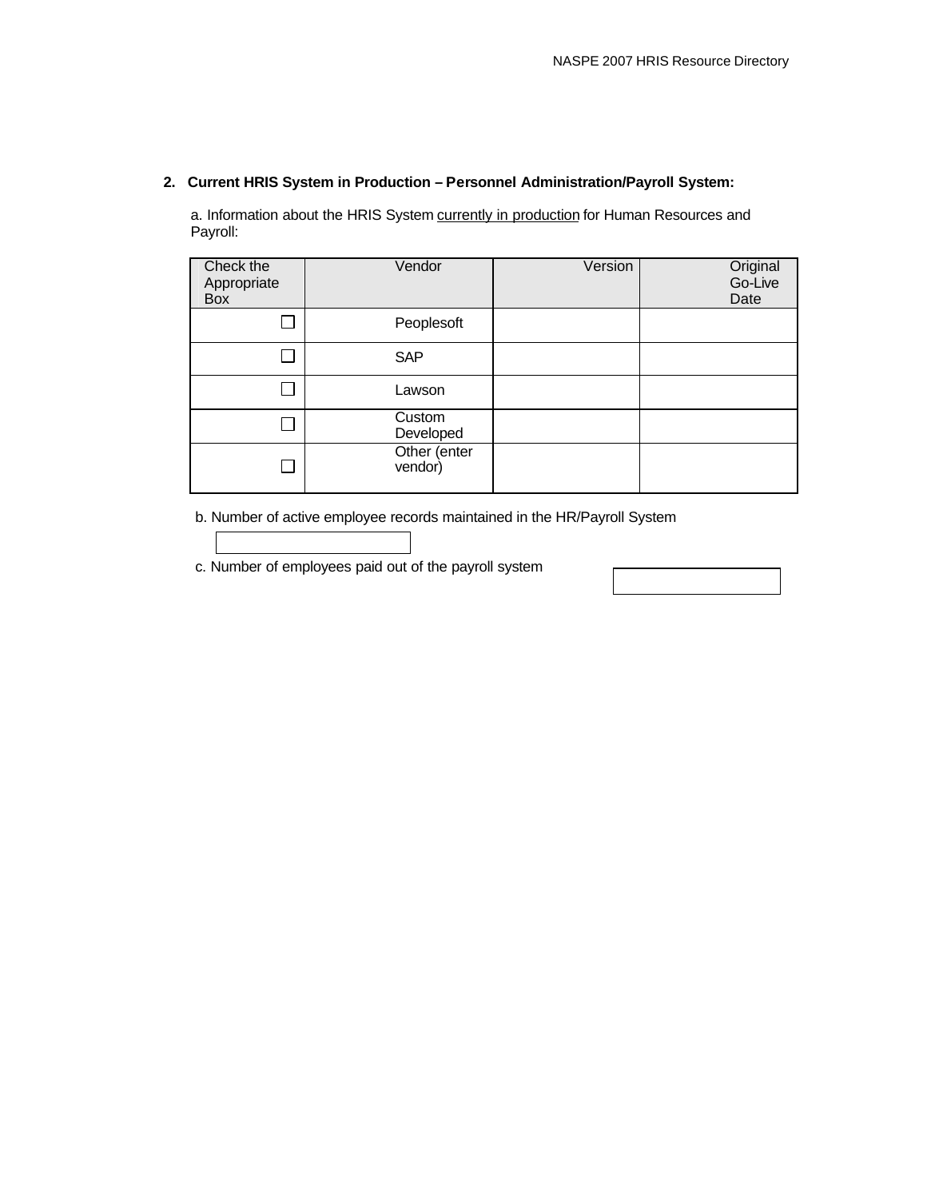**2. Current HRIS System in Production – Personnel Administration/Payroll System:**

a. Information about the HRIS System <u>currently in production</u> for Human Resources and Payroll:

| Check the Appropriate Box | Vendor | Version | Original Go-Live Date |
|---|---|---|---|
| ☐ | Peoplesoft | | |
| ☐ | SAP | | |
| ☐ | Lawson | | |
| ☐ | Custom Developed | | |
| ☐ | Other (enter vendor) | | |

b. Number of active employee records maintained in the HR/Payroll System

c. Number of employees paid out of the payroll system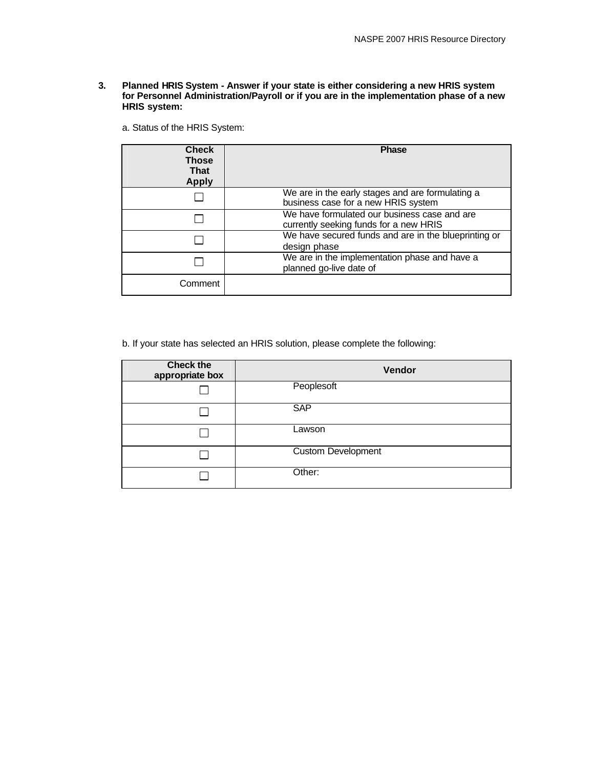**3. Planned HRIS System - Answer if your state is either considering a new HRIS system for Personnel Administration/Payroll or if you are in the implementation phase of a new HRIS system:**

a. Status of the HRIS System:

| Check Those That Apply | Phase |
|---|---|
| ☐ | We are in the early stages and are formulating a business case for a new HRIS system |
| ☐ | We have formulated our business case and are currently seeking funds for a new HRIS |
| ☐ | We have secured funds and are in the blueprinting or design phase |
| ☐ | We are in the implementation phase and have a planned go-live date of |
| Comment | |

b. If your state has selected an HRIS solution, please complete the following:

| Check the appropriate box | Vendor |
|---|---|
| ☐ | Peoplesoft |
| ☐ | SAP |
| ☐ | Lawson |
| ☐ | Custom Development |
| ☐ | Other: |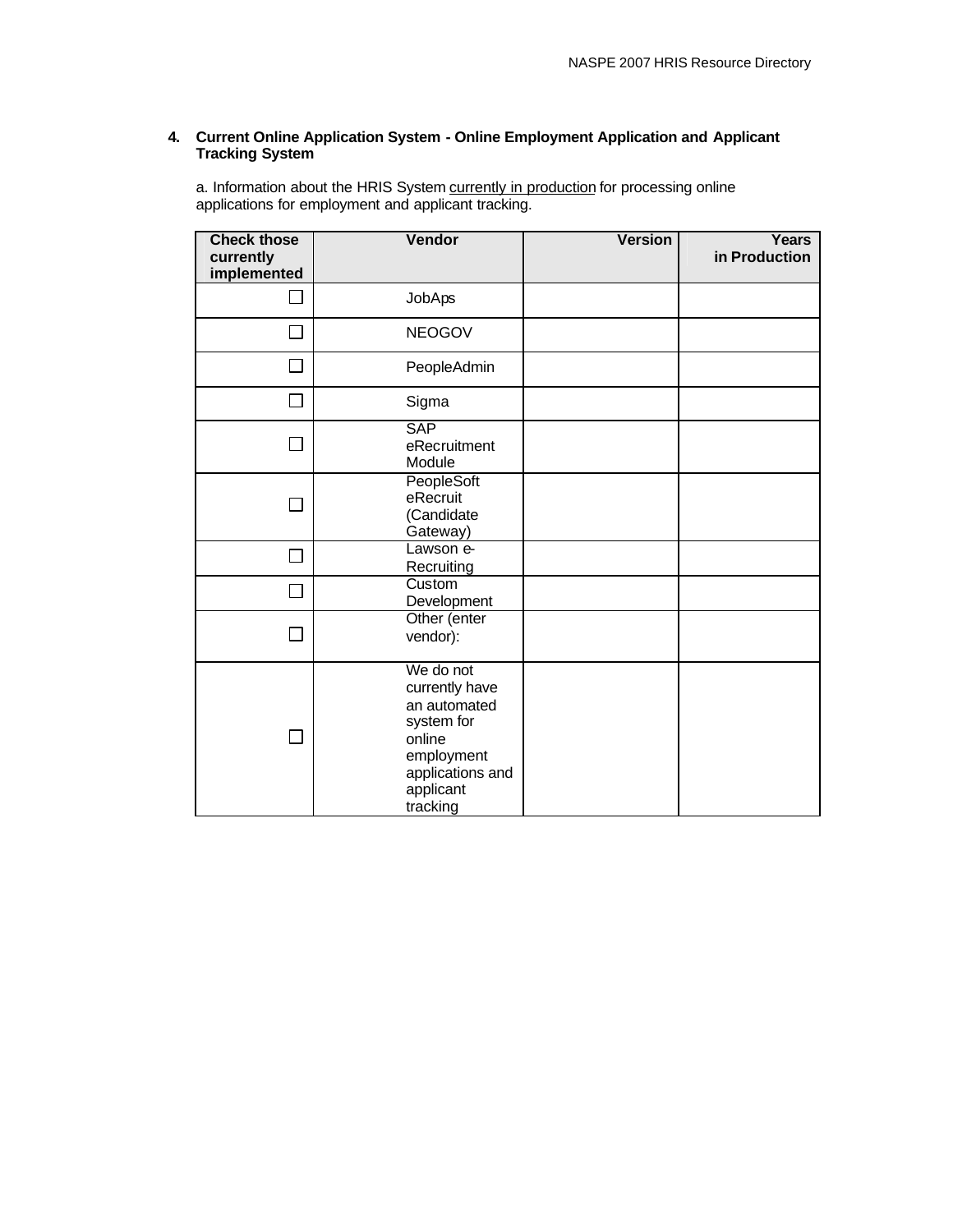**4. Current Online Application System - Online Employment Application and Applicant Tracking System**

a. Information about the HRIS System <u>currently in production</u> for processing online applications for employment and applicant tracking.

| Check those currently implemented | Vendor | Version | Years in Production |
|---|---|---|---|
| ☐ | JobAps | | |
| ☐ | NEOGOV | | |
| ☐ | PeopleAdmin | | |
| ☐ | Sigma | | |
| ☐ | SAP eRecruitment Module | | |
| ☐ | PeopleSoft eRecruit (Candidate Gateway) | | |
| ☐ | Lawson e-Recruiting | | |
| ☐ | Custom Development | | |
| ☐ | Other (enter vendor): | | |
| ☐ | We do not currently have an automated system for online employment applications and applicant tracking | | |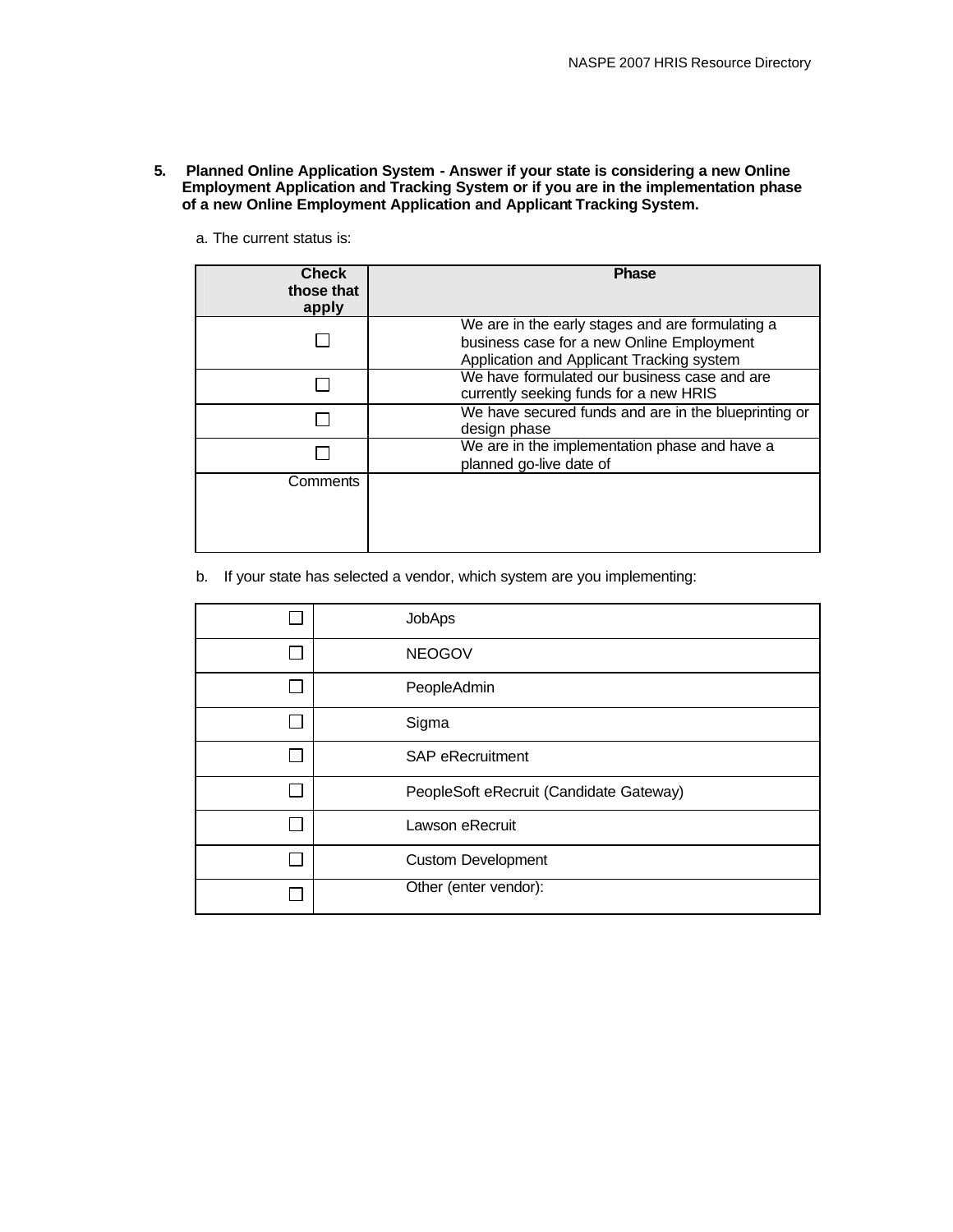**5. Planned Online Application System - Answer if your state is considering a new Online Employment Application and Tracking System or if you are in the implementation phase of a new Online Employment Application and Applicant Tracking System.**

a. The current status is:

| Check those that apply | Phase |
|---|---|
| ☐ | We are in the early stages and are formulating a business case for a new Online Employment Application and Applicant Tracking system |
| ☐ | We have formulated our business case and are currently seeking funds for a new HRIS |
| ☐ | We have secured funds and are in the blueprinting or design phase |
| ☐ | We are in the implementation phase and have a planned go-live date of |
| Comments | |

b. If your state has selected a vendor, which system are you implementing:

| | |
|---|---|
| ☐ | JobAps |
| ☐ | NEOGOV |
| ☐ | PeopleAdmin |
| ☐ | Sigma |
| ☐ | SAP eRecruitment |
| ☐ | PeopleSoft eRecruit (Candidate Gateway) |
| ☐ | Lawson eRecruit |
| ☐ | Custom Development |
| ☐ | Other (enter vendor): |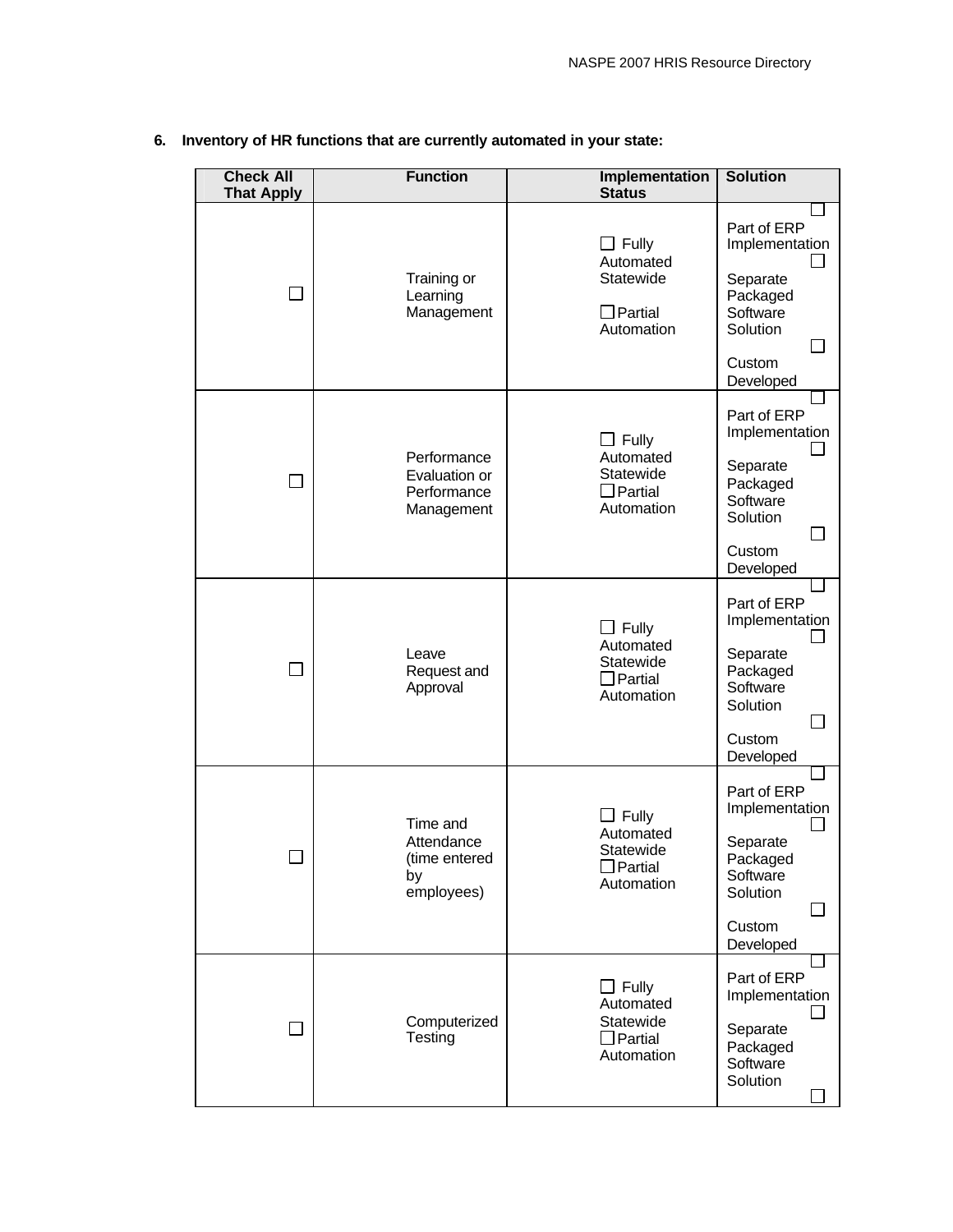**6. Inventory of HR functions that are currently automated in your state:**

| Check All That Apply | Function | Implementation Status | Solution |
|---|---|---|---|
| ☐ | Training or Learning Management | ☐ Fully Automated Statewide<br>☐ Partial Automation | ☐ Part of ERP Implementation<br>☐ Separate Packaged Software Solution<br>☐ Custom Developed |
| ☐ | Performance Evaluation or Performance Management | ☐ Fully Automated Statewide<br>☐ Partial Automation | ☐ Part of ERP Implementation<br>☐ Separate Packaged Software Solution<br>☐ Custom Developed |
| ☐ | Leave Request and Approval | ☐ Fully Automated Statewide<br>☐ Partial Automation | ☐ Part of ERP Implementation<br>☐ Separate Packaged Software Solution<br>☐ Custom Developed |
| ☐ | Time and Attendance (time entered by employees) | ☐ Fully Automated Statewide<br>☐ Partial Automation | ☐ Part of ERP Implementation<br>☐ Separate Packaged Software Solution<br>☐ Custom Developed |
| ☐ | Computerized Testing | ☐ Fully Automated Statewide<br>☐ Partial Automation | ☐ Part of ERP Implementation<br>☐ Separate Packaged Software Solution<br>☐ |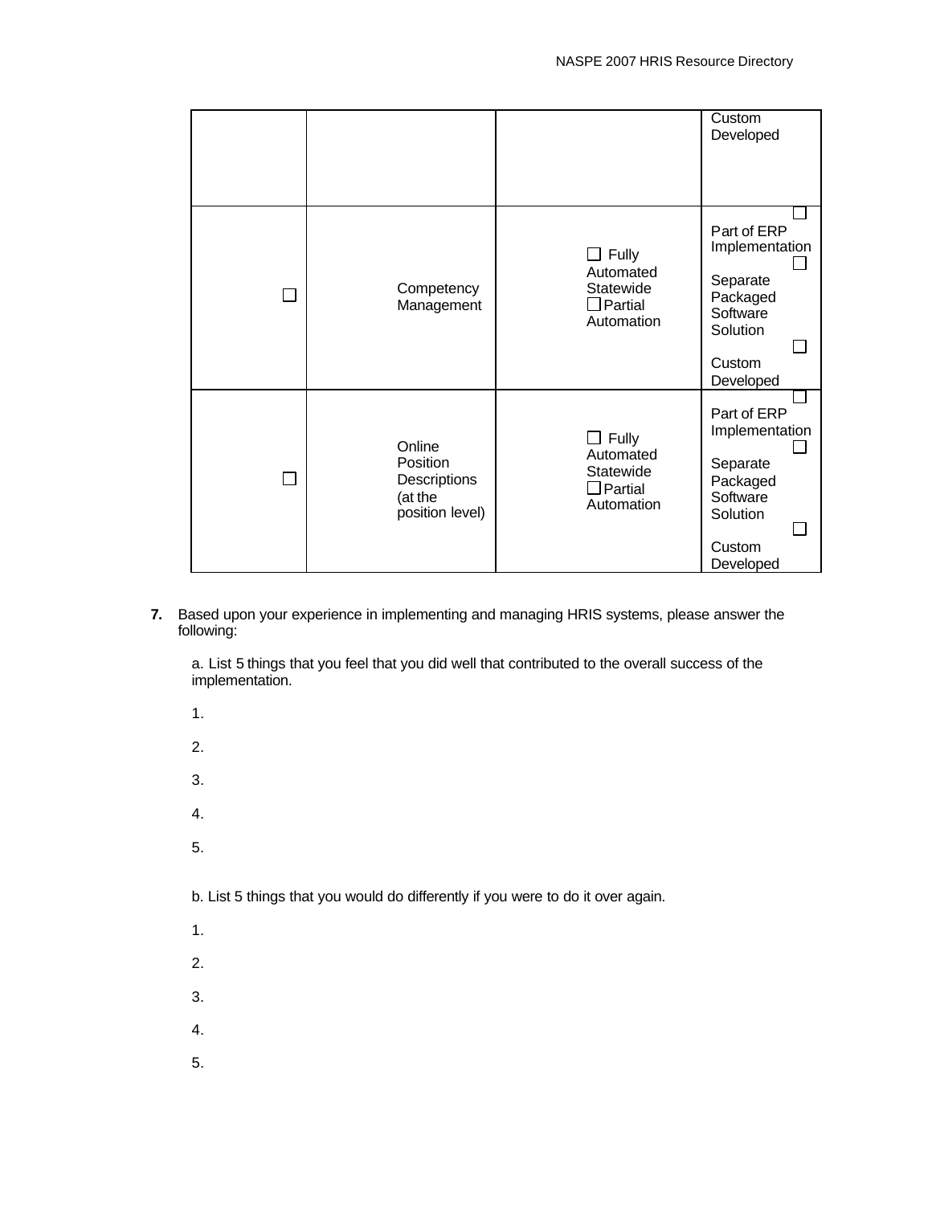|  |  |  | Custom Developed |
|---|---|---|---|
| ☐ | Competency Management | ☐ Fully Automated Statewide ☐ Partial Automation | ☐ Part of ERP Implementation ☐ Separate Packaged Software Solution ☐ Custom Developed |
| ☐ | Online Position Descriptions (at the position level) | ☐ Fully Automated Statewide ☐ Partial Automation | ☐ Part of ERP Implementation ☐ Separate Packaged Software Solution ☐ Custom Developed |

**7.** Based upon your experience in implementing and managing HRIS systems, please answer the following:

a. List 5 things that you feel that you did well that contributed to the overall success of the implementation.

1.

2.

3.

4.

5.

b. List 5 things that you would do differently if you were to do it over again.

1.

2.

3.

4.

5.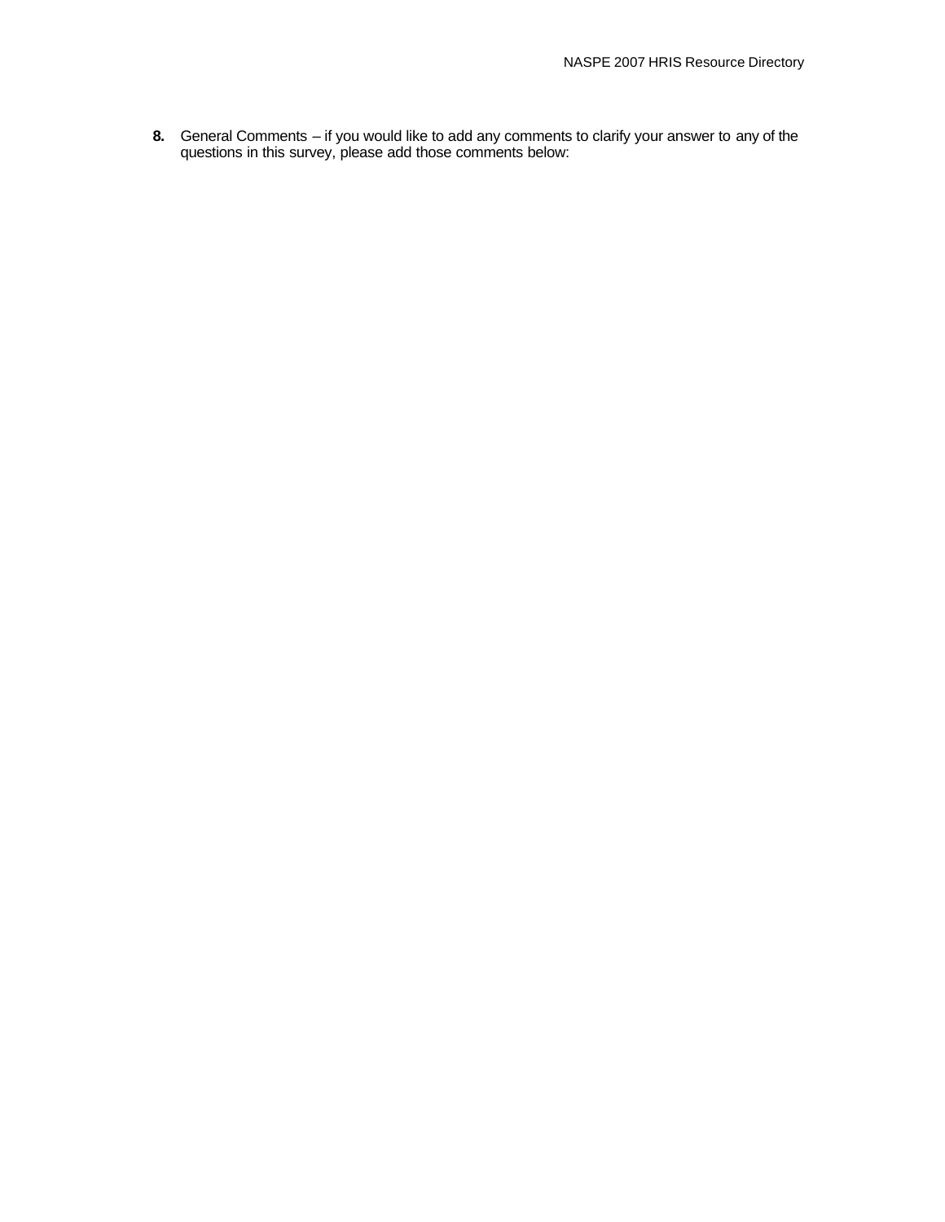**8.** General Comments – if you would like to add any comments to clarify your answer to any of the questions in this survey, please add those comments below: